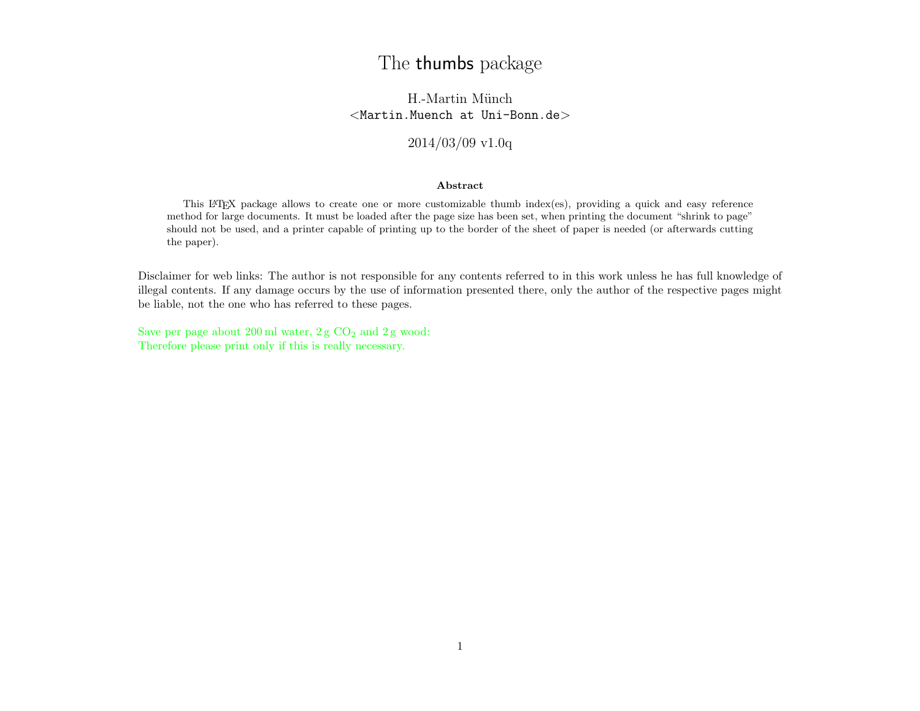# The thumbs package

H.-Martin Münch
<Martin.Muench at Uni-Bonn.de>

2014/03/09 v1.0q

**Abstract**

This LaTeX package allows to create one or more customizable thumb index(es), providing a quick and easy reference method for large documents. It must be loaded after the page size has been set, when printing the document "shrink to page" should not be used, and a printer capable of printing up to the border of the sheet of paper is needed (or afterwards cutting the paper).

Disclaimer for web links: The author is not responsible for any contents referred to in this work unless he has full knowledge of illegal contents. If any damage occurs by the use of information presented there, only the author of the respective pages might be liable, not the one who has referred to these pages.

Save per page about 200 ml water, 2 g $CO_2$ and 2 g wood:
Therefore please print only if this is really necessary.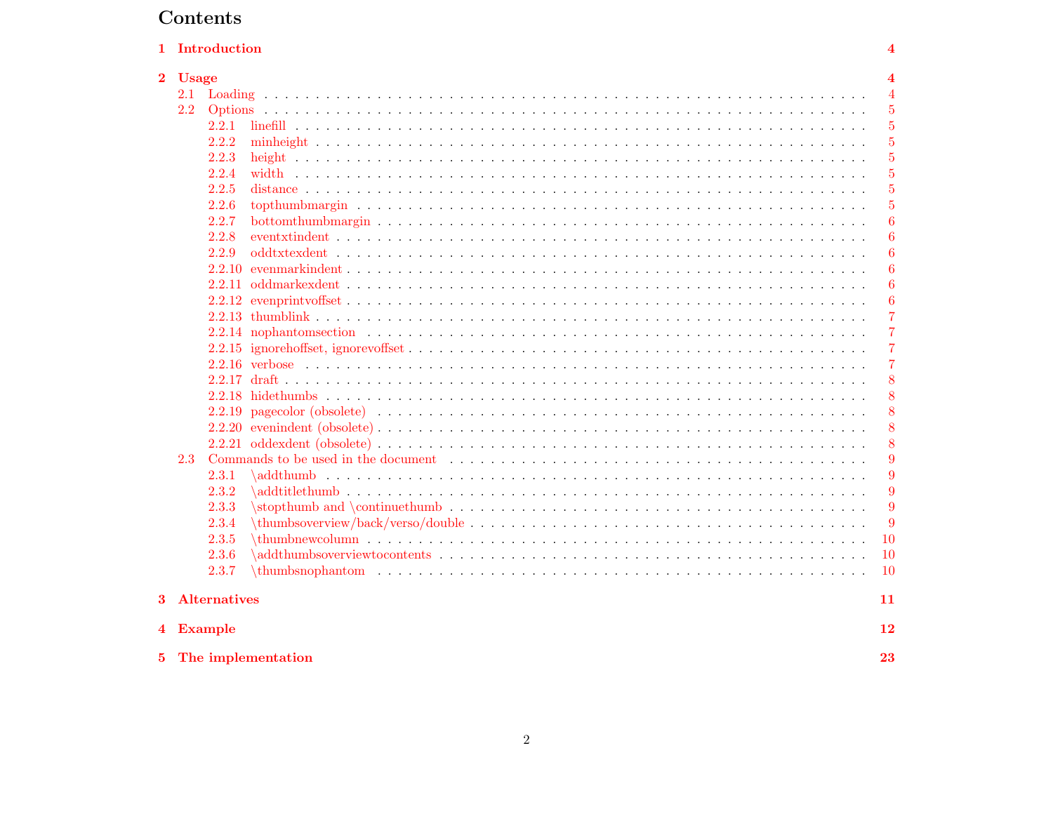# Contents

**1 Introduction** **4**

**2 Usage** **4**

- 2.1 Loading . . . 4
- 2.2 Options . . . 5
  - 2.2.1 linefill . . . 5
  - 2.2.2 minheight . . . 5
  - 2.2.3 height . . . 5
  - 2.2.4 width . . . 5
  - 2.2.5 distance . . . 5
  - 2.2.6 topthumbmargin . . . 5
  - 2.2.7 bottomthumbmargin . . . 6
  - 2.2.8 eventxtindent . . . 6
  - 2.2.9 oddtxtexdent . . . 6
  - 2.2.10 evenmarkindent . . . 6
  - 2.2.11 oddmarkexdent . . . 6
  - 2.2.12 evenprintvoffset . . . 6
  - 2.2.13 thumblink . . . 7
  - 2.2.14 nophantomsection . . . 7
  - 2.2.15 ignorehoffset, ignorevoffset . . . 7
  - 2.2.16 verbose . . . 7
  - 2.2.17 draft . . . 8
  - 2.2.18 hidethumbs . . . 8
  - 2.2.19 pagecolor (obsolete) . . . 8
  - 2.2.20 evenindent (obsolete) . . . 8
  - 2.2.21 oddexdent (obsolete) . . . 8
- 2.3 Commands to be used in the document . . . 9
  - 2.3.1 \addthumb . . . 9
  - 2.3.2 \addtitlethumb . . . 9
  - 2.3.3 \stopthumb and \continuethumb . . . 9
  - 2.3.4 \thumbsoverview/back/verso/double . . . 9
  - 2.3.5 \thumbnewcolumn . . . 10
  - 2.3.6 \addthumbsoverviewtocontents . . . 10
  - 2.3.7 \thumbsnophantom . . . 10

**3 Alternatives** **11**

**4 Example** **12**

**5 The implementation** **23**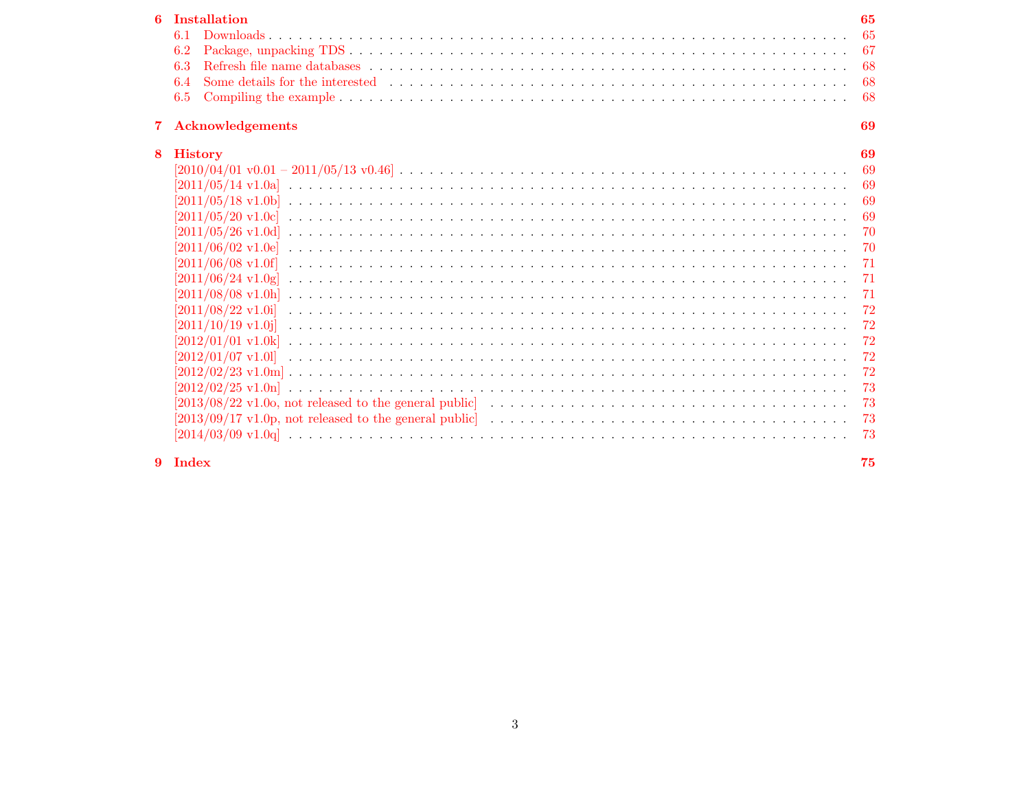6 Installation 65
- 6.1 Downloads . . . 65
- 6.2 Package, unpacking TDS . . . 67
- 6.3 Refresh file name databases . . . 68
- 6.4 Some details for the interested . . . 68
- 6.5 Compiling the example . . . 68

7 Acknowledgements 69

8 History 69
- [2010/04/01 v0.01 – 2011/05/13 v0.46] . . . 69
- [2011/05/14 v1.0a] . . . 69
- [2011/05/18 v1.0b] . . . 69
- [2011/05/20 v1.0c] . . . 69
- [2011/05/26 v1.0d] . . . 70
- [2011/06/02 v1.0e] . . . 70
- [2011/06/08 v1.0f] . . . 71
- [2011/06/24 v1.0g] . . . 71
- [2011/08/08 v1.0h] . . . 71
- [2011/08/22 v1.0i] . . . 72
- [2011/10/19 v1.0j] . . . 72
- [2012/01/01 v1.0k] . . . 72
- [2012/01/07 v1.0l] . . . 72
- [2012/02/23 v1.0m] . . . 72
- [2012/02/25 v1.0n] . . . 73
- [2013/08/22 v1.0o, not released to the general public] . . . 73
- [2013/09/17 v1.0p, not released to the general public] . . . 73
- [2014/03/09 v1.0q] . . . 73

9 Index 75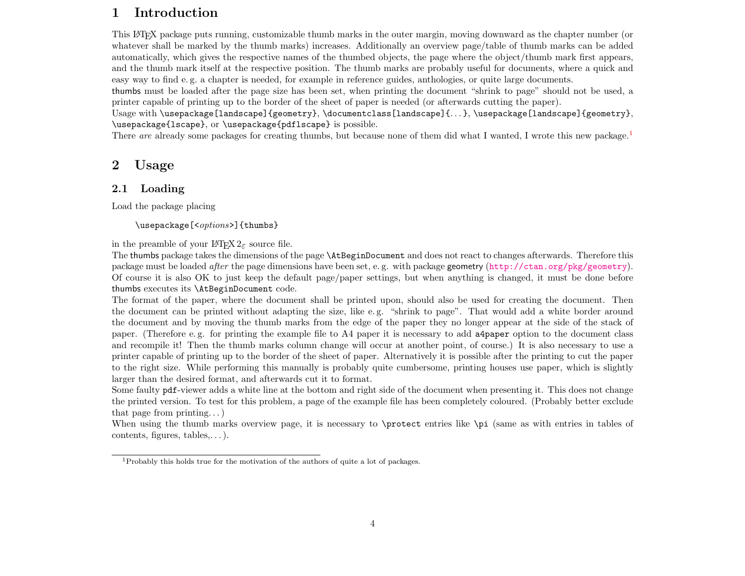# 1 Introduction

This LaTeX package puts running, customizable thumb marks in the outer margin, moving downward as the chapter number (or whatever shall be marked by the thumb marks) increases. Additionally an overview page/table of thumb marks can be added automatically, which gives the respective names of the thumbed objects, the page where the object/thumb mark first appears, and the thumb mark itself at the respective position. The thumb marks are probably useful for documents, where a quick and easy way to find e. g. a chapter is needed, for example in reference guides, anthologies, or quite large documents.

thumbs must be loaded after the page size has been set, when printing the document "shrink to page" should not be used, a printer capable of printing up to the border of the sheet of paper is needed (or afterwards cutting the paper).

Usage with `\usepackage[landscape]{geometry}`, `\documentclass[landscape]{...}`, `\usepackage[landscape]{geometry}`, `\usepackage{lscape}`, or `\usepackage{pdflscape}` is possible.

There *are* already some packages for creating thumbs, but because none of them did what I wanted, I wrote this new package.[1]

# 2 Usage

## 2.1 Loading

Load the package placing

```
\usepackage[<options>]{thumbs}
```

in the preamble of your LaTeX 2ε source file.

The thumbs package takes the dimensions of the page `\AtBeginDocument` and does not react to changes afterwards. Therefore this package must be loaded *after* the page dimensions have been set, e. g. with package geometry (http://ctan.org/pkg/geometry). Of course it is also OK to just keep the default page/paper settings, but when anything is changed, it must be done before thumbs executes its `\AtBeginDocument` code.

The format of the paper, where the document shall be printed upon, should also be used for creating the document. Then the document can be printed without adapting the size, like e. g. "shrink to page". That would add a white border around the document and by moving the thumb marks from the edge of the paper they no longer appear at the side of the stack of paper. (Therefore e. g. for printing the example file to A4 paper it is necessary to add `a4paper` option to the document class and recompile it! Then the thumb marks column change will occur at another point, of course.) It is also necessary to use a printer capable of printing up to the border of the sheet of paper. Alternatively it is possible after the printing to cut the paper to the right size. While performing this manually is probably quite cumbersome, printing houses use paper, which is slightly larger than the desired format, and afterwards cut it to format.

Some faulty `pdf`-viewer adds a white line at the bottom and right side of the document when presenting it. This does not change the printed version. To test for this problem, a page of the example file has been completely coloured. (Probably better exclude that page from printing...)

When using the thumb marks overview page, it is necessary to `\protect` entries like `\pi` (same as with entries in tables of contents, figures, tables,...).

---

[1] Probably this holds true for the motivation of the authors of quite a lot of packages.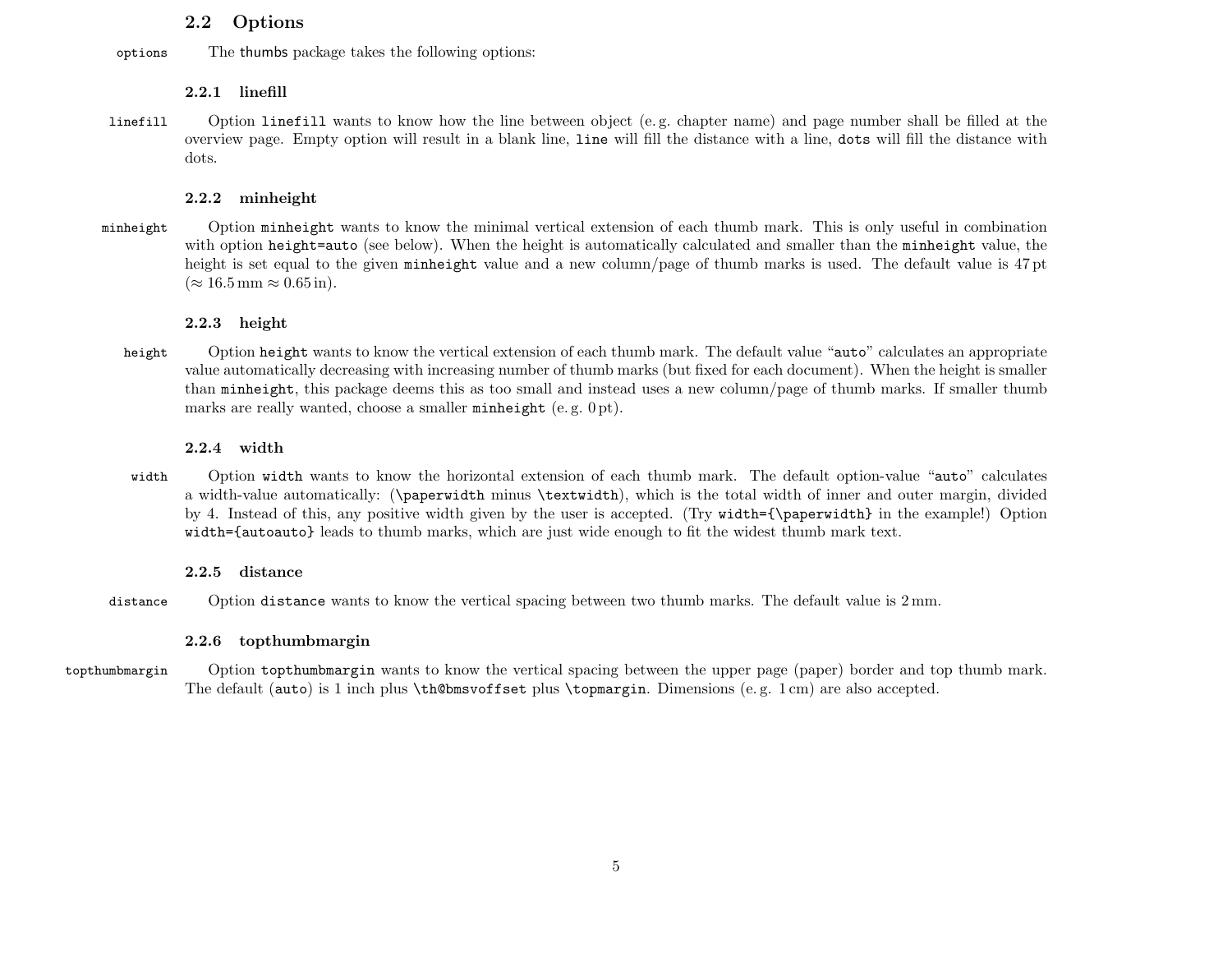## 2.2 Options

options The thumbs package takes the following options:

### 2.2.1 linefill

linefill Option `linefill` wants to know how the line between object (e. g. chapter name) and page number shall be filled at the overview page. Empty option will result in a blank line, `line` will fill the distance with a line, `dots` will fill the distance with dots.

### 2.2.2 minheight

minheight Option `minheight` wants to know the minimal vertical extension of each thumb mark. This is only useful in combination with option `height=auto` (see below). When the height is automatically calculated and smaller than the `minheight` value, the height is set equal to the given `minheight` value and a new column/page of thumb marks is used. The default value is 47 pt ($\approx$ 16.5 mm $\approx$ 0.65 in).

### 2.2.3 height

height Option `height` wants to know the vertical extension of each thumb mark. The default value “`auto`” calculates an appropriate value automatically decreasing with increasing number of thumb marks (but fixed for each document). When the height is smaller than `minheight`, this package deems this as too small and instead uses a new column/page of thumb marks. If smaller thumb marks are really wanted, choose a smaller `minheight` (e. g. 0 pt).

### 2.2.4 width

width Option `width` wants to know the horizontal extension of each thumb mark. The default option-value “`auto`” calculates a width-value automatically: (`\paperwidth` minus `\textwidth`), which is the total width of inner and outer margin, divided by 4. Instead of this, any positive width given by the user is accepted. (Try `width={\paperwidth}` in the example!) Option `width={autoauto}` leads to thumb marks, which are just wide enough to fit the widest thumb mark text.

### 2.2.5 distance

distance Option `distance` wants to know the vertical spacing between two thumb marks. The default value is 2 mm.

### 2.2.6 topthumbmargin

topthumbmargin Option `topthumbmargin` wants to know the vertical spacing between the upper page (paper) border and top thumb mark. The default (`auto`) is 1 inch plus `\th@bmsvoffset` plus `\topmargin`. Dimensions (e. g. 1 cm) are also accepted.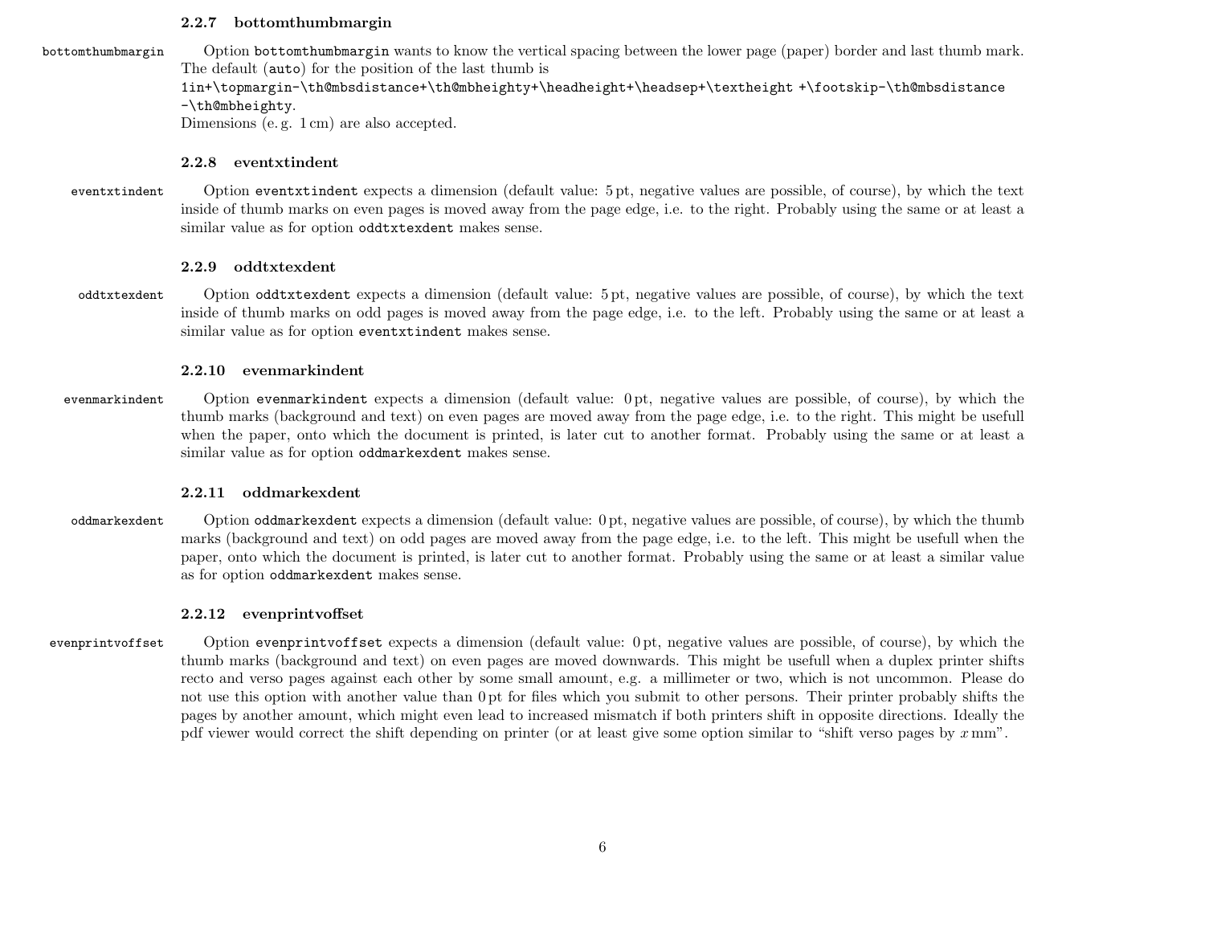### 2.2.7 bottomthumbmargin

bottomthumbmargin

Option `bottomthumbmargin` wants to know the vertical spacing between the lower page (paper) border and last thumb mark. The default (`auto`) for the position of the last thumb is
`1in+\topmargin-\th@mbsdistance+\th@mbheighty+\headheight+\headsep+\textheight +\footskip-\th@mbsdistance -\th@mbheighty`.
Dimensions (e. g. 1 cm) are also accepted.

### 2.2.8 eventxtindent

eventxtindent

Option `eventxtindent` expects a dimension (default value: 5 pt, negative values are possible, of course), by which the text inside of thumb marks on even pages is moved away from the page edge, i.e. to the right. Probably using the same or at least a similar value as for option `oddtxtexdent` makes sense.

### 2.2.9 oddtxtexdent

oddtxtexdent

Option `oddtxtexdent` expects a dimension (default value: 5 pt, negative values are possible, of course), by which the text inside of thumb marks on odd pages is moved away from the page edge, i.e. to the left. Probably using the same or at least a similar value as for option `eventxtindent` makes sense.

### 2.2.10 evenmarkindent

evenmarkindent

Option `evenmarkindent` expects a dimension (default value: 0 pt, negative values are possible, of course), by which the thumb marks (background and text) on even pages are moved away from the page edge, i.e. to the right. This might be usefull when the paper, onto which the document is printed, is later cut to another format. Probably using the same or at least a similar value as for option `oddmarkexdent` makes sense.

### 2.2.11 oddmarkexdent

oddmarkexdent

Option `oddmarkexdent` expects a dimension (default value: 0 pt, negative values are possible, of course), by which the thumb marks (background and text) on odd pages are moved away from the page edge, i.e. to the left. This might be usefull when the paper, onto which the document is printed, is later cut to another format. Probably using the same or at least a similar value as for option `oddmarkexdent` makes sense.

### 2.2.12 evenprintvoffset

evenprintvoffset

Option `evenprintvoffset` expects a dimension (default value: 0 pt, negative values are possible, of course), by which the thumb marks (background and text) on even pages are moved downwards. This might be usefull when a duplex printer shifts recto and verso pages against each other by some small amount, e.g. a millimeter or two, which is not uncommon. Please do not use this option with another value than 0 pt for files which you submit to other persons. Their printer probably shifts the pages by another amount, which might even lead to increased mismatch if both printers shift in opposite directions. Ideally the pdf viewer would correct the shift depending on printer (or at least give some option similar to "shift verso pages by $x$ mm".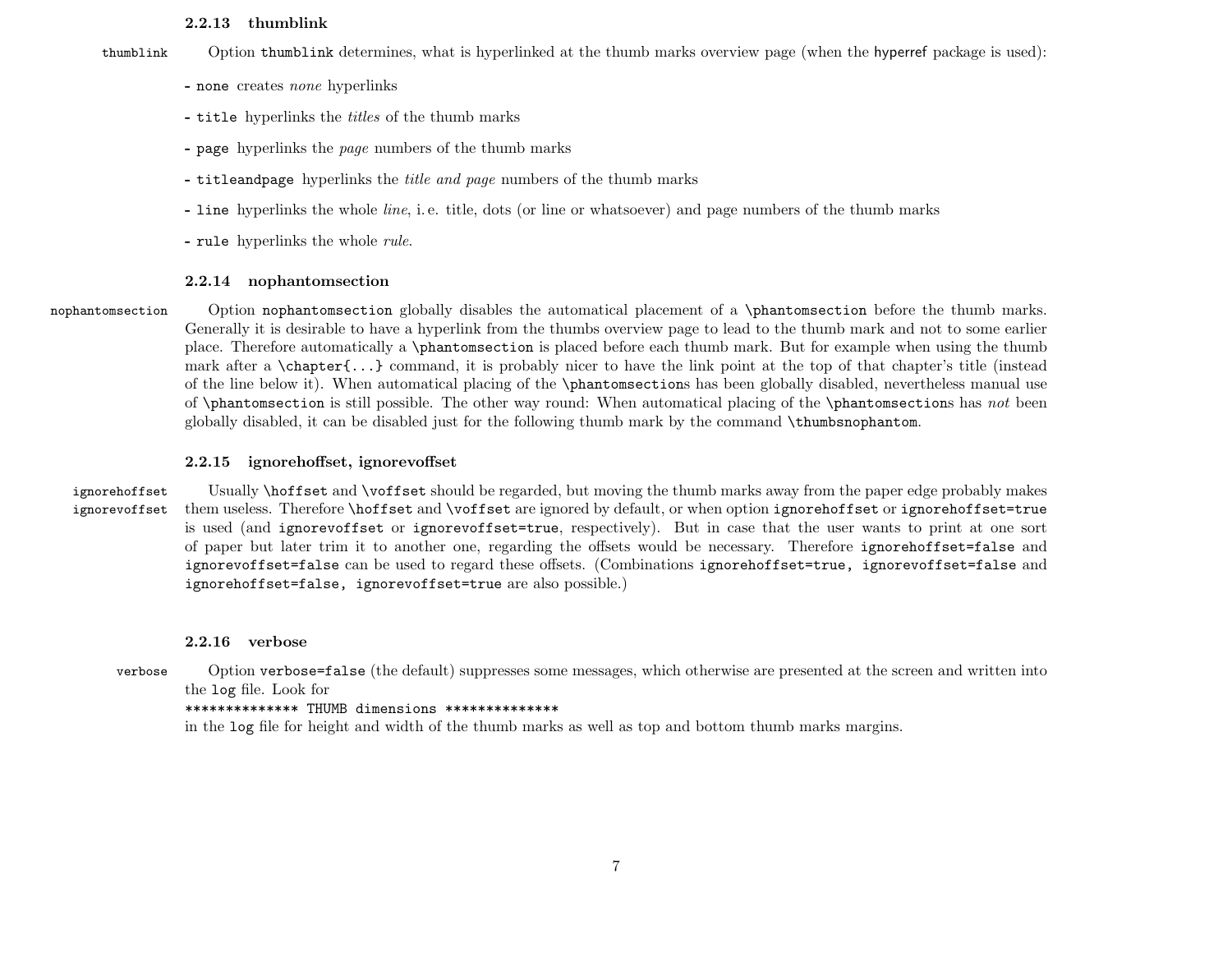### 2.2.13 thumblink

thumblink

Option `thumblink` determines, what is hyperlinked at the thumb marks overview page (when the `hyperref` package is used):

- `none` creates *none* hyperlinks
- `title` hyperlinks the *titles* of the thumb marks
- `page` hyperlinks the *page* numbers of the thumb marks
- `titleandpage` hyperlinks the *title and page* numbers of the thumb marks
- `line` hyperlinks the whole *line*, i. e. title, dots (or line or whatsoever) and page numbers of the thumb marks
- `rule` hyperlinks the whole *rule*.

### 2.2.14 nophantomsection

nophantomsection

Option `nophantomsection` globally disables the automatical placement of a `\phantomsection` before the thumb marks. Generally it is desirable to have a hyperlink from the thumbs overview page to lead to the thumb mark and not to some earlier place. Therefore automatically a `\phantomsection` is placed before each thumb mark. But for example when using the thumb mark after a `\chapter{...}` command, it is probably nicer to have the link point at the top of that chapter's title (instead of the line below it). When automatical placing of the `\phantomsection`s has been globally disabled, nevertheless manual use of `\phantomsection` is still possible. The other way round: When automatical placing of the `\phantomsection`s has *not* been globally disabled, it can be disabled just for the following thumb mark by the command `\thumbsnophantom`.

### 2.2.15 ignorehoffset, ignorevoffset

ignorehoffset
ignorevoffset

Usually `\hoffset` and `\voffset` should be regarded, but moving the thumb marks away from the paper edge probably makes them useless. Therefore `\hoffset` and `\voffset` are ignored by default, or when option `ignorehoffset` or `ignorehoffset=true` is used (and `ignorevoffset` or `ignorevoffset=true`, respectively). But in case that the user wants to print at one sort of paper but later trim it to another one, regarding the offsets would be necessary. Therefore `ignorehoffset=false` and `ignorevoffset=false` can be used to regard these offsets. (Combinations `ignorehoffset=true, ignorevoffset=false` and `ignorehoffset=false, ignorevoffset=true` are also possible.)

### 2.2.16 verbose

verbose

Option `verbose=false` (the default) suppresses some messages, which otherwise are presented at the screen and written into the `log` file. Look for
`************** THUMB dimensions **************`
in the `log` file for height and width of the thumb marks as well as top and bottom thumb marks margins.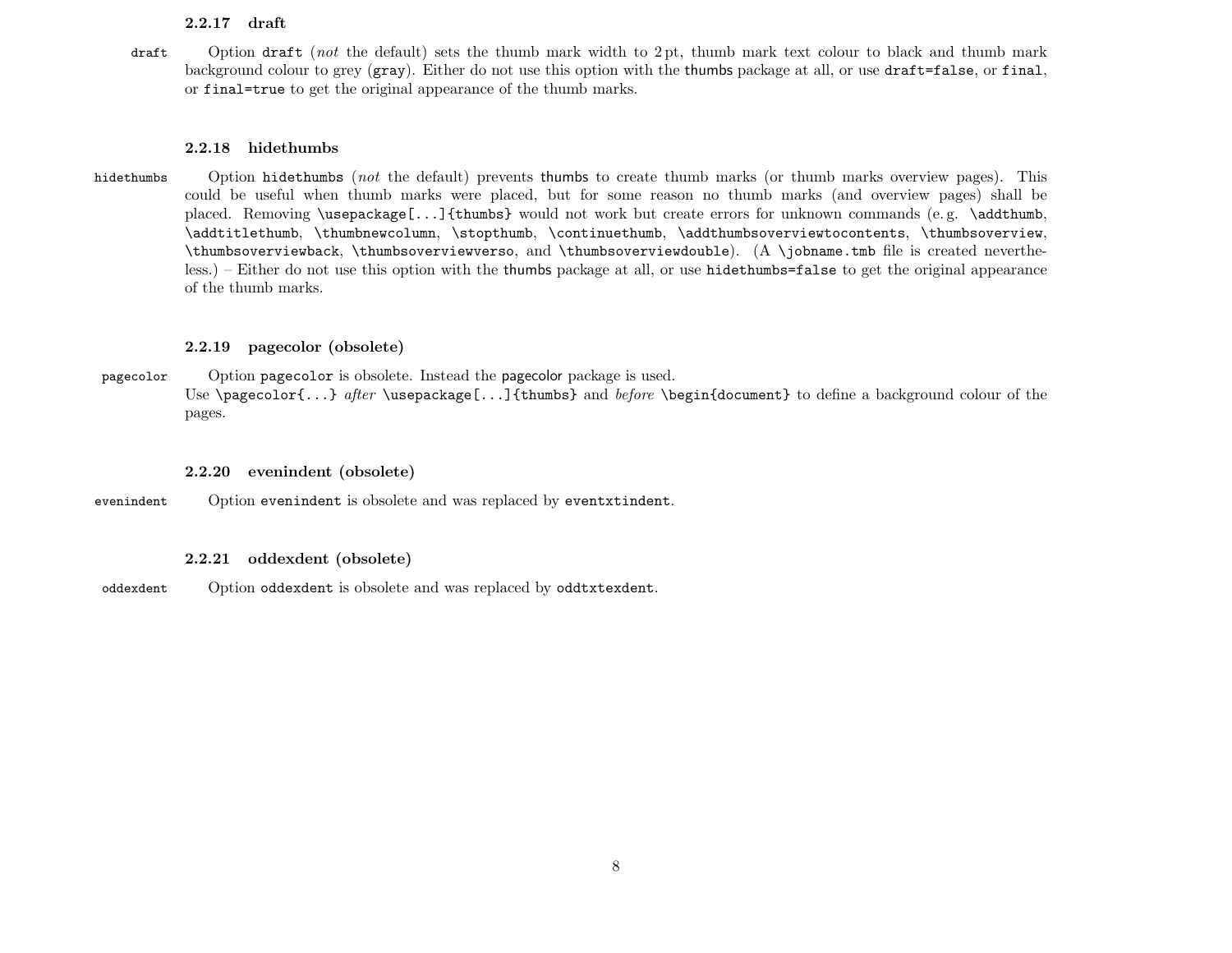### 2.2.17 draft

draft

Option `draft` (*not* the default) sets the thumb mark width to 2 pt, thumb mark text colour to black and thumb mark background colour to grey (`gray`). Either do not use this option with the thumbs package at all, or use `draft=false`, or `final`, or `final=true` to get the original appearance of the thumb marks.

### 2.2.18 hidethumbs

hidethumbs

Option `hidethumbs` (*not* the default) prevents thumbs to create thumb marks (or thumb marks overview pages). This could be useful when thumb marks were placed, but for some reason no thumb marks (and overview pages) shall be placed. Removing `\usepackage[...]{thumbs}` would not work but create errors for unknown commands (e. g. `\addthumb`, `\addtitlethumb`, `\thumbnewcolumn`, `\stopthumb`, `\continuethumb`, `\addthumbsoverviewtocontents`, `\thumbsoverview`, `\thumbsoverviewback`, `\thumbsoverviewverso`, and `\thumbsoverviewdouble`). (A `\jobname.tmb` file is created nevertheless.) – Either do not use this option with the thumbs package at all, or use `hidethumbs=false` to get the original appearance of the thumb marks.

### 2.2.19 pagecolor (obsolete)

pagecolor

Option `pagecolor` is obsolete. Instead the pagecolor package is used.
Use `\pagecolor{...}` *after* `\usepackage[...]{thumbs}` and *before* `\begin{document}` to define a background colour of the pages.

### 2.2.20 evenindent (obsolete)

evenindent

Option `evenindent` is obsolete and was replaced by `eventxtindent`.

### 2.2.21 oddexdent (obsolete)

oddexdent

Option `oddexdent` is obsolete and was replaced by `oddtxtexdent`.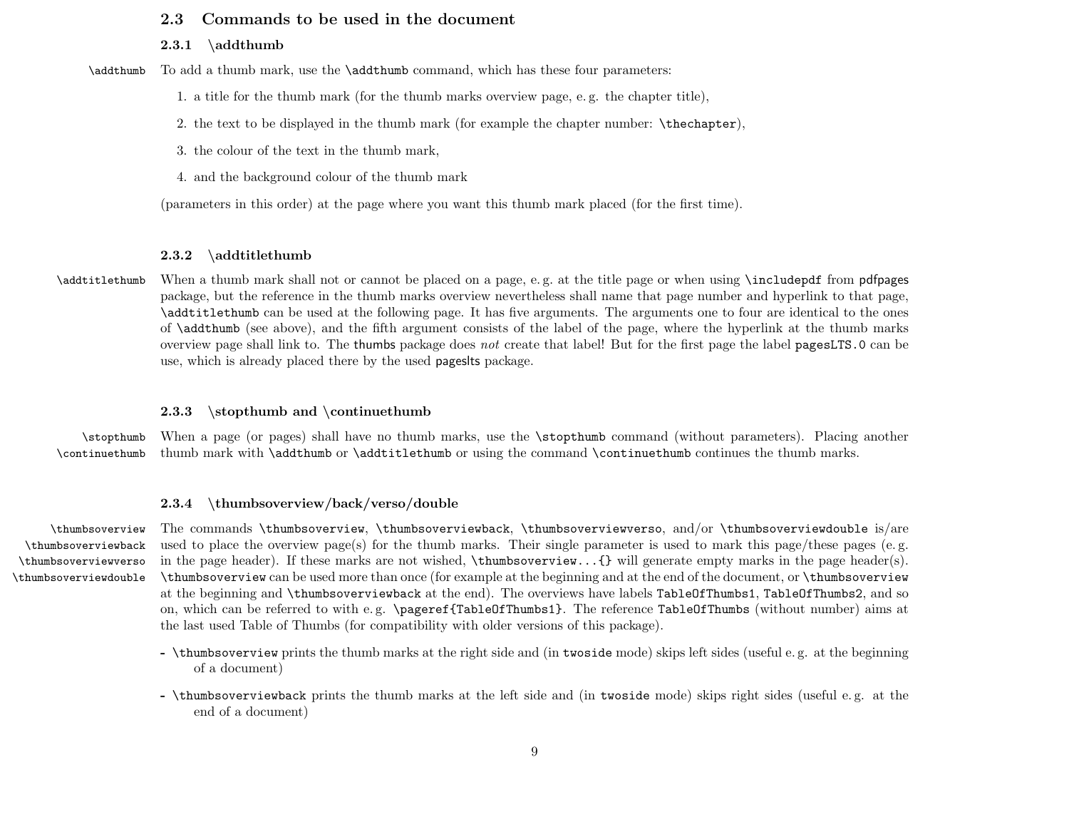## 2.3 Commands to be used in the document

### 2.3.1 \addthumb

\addthumb To add a thumb mark, use the `\addthumb` command, which has these four parameters:

1. a title for the thumb mark (for the thumb marks overview page, e. g. the chapter title),
2. the text to be displayed in the thumb mark (for example the chapter number: `\thechapter`),
3. the colour of the text in the thumb mark,
4. and the background colour of the thumb mark

(parameters in this order) at the page where you want this thumb mark placed (for the first time).

### 2.3.2 \addtitlethumb

\addtitlethumb When a thumb mark shall not or cannot be placed on a page, e. g. at the title page or when using `\includepdf` from pdfpages package, but the reference in the thumb marks overview nevertheless shall name that page number and hyperlink to that page, `\addtitlethumb` can be used at the following page. It has five arguments. The arguments one to four are identical to the ones of `\addthumb` (see above), and the fifth argument consists of the label of the page, where the hyperlink at the thumb marks overview page shall link to. The thumbs package does *not* create that label! But for the first page the label `pagesLTS.0` can be use, which is already placed there by the used pageslts package.

### 2.3.3 \stopthumb and \continuethumb

\stopthumb \continuethumb When a page (or pages) shall have no thumb marks, use the `\stopthumb` command (without parameters). Placing another thumb mark with `\addthumb` or `\addtitlethumb` or using the command `\continuethumb` continues the thumb marks.

### 2.3.4 \thumbsoverview/back/verso/double

\thumbsoverview \thumbsoverviewback \thumbsoverviewverso \thumbsoverviewdouble The commands `\thumbsoverview`, `\thumbsoverviewback`, `\thumbsoverviewverso`, and/or `\thumbsoverviewdouble` is/are used to place the overview page(s) for the thumb marks. Their single parameter is used to mark this page/these pages (e. g. in the page header). If these marks are not wished, `\thumbsoverview...{}` will generate empty marks in the page header(s). `\thumbsoverview` can be used more than once (for example at the beginning and at the end of the document, or `\thumbsoverview` at the beginning and `\thumbsoverviewback` at the end). The overviews have labels `TableOfThumbs1`, `TableOfThumbs2`, and so on, which can be referred to with e. g. `\pageref{TableOfThumbs1}`. The reference `TableOfThumbs` (without number) aims at the last used Table of Thumbs (for compatibility with older versions of this package).

- `\thumbsoverview` prints the thumb marks at the right side and (in `twoside` mode) skips left sides (useful e. g. at the beginning of a document)
- `\thumbsoverviewback` prints the thumb marks at the left side and (in `twoside` mode) skips right sides (useful e. g. at the end of a document)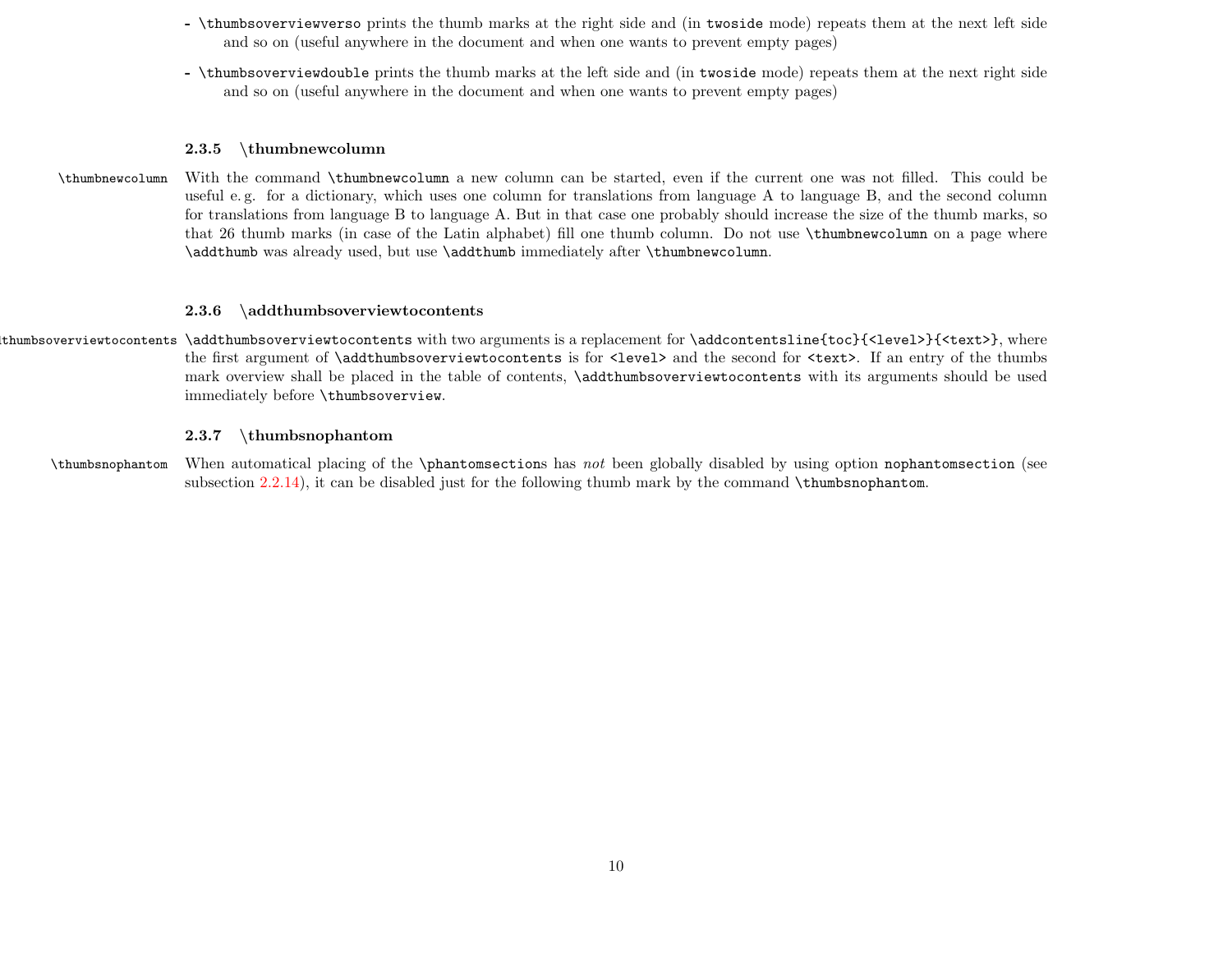- `\thumbsoverviewverso` prints the thumb marks at the right side and (in `twoside` mode) repeats them at the next left side and so on (useful anywhere in the document and when one wants to prevent empty pages)
- `\thumbsoverviewdouble` prints the thumb marks at the left side and (in `twoside` mode) repeats them at the next right side and so on (useful anywhere in the document and when one wants to prevent empty pages)

### 2.3.5 \thumbnewcolumn

`\thumbnewcolumn` With the command `\thumbnewcolumn` a new column can be started, even if the current one was not filled. This could be useful e. g. for a dictionary, which uses one column for translations from language A to language B, and the second column for translations from language B to language A. But in that case one probably should increase the size of the thumb marks, so that 26 thumb marks (in case of the Latin alphabet) fill one thumb column. Do not use `\thumbnewcolumn` on a page where `\addthumb` was already used, but use `\addthumb` immediately after `\thumbnewcolumn`.

### 2.3.6 \addthumbsoverviewtocontents

`\addthumbsoverviewtocontents` `\addthumbsoverviewtocontents` with two arguments is a replacement for `\addcontentsline{toc}{<level>}{<text>}`, where the first argument of `\addthumbsoverviewtocontents` is for `<level>` and the second for `<text>`. If an entry of the thumbs mark overview shall be placed in the table of contents, `\addthumbsoverviewtocontents` with its arguments should be used immediately before `\thumbsoverview`.

### 2.3.7 \thumbsnophantom

`\thumbsnophantom` When automatical placing of the `\phantomsection`s has *not* been globally disabled by using option `nophantomsection` (see subsection 2.2.14), it can be disabled just for the following thumb mark by the command `\thumbsnophantom`.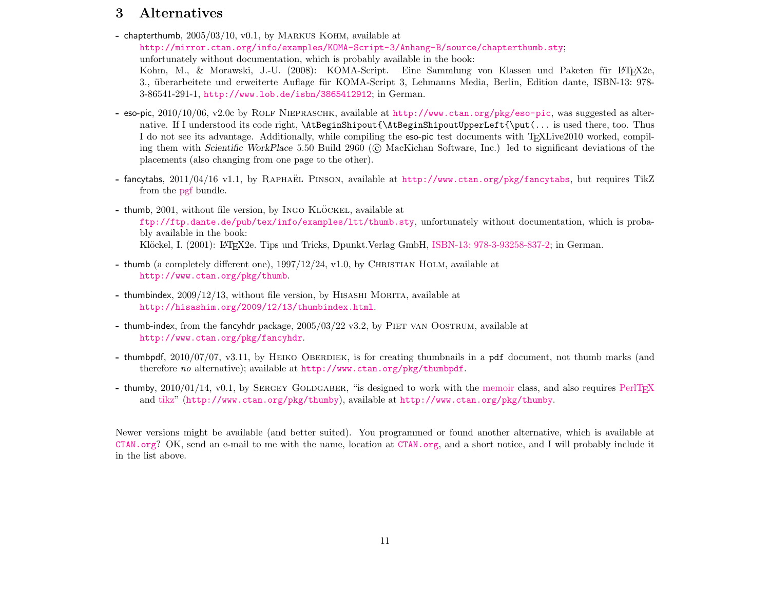# 3 Alternatives

- chapterthumb, 2005/03/10, v0.1, by Markus Kohm, available at
  http://mirror.ctan.org/info/examples/KOMA-Script-3/Anhang-B/source/chapterthumb.sty;
  unfortunately without documentation, which is probably available in the book:
  Kohm, M., & Morawski, J.-U. (2008): KOMA-Script. Eine Sammlung von Klassen und Paketen für LaTeX2e, 3., überarbeitete und erweiterte Auflage für KOMA-Script 3, Lehmanns Media, Berlin, Edition dante, ISBN-13: 978-3-86541-291-1, http://www.lob.de/isbn/3865412912; in German.

- eso-pic, 2010/10/06, v2.0c by Rolf Niepraschk, available at http://www.ctan.org/pkg/eso-pic, was suggested as alternative. If I understood its code right, `\AtBeginShipout{\AtBeginShipoutUpperLeft{\put(...` is used there, too. Thus I do not see its advantage. Additionally, while compiling the eso-pic test documents with TeXLive2010 worked, compiling them with *Scientific WorkPlace* 5.50 Build 2960 (© MacKichan Software, Inc.) led to significant deviations of the placements (also changing from one page to the other).

- fancytabs, 2011/04/16 v1.1, by Raphaël Pinson, available at http://www.ctan.org/pkg/fancytabs, but requires TikZ from the pgf bundle.

- thumb, 2001, without file version, by Ingo Klöckel, available at
  ftp://ftp.dante.de/pub/tex/info/examples/ltt/thumb.sty, unfortunately without documentation, which is probably available in the book:
  Klöckel, I. (2001): LaTeX2e. Tips und Tricks, Dpunkt.Verlag GmbH, ISBN-13: 978-3-93258-837-2; in German.

- thumb (a completely different one), 1997/12/24, v1.0, by Christian Holm, available at
  http://www.ctan.org/pkg/thumb.

- thumbindex, 2009/12/13, without file version, by Hisashi Morita, available at
  http://hisashim.org/2009/12/13/thumbindex.html.

- thumb-index, from the fancyhdr package, 2005/03/22 v3.2, by Piet van Oostrum, available at
  http://www.ctan.org/pkg/fancyhdr.

- thumbpdf, 2010/07/07, v3.11, by Heiko Oberdiek, is for creating thumbnails in a pdf document, not thumb marks (and therefore *no* alternative); available at http://www.ctan.org/pkg/thumbpdf.

- thumby, 2010/01/14, v0.1, by Sergey Goldgaber, "is designed to work with the memoir class, and also requires PerlTeX and tikz" (http://www.ctan.org/pkg/thumby), available at http://www.ctan.org/pkg/thumby.

Newer versions might be available (and better suited). You programmed or found another alternative, which is available at CTAN.org? OK, send an e-mail to me with the name, location at CTAN.org, and a short notice, and I will probably include it in the list above.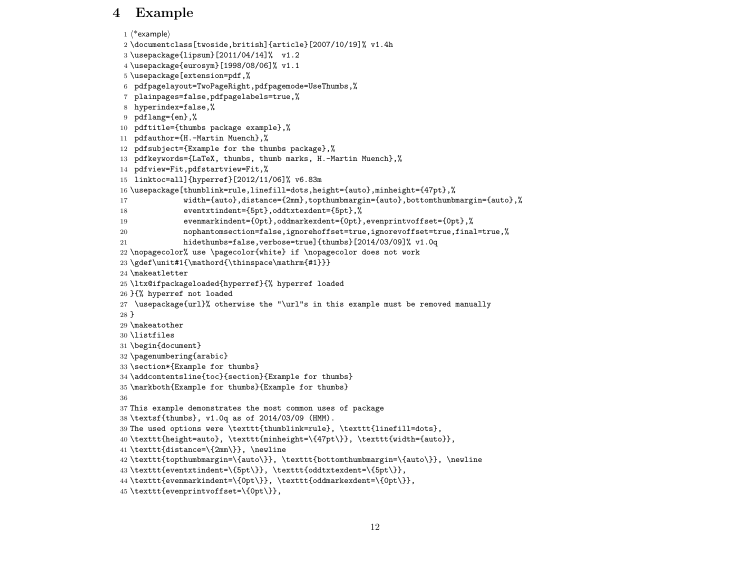## 4 Example

```
1 ⟨*example⟩
2 \documentclass[twoside,british]{article}[2007/10/19]% v1.4h
3 \usepackage{lipsum}[2011/04/14]%  v1.2
4 \usepackage{eurosym}[1998/08/06]% v1.1
5 \usepackage[extension=pdf,%
6  pdfpagelayout=TwoPageRight,pdfpagemode=UseThumbs,%
7  plainpages=false,pdfpagelabels=true,%
8  hyperindex=false,%
9  pdflang={en},%
10  pdftitle={thumbs package example},%
11  pdfauthor={H.-Martin Muench},%
12  pdfsubject={Example for the thumbs package},%
13  pdfkeywords={LaTeX, thumbs, thumb marks, H.-Martin Muench},%
14  pdfview=Fit,pdfstartview=Fit,%
15  linktoc=all]{hyperref}[2012/11/06]% v6.83m
16 \usepackage[thumblink=rule,linefill=dots,height={auto},minheight={47pt},%
17             width={auto},distance={2mm},topthumbmargin={auto},bottomthumbmargin={auto},%
18             eventxtindent={5pt},oddtxtexdent={5pt},%
19             evenmarkindent={0pt},oddmarkexdent={0pt},evenprintvoffset={0pt},%
20             nophantomsection=false,ignorehoffset=true,ignorevoffset=true,final=true,%
21             hidethumbs=false,verbose=true]{thumbs}[2014/03/09]% v1.0q
22 \nopagecolor% use \pagecolor{white} if \nopagecolor does not work
23 \gdef\unit#1{\mathord{\thinspace\mathrm{#1}}}
24 \makeatletter
25 \ltx@ifpackageloaded{hyperref}{% hyperref loaded
26 }{% hyperref not loaded
27  \usepackage{url}% otherwise the "\url"s in this example must be removed manually
28 }
29 \makeatother
30 \listfiles
31 \begin{document}
32 \pagenumbering{arabic}
33 \section*{Example for thumbs}
34 \addcontentsline{toc}{section}{Example for thumbs}
35 \markboth{Example for thumbs}{Example for thumbs}
36
37 This example demonstrates the most common uses of package
38 \textsf{thumbs}, v1.0q as of 2014/03/09 (HMM).
39 The used options were \texttt{thumblink=rule}, \texttt{linefill=dots},
40 \texttt{height=auto}, \texttt{minheight=\{47pt\}}, \texttt{width={auto}},
41 \texttt{distance=\{2mm\}}, \newline
42 \texttt{topthumbmargin=\{auto\}}, \texttt{bottomthumbmargin=\{auto\}}, \newline
43 \texttt{eventxtindent=\{5pt\}}, \texttt{oddtxtexdent=\{5pt\}},
44 \texttt{evenmarkindent=\{0pt\}}, \texttt{oddmarkexdent=\{0pt\}},
45 \texttt{evenprintvoffset=\{0pt\}},
```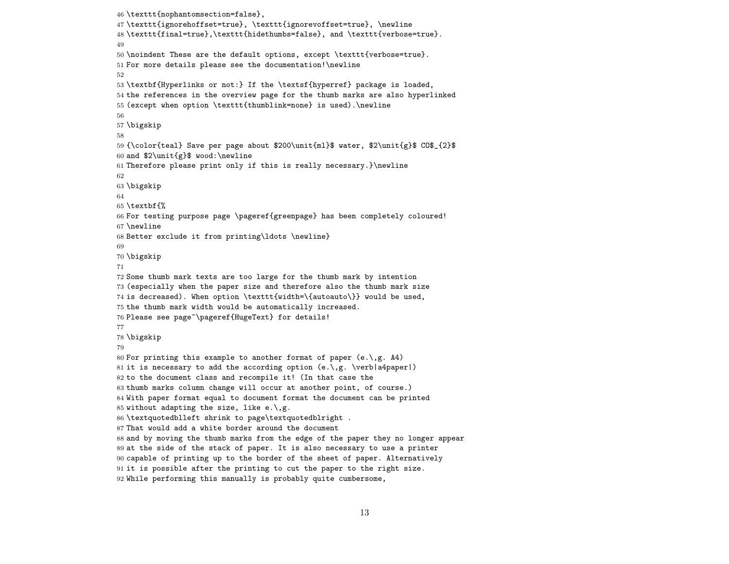```
46 \texttt{nophantomsection=false},
47 \texttt{ignorehoffset=true}, \texttt{ignorevoffset=true}, \newline
48 \texttt{final=true},\texttt{hidethumbs=false}, and \texttt{verbose=true}.
49
50 \noindent These are the default options, except \texttt{verbose=true}.
51 For more details please see the documentation!\newline
52
53 \textbf{Hyperlinks or not:} If the \textsf{hyperref} package is loaded,
54 the references in the overview page for the thumb marks are also hyperlinked
55 (except when option \texttt{thumblink=none} is used).\newline
56
57 \bigskip
58
59 {\color{teal} Save per page about $200\unit{ml}$ water, $2\unit{g}$ CO$_{2}$
60 and $2\unit{g}$ wood:\newline
61 Therefore please print only if this is really necessary.}\newline
62
63 \bigskip
64
65 \textbf{%
66 For testing purpose page \pageref{greenpage} has been completely coloured!
67 \newline
68 Better exclude it from printing\ldots \newline}
69
70 \bigskip
71
72 Some thumb mark texts are too large for the thumb mark by intention
73 (especially when the paper size and therefore also the thumb mark size
74 is decreased). When option \texttt{width=\{autoauto\}} would be used,
75 the thumb mark width would be automatically increased.
76 Please see page~\pageref{HugeText} for details!
77
78 \bigskip
79
80 For printing this example to another format of paper (e.\,g. A4)
81 it is necessary to add the according option (e.\,g. \verb|a4paper|)
82 to the document class and recompile it! (In that case the
83 thumb marks column change will occur at another point, of course.)
84 With paper format equal to document format the document can be printed
85 without adapting the size, like e.\,g.
86 \textquotedblleft shrink to page\textquotedblright .
87 That would add a white border around the document
88 and by moving the thumb marks from the edge of the paper they no longer appear
89 at the side of the stack of paper. It is also necessary to use a printer
90 capable of printing up to the border of the sheet of paper. Alternatively
91 it is possible after the printing to cut the paper to the right size.
92 While performing this manually is probably quite cumbersome,
```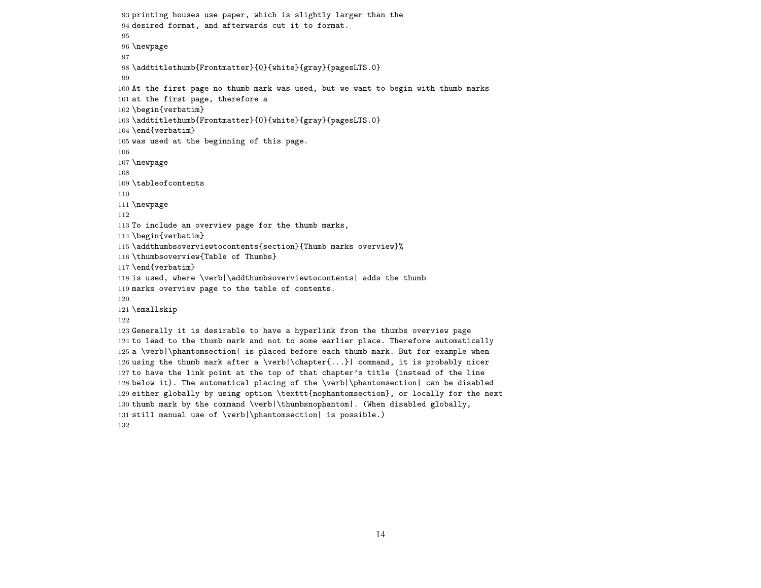```
93 printing houses use paper, which is slightly larger than the
94 desired format, and afterwards cut it to format.
95
96 \newpage
97
98 \addtitlethumb{Frontmatter}{0}{white}{gray}{pagesLTS.0}
99
100 At the first page no thumb mark was used, but we want to begin with thumb marks
101 at the first page, therefore a
102 \begin{verbatim}
103 \addtitlethumb{Frontmatter}{0}{white}{gray}{pagesLTS.0}
104 \end{verbatim}
105 was used at the beginning of this page.
106
107 \newpage
108
109 \tableofcontents
110
111 \newpage
112
113 To include an overview page for the thumb marks,
114 \begin{verbatim}
115 \addthumbsoverviewtocontents{section}{Thumb marks overview}%
116 \thumbsoverview{Table of Thumbs}
117 \end{verbatim}
118 is used, where \verb|\addthumbsoverviewtocontents| adds the thumb
119 marks overview page to the table of contents.
120
121 \smallskip
122
123 Generally it is desirable to have a hyperlink from the thumbs overview page
124 to lead to the thumb mark and not to some earlier place. Therefore automatically
125 a \verb|\phantomsection| is placed before each thumb mark. But for example when
126 using the thumb mark after a \verb|\chapter{...}| command, it is probably nicer
127 to have the link point at the top of that chapter's title (instead of the line
128 below it). The automatical placing of the \verb|\phantomsection| can be disabled
129 either globally by using option \texttt{nophantomsection}, or locally for the next
130 thumb mark by the command \verb|\thumbsnophantom|. (When disabled globally,
131 still manual use of \verb|\phantomsection| is possible.)
132
```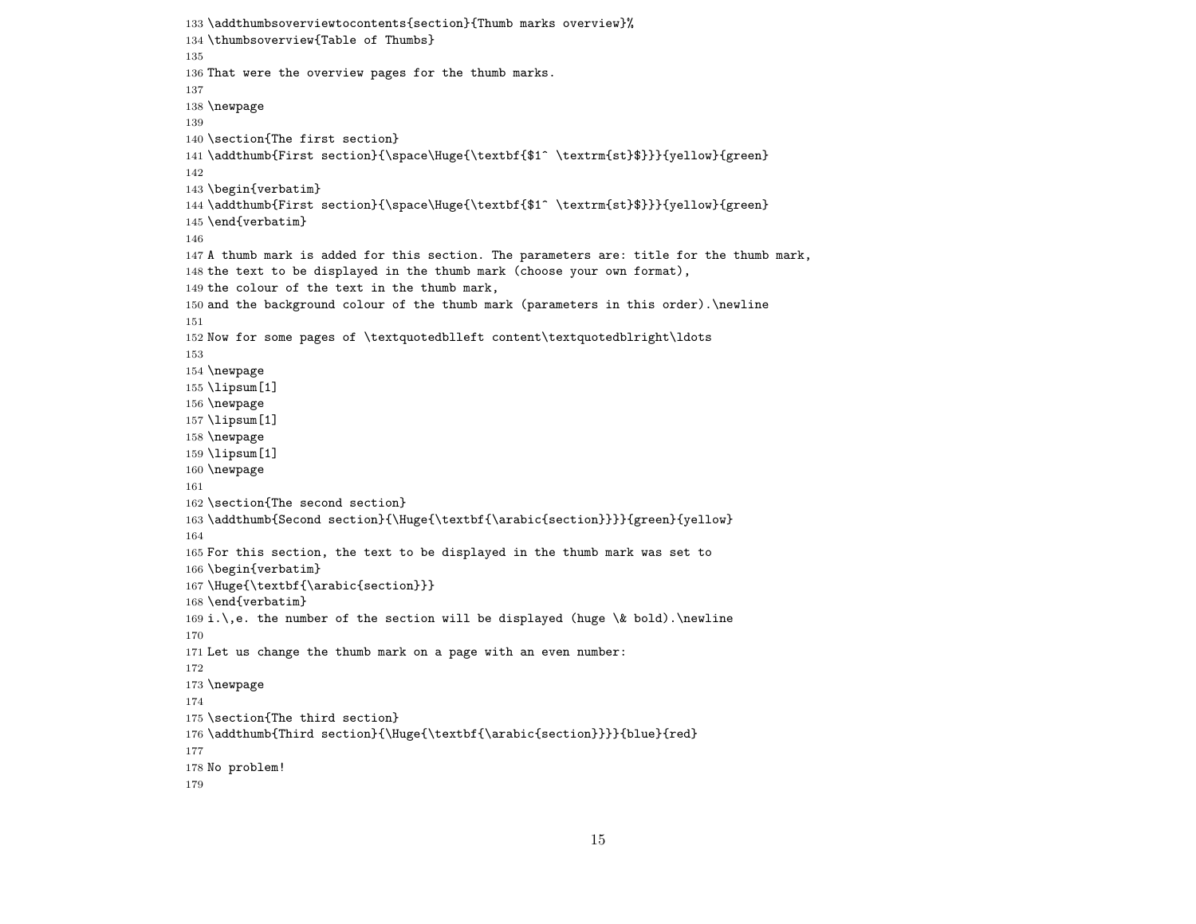```
133 \addthumbsoverviewtocontents{section}{Thumb marks overview}%
134 \thumbsoverview{Table of Thumbs}
135
136 That were the overview pages for the thumb marks.
137
138 \newpage
139
140 \section{The first section}
141 \addthumb{First section}{\space\Huge{\textbf{$1^ \textrm{st}$}}}{yellow}{green}
142
143 \begin{verbatim}
144 \addthumb{First section}{\space\Huge{\textbf{$1^ \textrm{st}$}}}{yellow}{green}
145 \end{verbatim}
146
147 A thumb mark is added for this section. The parameters are: title for the thumb mark,
148 the text to be displayed in the thumb mark (choose your own format),
149 the colour of the text in the thumb mark,
150 and the background colour of the thumb mark (parameters in this order).\newline
151
152 Now for some pages of \textquotedblleft content\textquotedblright\ldots
153
154 \newpage
155 \lipsum[1]
156 \newpage
157 \lipsum[1]
158 \newpage
159 \lipsum[1]
160 \newpage
161
162 \section{The second section}
163 \addthumb{Second section}{\Huge{\textbf{\arabic{section}}}}{green}{yellow}
164
165 For this section, the text to be displayed in the thumb mark was set to
166 \begin{verbatim}
167 \Huge{\textbf{\arabic{section}}}
168 \end{verbatim}
169 i.\,e. the number of the section will be displayed (huge \& bold).\newline
170
171 Let us change the thumb mark on a page with an even number:
172
173 \newpage
174
175 \section{The third section}
176 \addthumb{Third section}{\Huge{\textbf{\arabic{section}}}}{blue}{red}
177
178 No problem!
179
```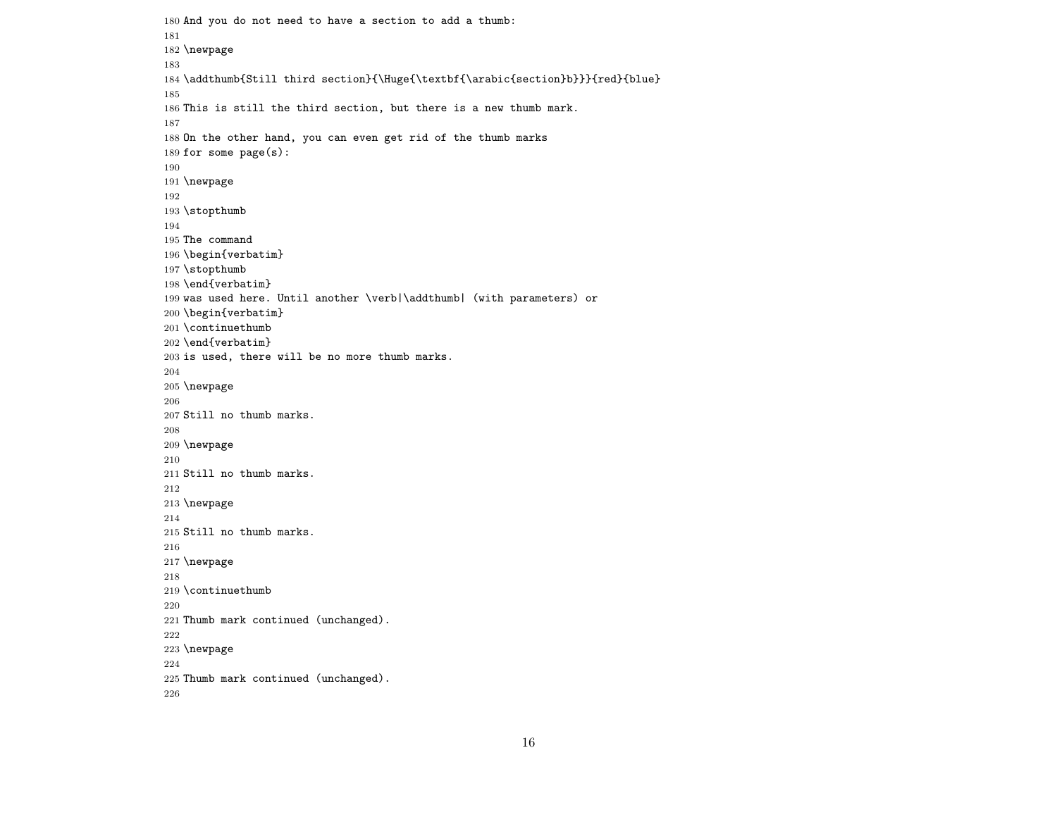```
180 And you do not need to have a section to add a thumb:
181
182 \newpage
183
184 \addthumb{Still third section}{\Huge{\textbf{\arabic{section}b}}}{red}{blue}
185
186 This is still the third section, but there is a new thumb mark.
187
188 On the other hand, you can even get rid of the thumb marks
189 for some page(s):
190
191 \newpage
192
193 \stopthumb
194
195 The command
196 \begin{verbatim}
197 \stopthumb
198 \end{verbatim}
199 was used here. Until another \verb|\addthumb| (with parameters) or
200 \begin{verbatim}
201 \continuethumb
202 \end{verbatim}
203 is used, there will be no more thumb marks.
204
205 \newpage
206
207 Still no thumb marks.
208
209 \newpage
210
211 Still no thumb marks.
212
213 \newpage
214
215 Still no thumb marks.
216
217 \newpage
218
219 \continuethumb
220
221 Thumb mark continued (unchanged).
222
223 \newpage
224
225 Thumb mark continued (unchanged).
226
```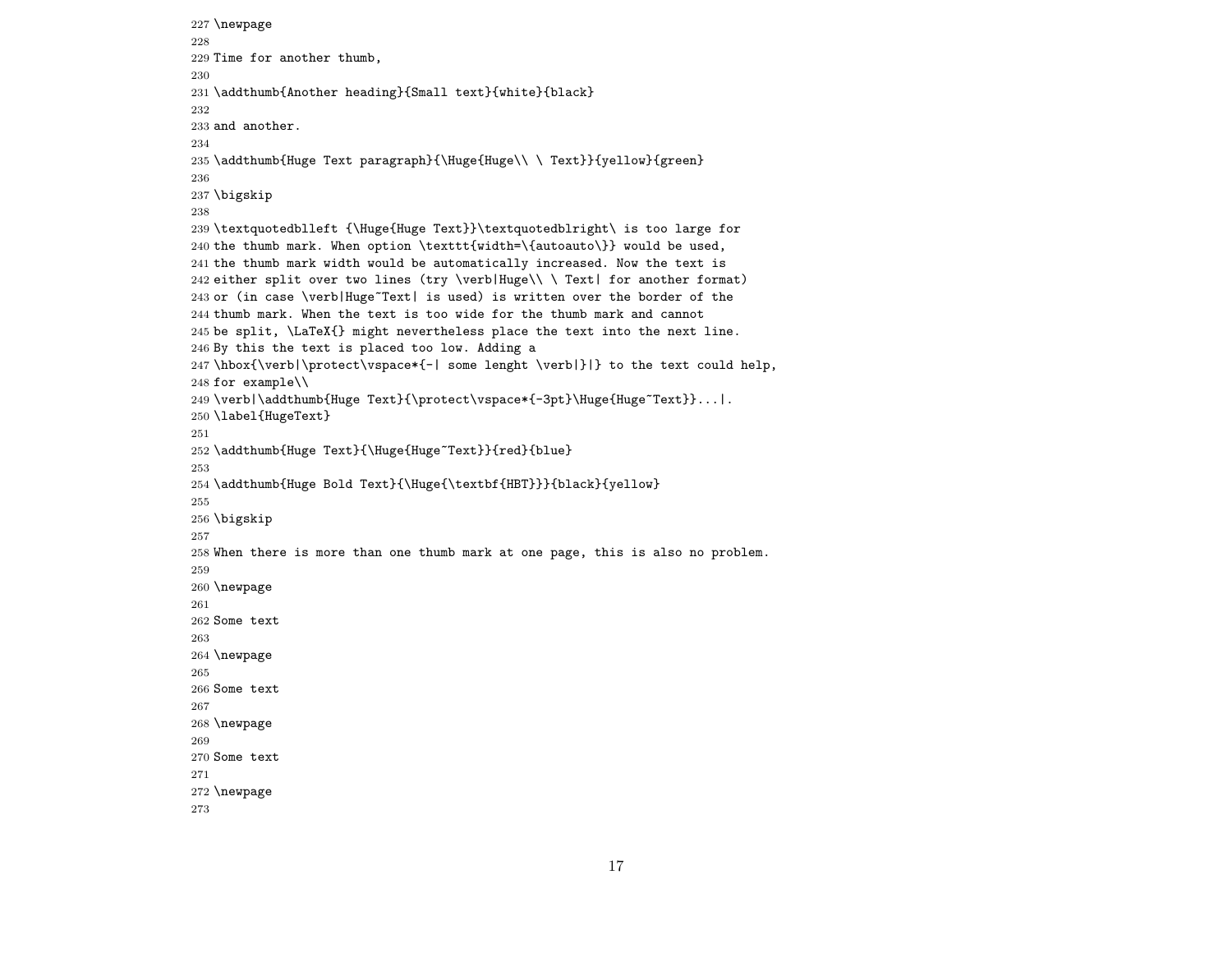```
227 \newpage
228
229 Time for another thumb,
230
231 \addthumb{Another heading}{Small text}{white}{black}
232
233 and another.
234
235 \addthumb{Huge Text paragraph}{\Huge{Huge\\ \ Text}}{yellow}{green}
236
237 \bigskip
238
239 \textquotedblleft {\Huge{Huge Text}}\textquotedblright\ is too large for
240 the thumb mark. When option \texttt{width=\{autoauto\}} would be used,
241 the thumb mark width would be automatically increased. Now the text is
242 either split over two lines (try \verb|Huge\\ \ Text| for another format)
243 or (in case \verb|Huge~Text| is used) is written over the border of the
244 thumb mark. When the text is too wide for the thumb mark and cannot
245 be split, \LaTeX{} might nevertheless place the text into the next line.
246 By this the text is placed too low. Adding a
247 \hbox{\verb|\protect\vspace*{-| some lenght \verb|}|} to the text could help,
248 for example\\
249 \verb|\addthumb{Huge Text}{\protect\vspace*{-3pt}\Huge{Huge~Text}}...|.
250 \label{HugeText}
251
252 \addthumb{Huge Text}{\Huge{Huge~Text}}{red}{blue}
253
254 \addthumb{Huge Bold Text}{\Huge{\textbf{HBT}}}{black}{yellow}
255
256 \bigskip
257
258 When there is more than one thumb mark at one page, this is also no problem.
259
260 \newpage
261
262 Some text
263
264 \newpage
265
266 Some text
267
268 \newpage
269
270 Some text
271
272 \newpage
273
```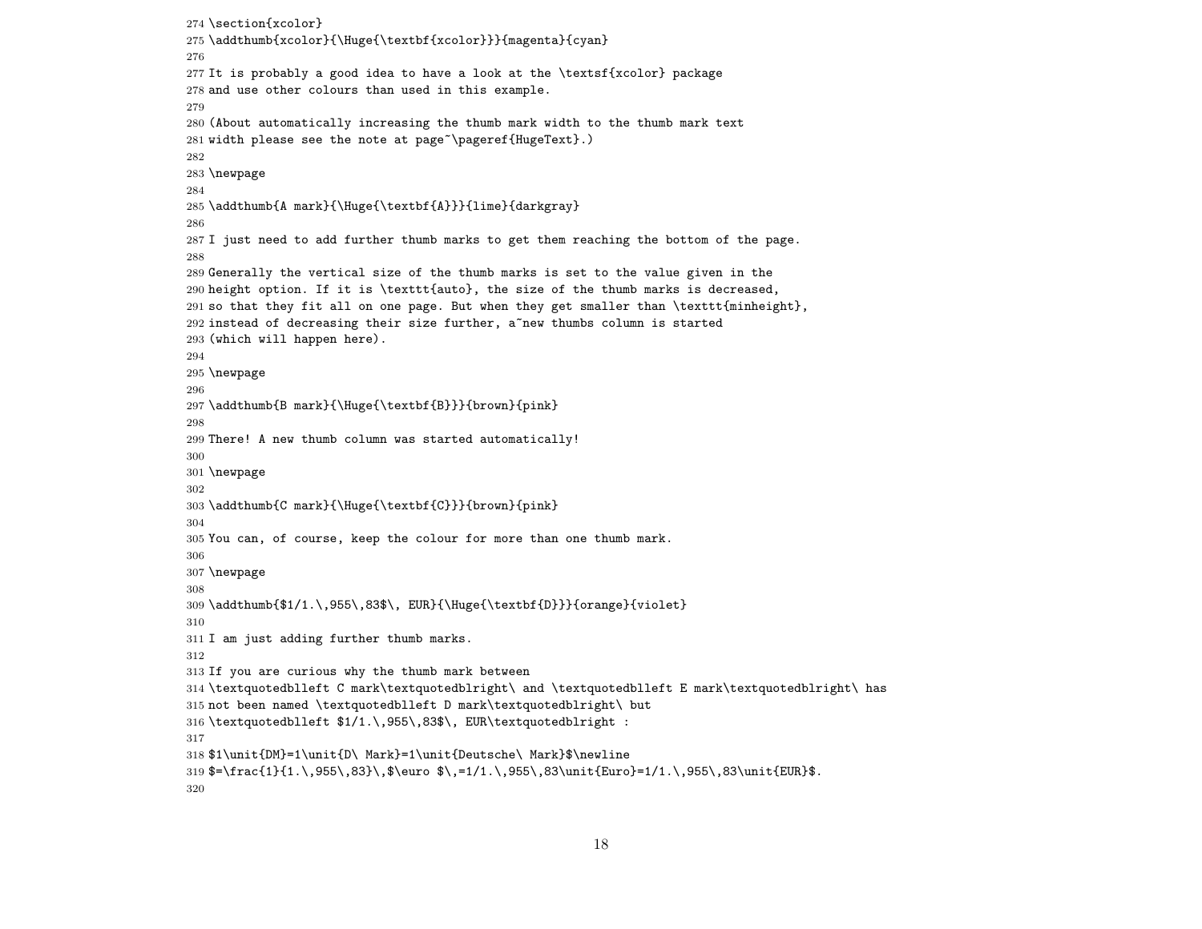```
274 \section{xcolor}
275 \addthumb{xcolor}{\Huge{\textbf{xcolor}}}{magenta}{cyan}
276 
277 It is probably a good idea to have a look at the \textsf{xcolor} package
278 and use other colours than used in this example.
279 
280 (About automatically increasing the thumb mark width to the thumb mark text
281 width please see the note at page~\pageref{HugeText}.)
282 
283 \newpage
284 
285 \addthumb{A mark}{\Huge{\textbf{A}}}{lime}{darkgray}
286 
287 I just need to add further thumb marks to get them reaching the bottom of the page.
288 
289 Generally the vertical size of the thumb marks is set to the value given in the
290 height option. If it is \texttt{auto}, the size of the thumb marks is decreased,
291 so that they fit all on one page. But when they get smaller than \texttt{minheight},
292 instead of decreasing their size further, a~new thumbs column is started
293 (which will happen here).
294 
295 \newpage
296 
297 \addthumb{B mark}{\Huge{\textbf{B}}}{brown}{pink}
298 
299 There! A new thumb column was started automatically!
300 
301 \newpage
302 
303 \addthumb{C mark}{\Huge{\textbf{C}}}{brown}{pink}
304 
305 You can, of course, keep the colour for more than one thumb mark.
306 
307 \newpage
308 
309 \addthumb{$1/1.\,955\,83$\, EUR}{\Huge{\textbf{D}}}{orange}{violet}
310 
311 I am just adding further thumb marks.
312 
313 If you are curious why the thumb mark between
314 \textquotedblleft C mark\textquotedblright\ and \textquotedblleft E mark\textquotedblright\ has
315 not been named \textquotedblleft D mark\textquotedblright\ but
316 \textquotedblleft $1/1.\,955\,83$\, EUR\textquotedblright :
317 
318 $1\unit{DM}=1\unit{D\ Mark}=1\unit{Deutsche\ Mark}$\newline
319 $=\frac{1}{1.\,955\,83}\,$\euro $\,=1/1.\,955\,83\unit{Euro}=1/1.\,955\,83\unit{EUR}$.
320 
```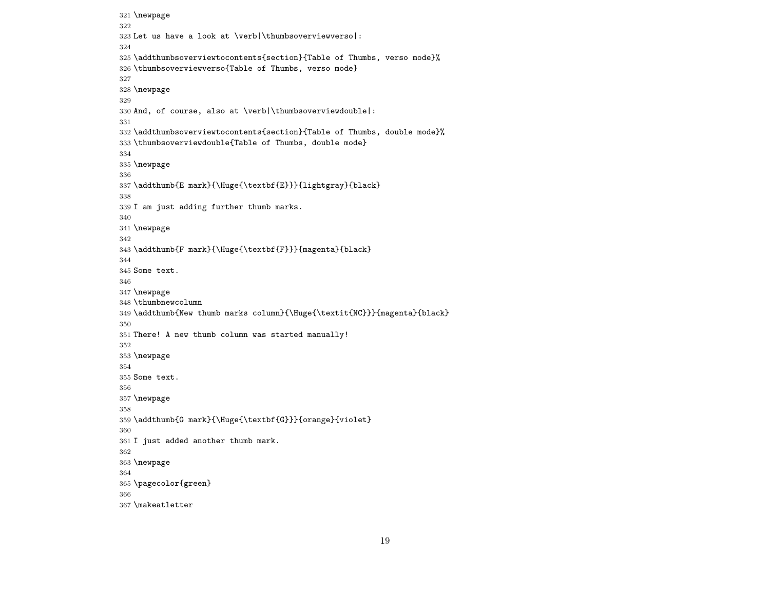```
321 \newpage
322
323 Let us have a look at \verb|\thumbsoverviewverso|:
324
325 \addthumbsoverviewtocontents{section}{Table of Thumbs, verso mode}%
326 \thumbsoverviewverso{Table of Thumbs, verso mode}
327
328 \newpage
329
330 And, of course, also at \verb|\thumbsoverviewdouble|:
331
332 \addthumbsoverviewtocontents{section}{Table of Thumbs, double mode}%
333 \thumbsoverviewdouble{Table of Thumbs, double mode}
334
335 \newpage
336
337 \addthumb{E mark}{\Huge{\textbf{E}}}{lightgray}{black}
338
339 I am just adding further thumb marks.
340
341 \newpage
342
343 \addthumb{F mark}{\Huge{\textbf{F}}}{magenta}{black}
344
345 Some text.
346
347 \newpage
348 \thumbnewcolumn
349 \addthumb{New thumb marks column}{\Huge{\textit{NC}}}{magenta}{black}
350
351 There! A new thumb column was started manually!
352
353 \newpage
354
355 Some text.
356
357 \newpage
358
359 \addthumb{G mark}{\Huge{\textbf{G}}}{orange}{violet}
360
361 I just added another thumb mark.
362
363 \newpage
364
365 \pagecolor{green}
366
367 \makeatletter
```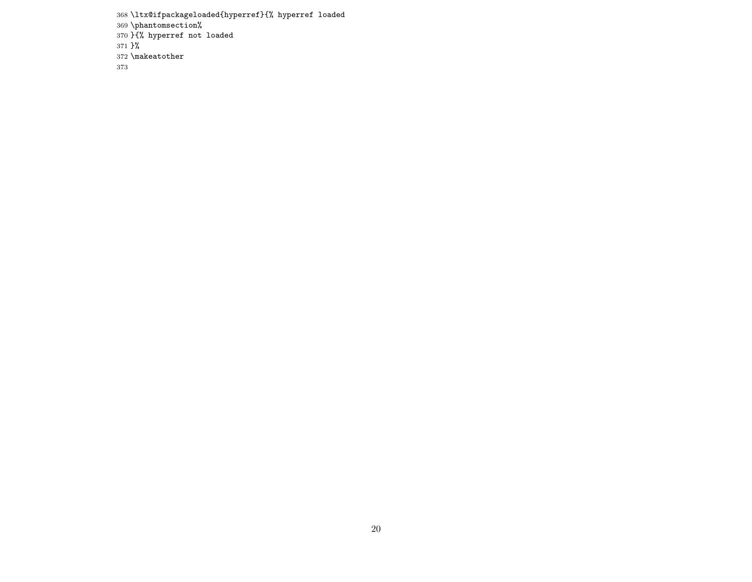```
368 \ltx@ifpackageloaded{hyperref}{% hyperref loaded
369 \phantomsection%
370 }{% hyperref not loaded
371 }%
372 \makeatother
373
```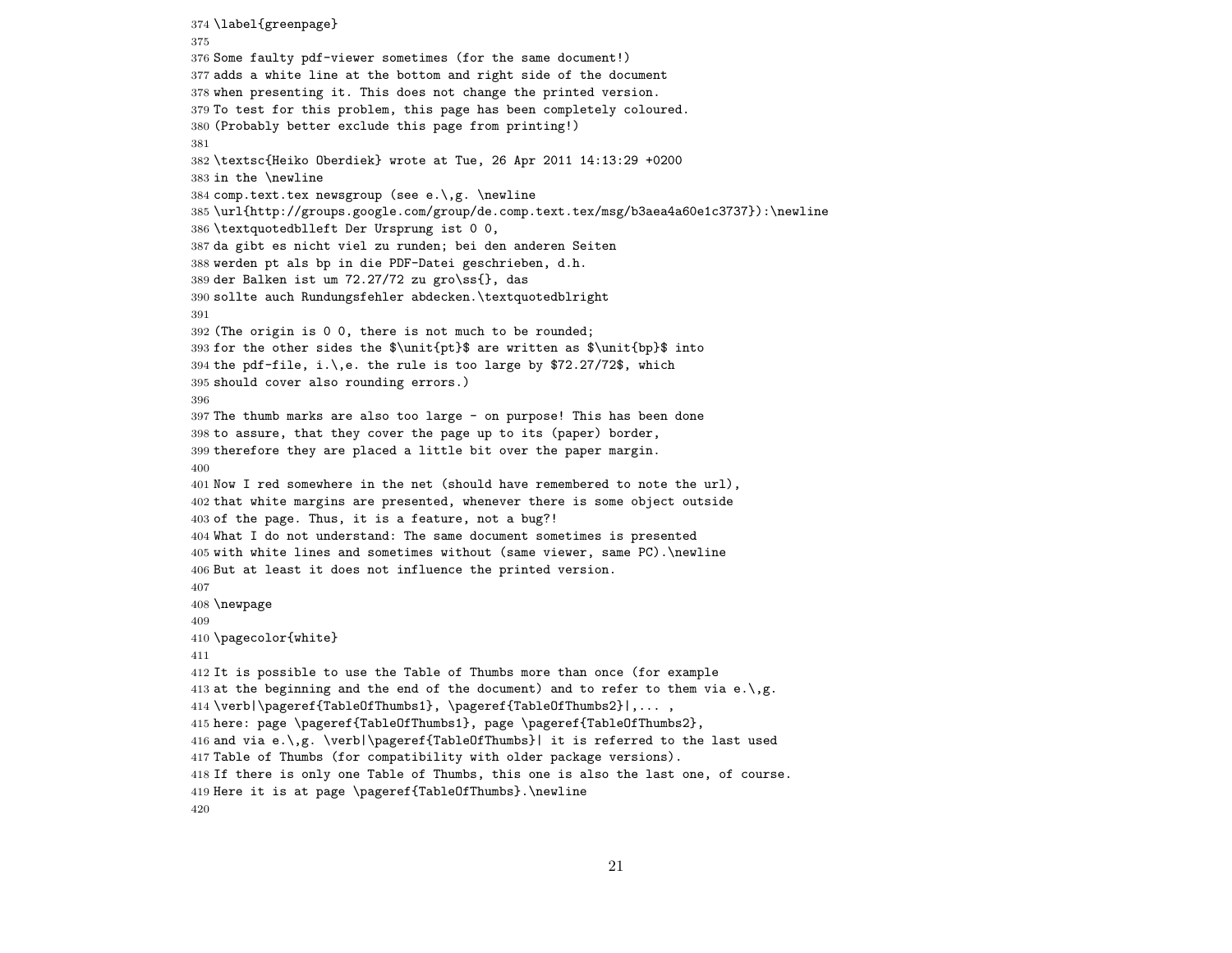```
374 \label{greenpage}
375
376 Some faulty pdf-viewer sometimes (for the same document!)
377 adds a white line at the bottom and right side of the document
378 when presenting it. This does not change the printed version.
379 To test for this problem, this page has been completely coloured.
380 (Probably better exclude this page from printing!)
381
382 \textsc{Heiko Oberdiek} wrote at Tue, 26 Apr 2011 14:13:29 +0200
383 in the \newline
384 comp.text.tex newsgroup (see e.\,g. \newline
385 \url{http://groups.google.com/group/de.comp.text.tex/msg/b3aea4a60e1c3737}):\newline
386 \textquotedblleft Der Ursprung ist 0 0,
387 da gibt es nicht viel zu runden; bei den anderen Seiten
388 werden pt als bp in die PDF-Datei geschrieben, d.h.
389 der Balken ist um 72.27/72 zu gro\ss{}, das
390 sollte auch Rundungsfehler abdecken.\textquotedblright
391
392 (The origin is 0 0, there is not much to be rounded;
393 for the other sides the $\unit{pt}$ are written as $\unit{bp}$ into
394 the pdf-file, i.\,e. the rule is too large by $72.27/72$, which
395 should cover also rounding errors.)
396
397 The thumb marks are also too large - on purpose! This has been done
398 to assure, that they cover the page up to its (paper) border,
399 therefore they are placed a little bit over the paper margin.
400
401 Now I red somewhere in the net (should have remembered to note the url),
402 that white margins are presented, whenever there is some object outside
403 of the page. Thus, it is a feature, not a bug?!
404 What I do not understand: The same document sometimes is presented
405 with white lines and sometimes without (same viewer, same PC).\newline
406 But at least it does not influence the printed version.
407
408 \newpage
409
410 \pagecolor{white}
411
412 It is possible to use the Table of Thumbs more than once (for example
413 at the beginning and the end of the document) and to refer to them via e.\,g.
414 \verb|\pageref{TableOfThumbs1}, \pageref{TableOfThumbs2}|,... ,
415 here: page \pageref{TableOfThumbs1}, page \pageref{TableOfThumbs2},
416 and via e.\,g. \verb|\pageref{TableOfThumbs}| it is referred to the last used
417 Table of Thumbs (for compatibility with older package versions).
418 If there is only one Table of Thumbs, this one is also the last one, of course.
419 Here it is at page \pageref{TableOfThumbs}.\newline
420
```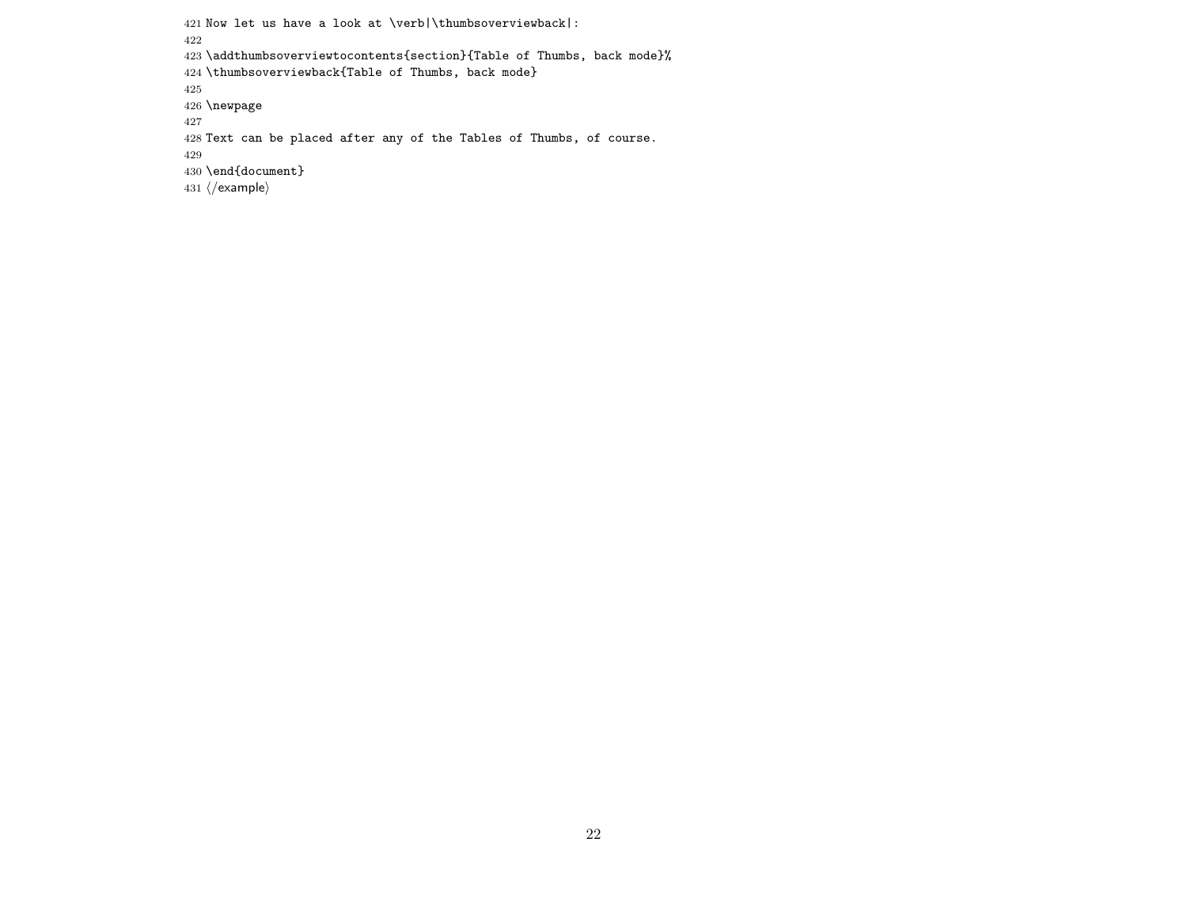```
421 Now let us have a look at \verb|\thumbsoverviewback|:
422
423 \addthumbsoverviewtocontents{section}{Table of Thumbs, back mode}%
424 \thumbsoverviewback{Table of Thumbs, back mode}
425
426 \newpage
427
428 Text can be placed after any of the Tables of Thumbs, of course.
429
430 \end{document}
431 ⟨/example⟩
```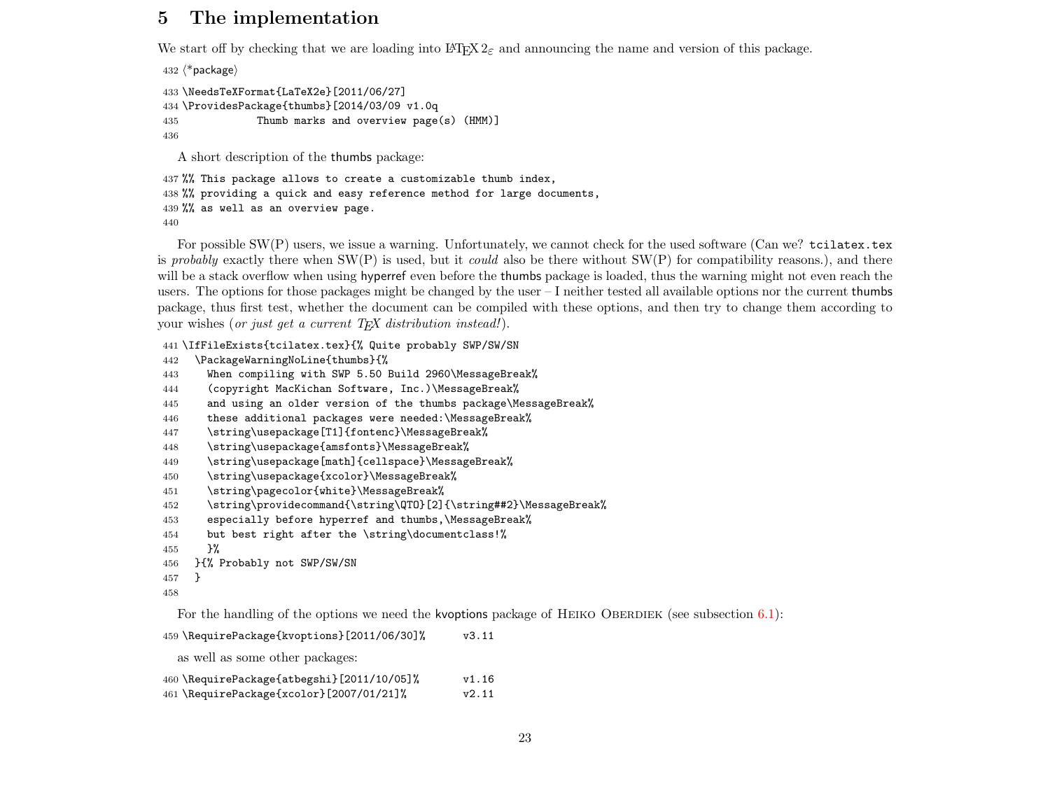## 5 The implementation

We start off by checking that we are loading into LaTeX $2_\varepsilon$ and announcing the name and version of this package.

```
432 ⟨*package⟩
433 \NeedsTeXFormat{LaTeX2e}[2011/06/27]
434 \ProvidesPackage{thumbs}[2014/03/09 v1.0q
435             Thumb marks and overview page(s) (HMM)]
436
```

A short description of the thumbs package:

```
437 %% This package allows to create a customizable thumb index,
438 %% providing a quick and easy reference method for large documents,
439 %% as well as an overview page.
440
```

For possible SW(P) users, we issue a warning. Unfortunately, we cannot check for the used software (Can we? `tcilatex.tex` is *probably* exactly there when SW(P) is used, but it *could* also be there without SW(P) for compatibility reasons.), and there will be a stack overflow when using hyperref even before the thumbs package is loaded, thus the warning might not even reach the users. The options for those packages might be changed by the user – I neither tested all available options nor the current thumbs package, thus first test, whether the document can be compiled with these options, and then try to change them according to your wishes (*or just get a current TEX distribution instead!*).

```
441 \IfFileExists{tcilatex.tex}{% Quite probably SWP/SW/SN
442   \PackageWarningNoLine{thumbs}{%
443     When compiling with SWP 5.50 Build 2960\MessageBreak%
444     (copyright MacKichan Software, Inc.)\MessageBreak%
445     and using an older version of the thumbs package\MessageBreak%
446     these additional packages were needed:\MessageBreak%
447     \string\usepackage[T1]{fontenc}\MessageBreak%
448     \string\usepackage{amsfonts}\MessageBreak%
449     \string\usepackage[math]{cellspace}\MessageBreak%
450     \string\usepackage{xcolor}\MessageBreak%
451     \string\pagecolor{white}\MessageBreak%
452     \string\providecommand{\string\QTO}[2]{\string##2}\MessageBreak%
453     especially before hyperref and thumbs,\MessageBreak%
454     but best right after the \string\documentclass!%
455     }%
456   }{% Probably not SWP/SW/SN
457   }
458
```

For the handling of the options we need the kvoptions package of Heiko Oberdiek (see subsection 6.1):

```
459 \RequirePackage{kvoptions}[2011/06/30]%      v3.11
```

as well as some other packages:

```
460 \RequirePackage{atbegshi}[2011/10/05]%       v1.16
461 \RequirePackage{xcolor}[2007/01/21]%         v2.11
```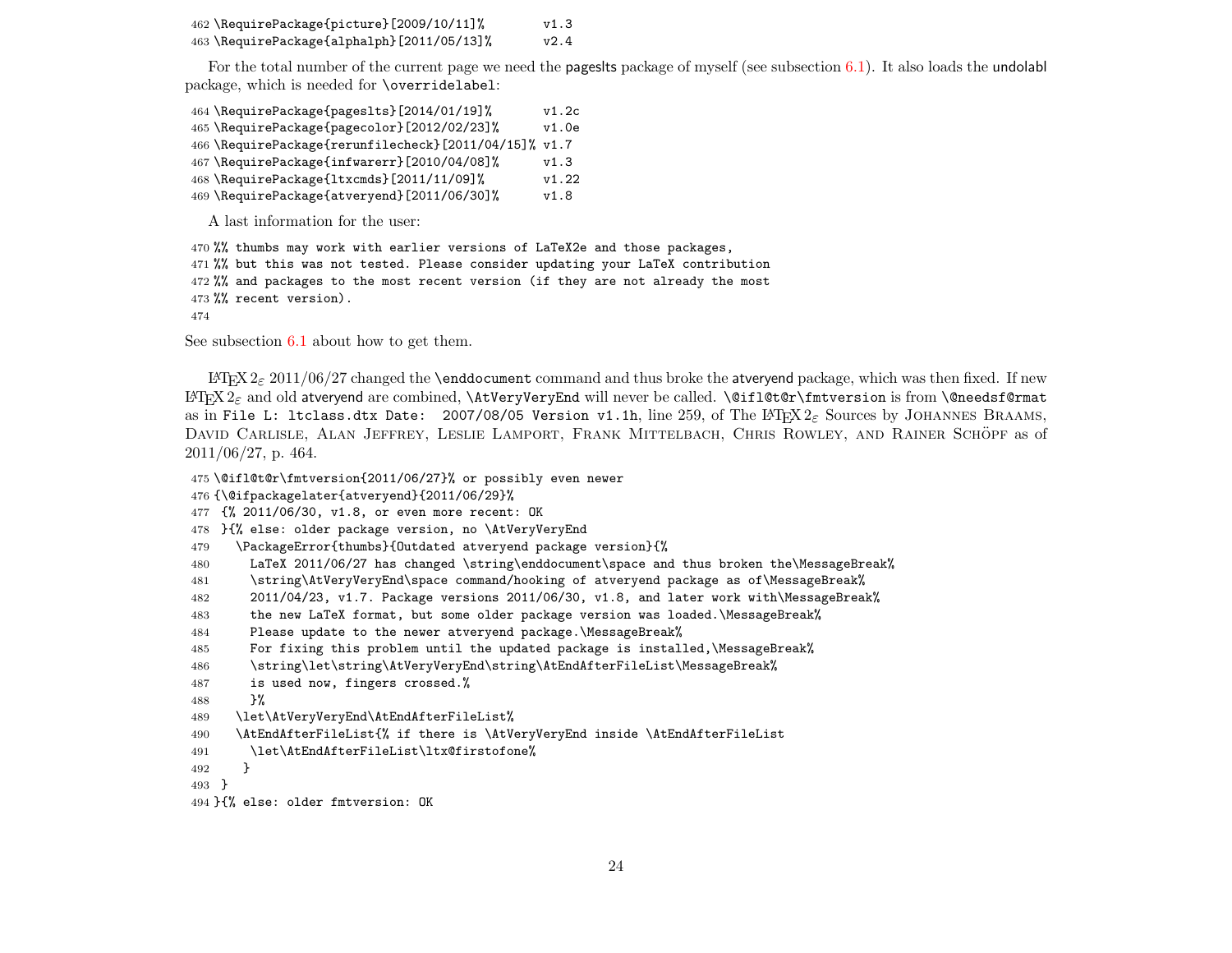```
462 \RequirePackage{picture}[2009/10/11]%        v1.3
463 \RequirePackage{alphalph}[2011/05/13]%       v2.4
```

For the total number of the current page we need the pageslts package of myself (see subsection 6.1). It also loads the undolabl package, which is needed for `\overridelabel`:

```
464 \RequirePackage{pageslts}[2014/01/19]%       v1.2c
465 \RequirePackage{pagecolor}[2012/02/23]%      v1.0e
466 \RequirePackage{rerunfilecheck}[2011/04/15]% v1.7
467 \RequirePackage{infwarerr}[2010/04/08]%      v1.3
468 \RequirePackage{ltxcmds}[2011/11/09]%        v1.22
469 \RequirePackage{atveryend}[2011/06/30]%      v1.8
```

A last information for the user:

```
470 %% thumbs may work with earlier versions of LaTeX2e and those packages,
471 %% but this was not tested. Please consider updating your LaTeX contribution
472 %% and packages to the most recent version (if they are not already the most
473 %% recent version).
474
```

See subsection 6.1 about how to get them.

LaTeX 2ε 2011/06/27 changed the `\enddocument` command and thus broke the atveryend package, which was then fixed. If new LaTeX 2ε and old atveryend are combined, `\AtVeryVeryEnd` will never be called. `\@ifl@t@r\fmtversion` is from `\@needsf@rmat` as in `File L: ltclass.dtx Date: 2007/08/05 Version v1.1h`, line 259, of The LaTeX 2ε Sources by Johannes Braams, David Carlisle, Alan Jeffrey, Leslie Lamport, Frank Mittelbach, Chris Rowley, and Rainer Schöpf as of 2011/06/27, p. 464.

```
475 \@ifl@t@r\fmtversion{2011/06/27}% or possibly even newer
476 {\@ifpackagelater{atveryend}{2011/06/29}%
477  {% 2011/06/30, v1.8, or even more recent: OK
478  }{% else: older package version, no \AtVeryVeryEnd
479    \PackageError{thumbs}{Outdated atveryend package version}{%
480      LaTeX 2011/06/27 has changed \string\enddocument\space and thus broken the\MessageBreak%
481      \string\AtVeryVeryEnd\space command/hooking of atveryend package as of\MessageBreak%
482      2011/04/23, v1.7. Package versions 2011/06/30, v1.8, and later work with\MessageBreak%
483      the new LaTeX format, but some older package version was loaded.\MessageBreak%
484      Please update to the newer atveryend package.\MessageBreak%
485      For fixing this problem until the updated package is installed,\MessageBreak%
486      \string\let\string\AtVeryVeryEnd\string\AtEndAfterFileList\MessageBreak%
487      is used now, fingers crossed.%
488      }%
489    \let\AtVeryVeryEnd\AtEndAfterFileList%
490    \AtEndAfterFileList{% if there is \AtVeryVeryEnd inside \AtEndAfterFileList
491      \let\AtEndAfterFileList\ltx@firstofone%
492     }
493  }
494 }{% else: older fmtversion: OK
```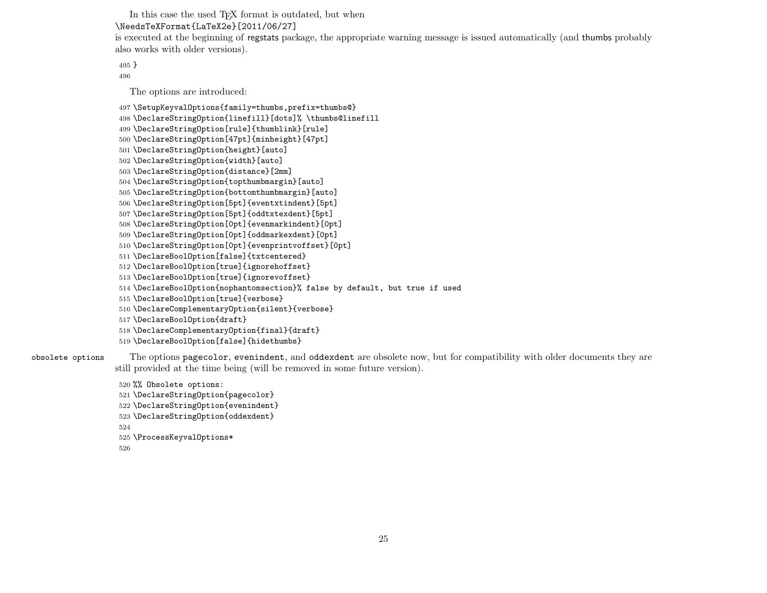In this case the used TEX format is outdated, but when
`\NeedsTeXFormat{LaTeX2e}[2011/06/27]`
is executed at the beginning of regstats package, the appropriate warning message is issued automatically (and thumbs probably also works with older versions).

```
495 }
496
```

The options are introduced:

```
497 \SetupKeyvalOptions{family=thumbs,prefix=thumbs@}
498 \DeclareStringOption{linefill}[dots]% \thumbs@linefill
499 \DeclareStringOption[rule]{thumblink}[rule]
500 \DeclareStringOption[47pt]{minheight}[47pt]
501 \DeclareStringOption{height}[auto]
502 \DeclareStringOption{width}[auto]
503 \DeclareStringOption{distance}[2mm]
504 \DeclareStringOption{topthumbmargin}[auto]
505 \DeclareStringOption{bottomthumbmargin}[auto]
506 \DeclareStringOption[5pt]{eventxtindent}[5pt]
507 \DeclareStringOption[5pt]{oddtxtexdent}[5pt]
508 \DeclareStringOption[0pt]{evenmarkindent}[0pt]
509 \DeclareStringOption[0pt]{oddmarkexdent}[0pt]
510 \DeclareStringOption[0pt]{evenprintvoffset}[0pt]
511 \DeclareBoolOption[false]{txtcentered}
512 \DeclareBoolOption[true]{ignorehoffset}
513 \DeclareBoolOption[true]{ignorevoffset}
514 \DeclareBoolOption{nophantomsection}% false by default, but true if used
515 \DeclareBoolOption[true]{verbose}
516 \DeclareComplementaryOption{silent}{verbose}
517 \DeclareBoolOption{draft}
518 \DeclareComplementaryOption{final}{draft}
519 \DeclareBoolOption[false]{hidethumbs}
```

obsolete options

The options `pagecolor`, `evenindent`, and `oddexdent` are obsolete now, but for compatibility with older documents they are still provided at the time being (will be removed in some future version).

```
520 %% Obsolete options:
521 \DeclareStringOption{pagecolor}
522 \DeclareStringOption{evenindent}
523 \DeclareStringOption{oddexdent}
524
525 \ProcessKeyvalOptions*
526
```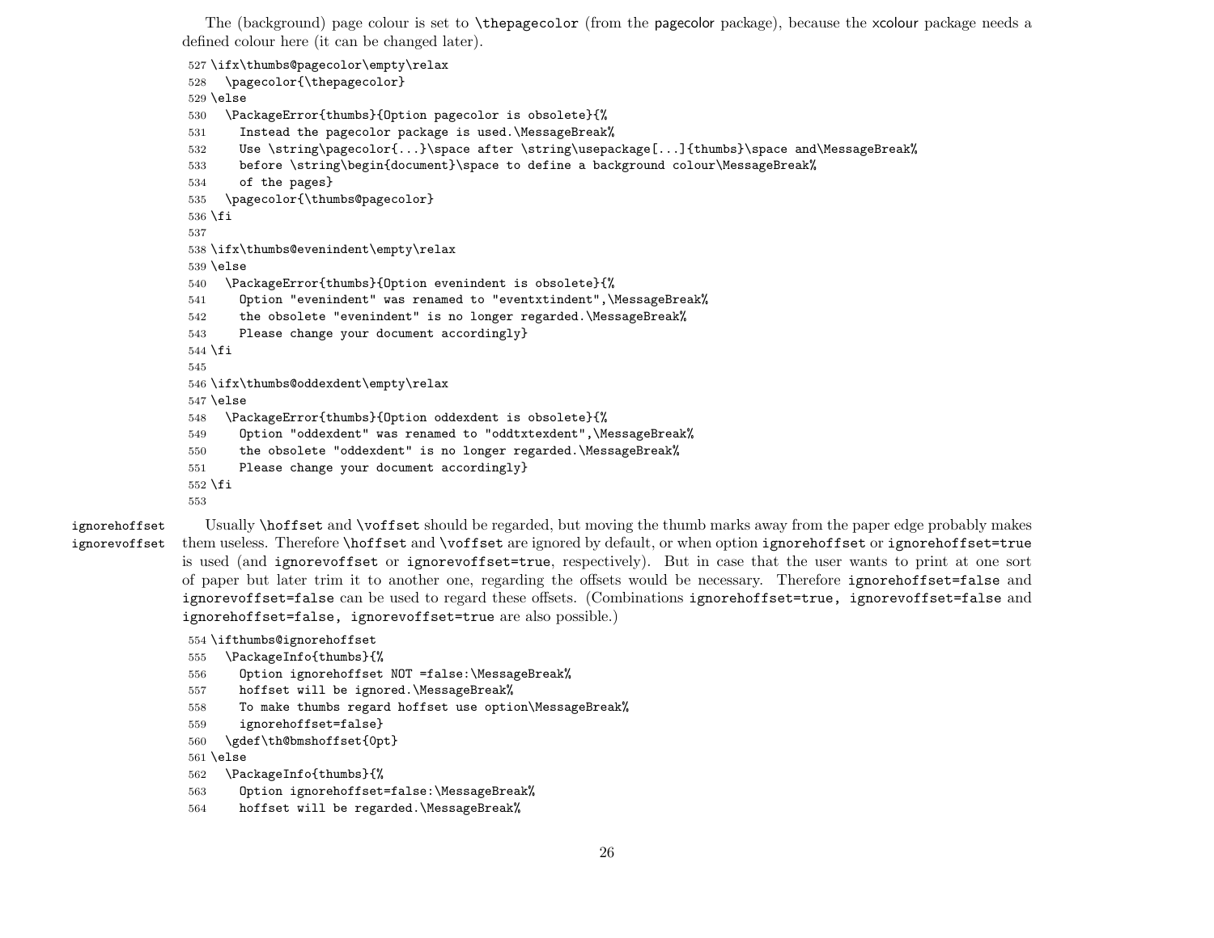The (background) page colour is set to \thepagecolor (from the pagecolor package), because the xcolour package needs a defined colour here (it can be changed later).

```
527 \ifx\thumbs@pagecolor\empty\relax
528   \pagecolor{\thepagecolor}
529 \else
530   \PackageError{thumbs}{Option pagecolor is obsolete}{%
531     Instead the pagecolor package is used.\MessageBreak%
532     Use \string\pagecolor{...}\space after \string\usepackage[...]{thumbs}\space and\MessageBreak%
533     before \string\begin{document}\space to define a background colour\MessageBreak%
534     of the pages}
535   \pagecolor{\thumbs@pagecolor}
536 \fi
537
538 \ifx\thumbs@evenindent\empty\relax
539 \else
540   \PackageError{thumbs}{Option evenindent is obsolete}{%
541     Option "evenindent" was renamed to "eventxtindent",\MessageBreak%
542     the obsolete "evenindent" is no longer regarded.\MessageBreak%
543     Please change your document accordingly}
544 \fi
545
546 \ifx\thumbs@oddexdent\empty\relax
547 \else
548   \PackageError{thumbs}{Option oddexdent is obsolete}{%
549     Option "oddexdent" was renamed to "oddtxtexdent",\MessageBreak%
550     the obsolete "oddexdent" is no longer regarded.\MessageBreak%
551     Please change your document accordingly}
552 \fi
553
```

ignorehoffset
ignorevoffset

Usually \hoffset and \voffset should be regarded, but moving the thumb marks away from the paper edge probably makes them useless. Therefore \hoffset and \voffset are ignored by default, or when option ignorehoffset or ignorehoffset=true is used (and ignorevoffset or ignorevoffset=true, respectively). But in case that the user wants to print at one sort of paper but later trim it to another one, regarding the offsets would be necessary. Therefore ignorehoffset=false and ignorevoffset=false can be used to regard these offsets. (Combinations ignorehoffset=true, ignorevoffset=false and ignorehoffset=false, ignorevoffset=true are also possible.)

```
554 \ifthumbs@ignorehoffset
555   \PackageInfo{thumbs}{%
556     Option ignorehoffset NOT =false:\MessageBreak%
557     hoffset will be ignored.\MessageBreak%
558     To make thumbs regard hoffset use option\MessageBreak%
559     ignorehoffset=false}
560   \gdef\th@bmshoffset{0pt}
561 \else
562   \PackageInfo{thumbs}{%
563     Option ignorehoffset=false:\MessageBreak%
564     hoffset will be regarded.\MessageBreak%
```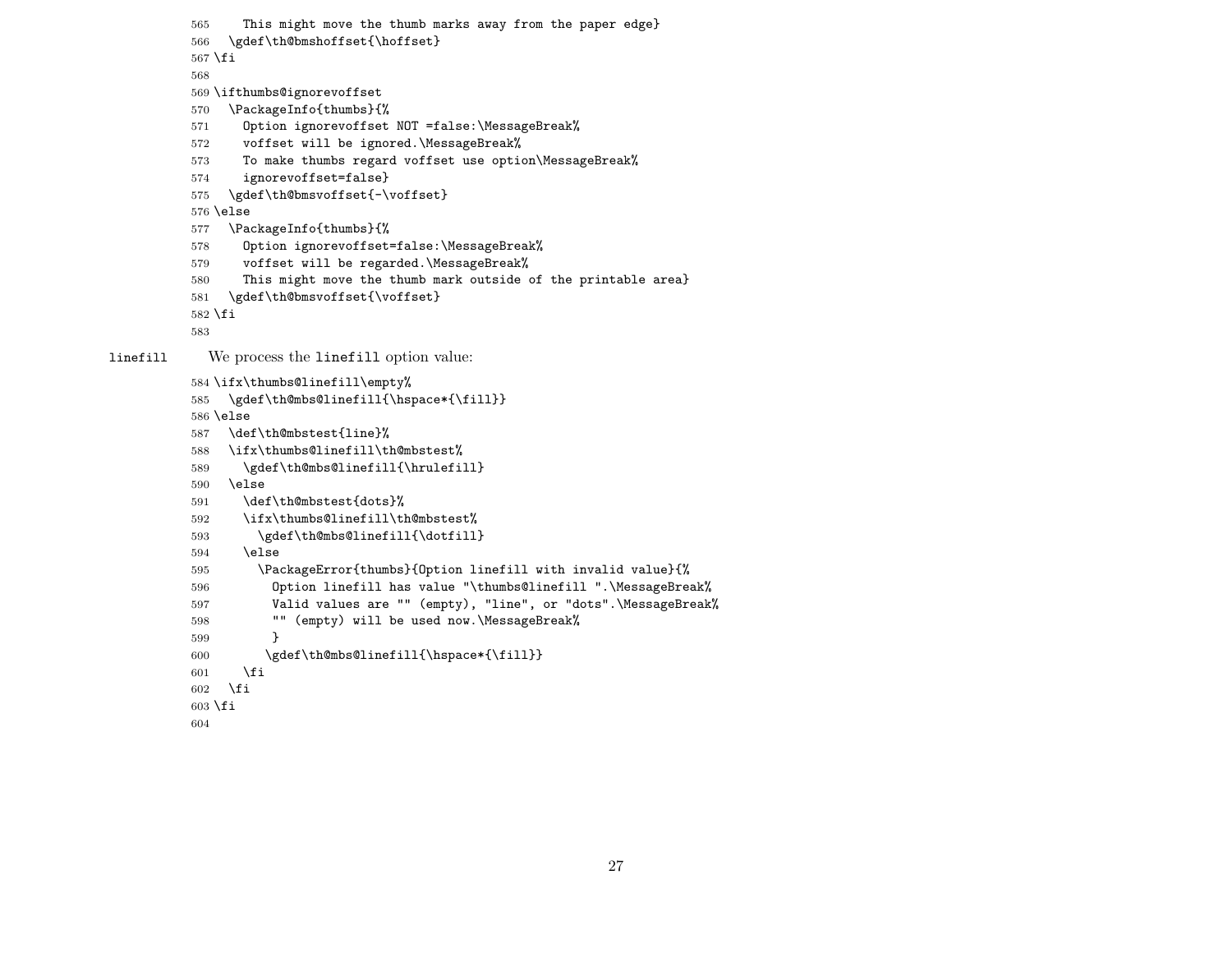```
565     This might move the thumb marks away from the paper edge}
566   \gdef\th@bmshoffset{\hoffset}
567 \fi
568
569 \ifthumbs@ignorevoffset
570   \PackageInfo{thumbs}{%
571     Option ignorevoffset NOT =false:\MessageBreak%
572     voffset will be ignored.\MessageBreak%
573     To make thumbs regard voffset use option\MessageBreak%
574     ignorevoffset=false}
575   \gdef\th@bmsvoffset{-\voffset}
576 \else
577   \PackageInfo{thumbs}{%
578     Option ignorevoffset=false:\MessageBreak%
579     voffset will be regarded.\MessageBreak%
580     This might move the thumb mark outside of the printable area}
581   \gdef\th@bmsvoffset{\voffset}
582 \fi
583
```

linefill We process the linefill option value:

```
584 \ifx\thumbs@linefill\empty%
585   \gdef\th@mbs@linefill{\hspace*{\fill}}
586 \else
587   \def\th@mbstest{line}%
588   \ifx\thumbs@linefill\th@mbstest%
589     \gdef\th@mbs@linefill{\hrulefill}
590   \else
591     \def\th@mbstest{dots}%
592     \ifx\thumbs@linefill\th@mbstest%
593       \gdef\th@mbs@linefill{\dotfill}
594     \else
595       \PackageError{thumbs}{Option linefill with invalid value}{%
596         Option linefill has value "\thumbs@linefill ".\MessageBreak%
597         Valid values are "" (empty), "line", or "dots".\MessageBreak%
598         "" (empty) will be used now.\MessageBreak%
599         }
600       \gdef\th@mbs@linefill{\hspace*{\fill}}
601     \fi
602   \fi
603 \fi
604
```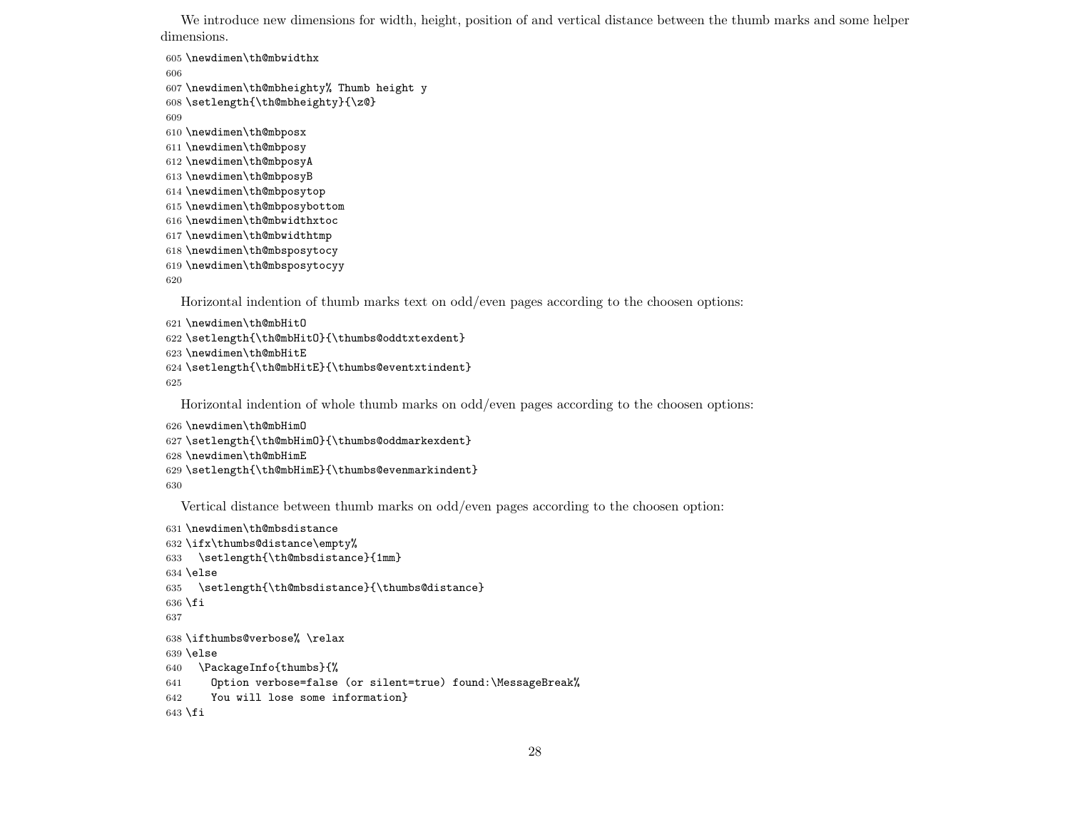We introduce new dimensions for width, height, position of and vertical distance between the thumb marks and some helper dimensions.

```
605 \newdimen\th@mbwidthx
606
607 \newdimen\th@mbheighty% Thumb height y
608 \setlength{\th@mbheighty}{\z@}
609
610 \newdimen\th@mbposx
611 \newdimen\th@mbposy
612 \newdimen\th@mbposyA
613 \newdimen\th@mbposyB
614 \newdimen\th@mbposytop
615 \newdimen\th@mbposybottom
616 \newdimen\th@mbwidthxtoc
617 \newdimen\th@mbwidthtmp
618 \newdimen\th@mbsposytocy
619 \newdimen\th@mbsposytocyy
620
```

Horizontal indention of thumb marks text on odd/even pages according to the choosen options:

```
621 \newdimen\th@mbHitO
622 \setlength{\th@mbHitO}{\thumbs@oddtxtexdent}
623 \newdimen\th@mbHitE
624 \setlength{\th@mbHitE}{\thumbs@eventxtindent}
625
```

Horizontal indention of whole thumb marks on odd/even pages according to the choosen options:

```
626 \newdimen\th@mbHimO
627 \setlength{\th@mbHimO}{\thumbs@oddmarkexdent}
628 \newdimen\th@mbHimE
629 \setlength{\th@mbHimE}{\thumbs@evenmarkindent}
630
```

Vertical distance between thumb marks on odd/even pages according to the choosen option:

```
631 \newdimen\th@mbsdistance
632 \ifx\thumbs@distance\empty%
633   \setlength{\th@mbsdistance}{1mm}
634 \else
635   \setlength{\th@mbsdistance}{\thumbs@distance}
636 \fi
637
638 \ifthumbs@verbose% \relax
639 \else
640   \PackageInfo{thumbs}{%
641     Option verbose=false (or silent=true) found:\MessageBreak%
642     You will lose some information}
643 \fi
```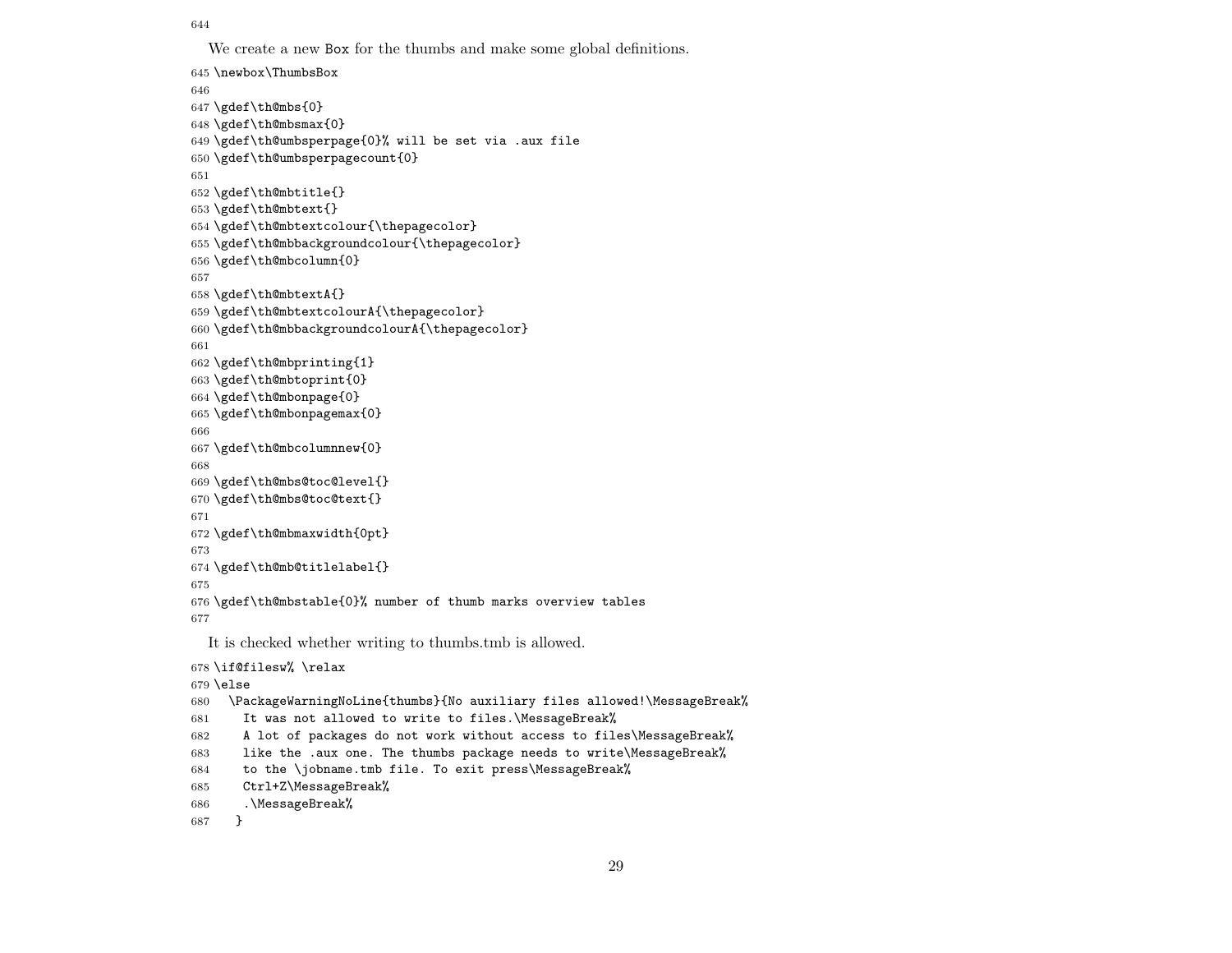```
644
```

We create a new Box for the thumbs and make some global definitions.

```
645 \newbox\ThumbsBox
646
647 \gdef\th@mbs{0}
648 \gdef\th@mbsmax{0}
649 \gdef\th@umbsperpage{0}% will be set via .aux file
650 \gdef\th@umbsperpagecount{0}
651
652 \gdef\th@mbtitle{}
653 \gdef\th@mbtext{}
654 \gdef\th@mbtextcolour{\thepagecolor}
655 \gdef\th@mbbackgroundcolour{\thepagecolor}
656 \gdef\th@mbcolumn{0}
657
658 \gdef\th@mbtextA{}
659 \gdef\th@mbtextcolourA{\thepagecolor}
660 \gdef\th@mbbackgroundcolourA{\thepagecolor}
661
662 \gdef\th@mbprinting{1}
663 \gdef\th@mbtoprint{0}
664 \gdef\th@mbonpage{0}
665 \gdef\th@mbonpagemax{0}
666
667 \gdef\th@mbcolumnnew{0}
668
669 \gdef\th@mbs@toc@level{}
670 \gdef\th@mbs@toc@text{}
671
672 \gdef\th@mbmaxwidth{0pt}
673
674 \gdef\th@mb@titlelabel{}
675
676 \gdef\th@mbstable{0}% number of thumb marks overview tables
677
```

It is checked whether writing to thumbs.tmb is allowed.

```
678 \if@filesw% \relax
679 \else
680   \PackageWarningNoLine{thumbs}{No auxiliary files allowed!\MessageBreak%
681     It was not allowed to write to files.\MessageBreak%
682     A lot of packages do not work without access to files\MessageBreak%
683     like the .aux one. The thumbs package needs to write\MessageBreak%
684     to the \jobname.tmb file. To exit press\MessageBreak%
685     Ctrl+Z\MessageBreak%
686     .\MessageBreak%
687    }
```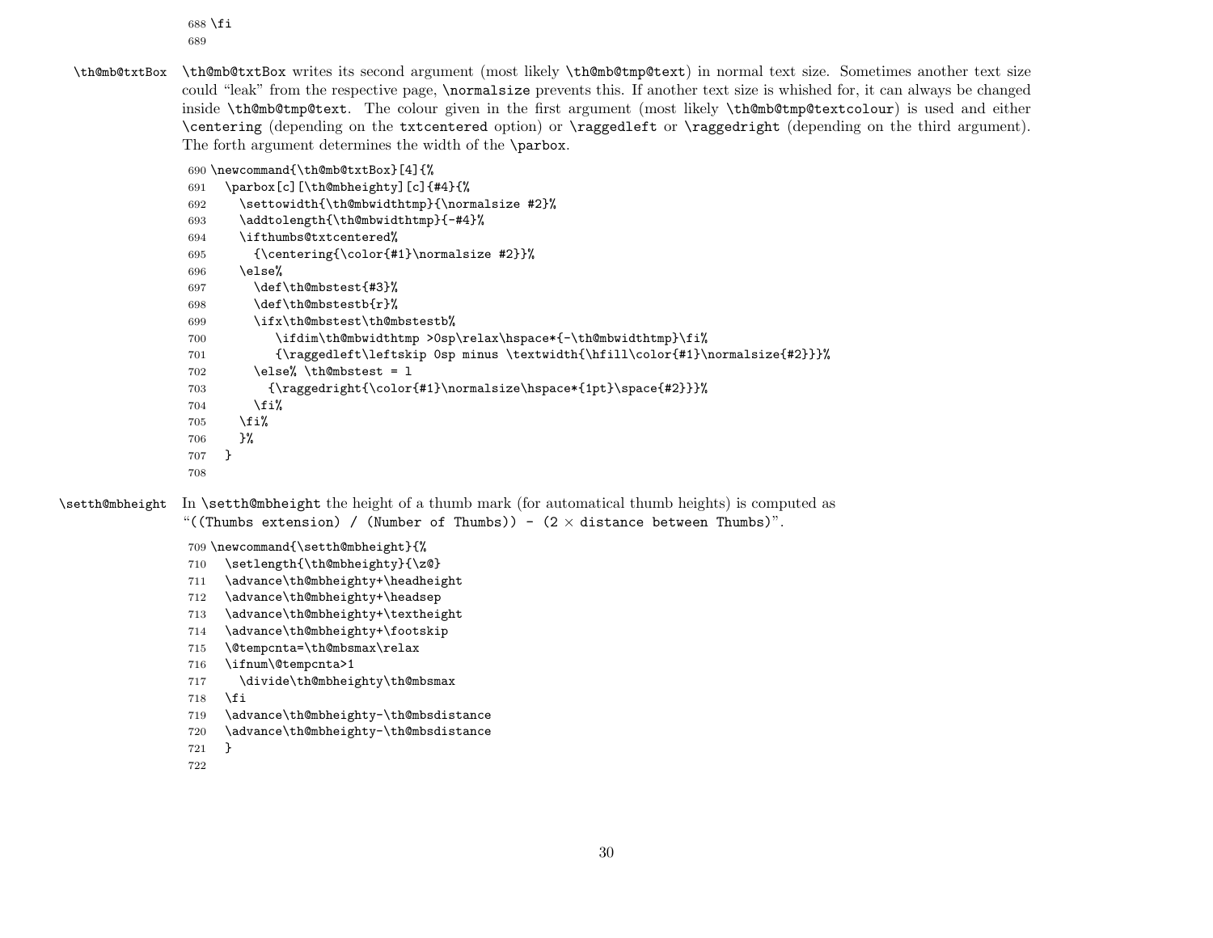```
688 \fi
689
```

`\th@mb@txtBox` `\th@mb@txtBox` writes its second argument (most likely `\th@mb@tmp@text`) in normal text size. Sometimes another text size could "leak" from the respective page, `\normalsize` prevents this. If another text size is whished for, it can always be changed inside `\th@mb@tmp@text`. The colour given in the first argument (most likely `\th@mb@tmp@textcolour`) is used and either `\centering` (depending on the `txtcentered` option) or `\raggedleft` or `\raggedright` (depending on the third argument). The forth argument determines the width of the `\parbox`.

```
690 \newcommand{\th@mb@txtBox}[4]{%
691   \parbox[c][\th@mbheighty][c]{#4}{%
692     \settowidth{\th@mbwidthtmp}{\normalsize #2}%
693     \addtolength{\th@mbwidthtmp}{-#4}%
694     \ifthumbs@txtcentered%
695       {\centering{\color{#1}\normalsize #2}}%
696     \else%
697       \def\th@mbstest{#3}%
698       \def\th@mbstestb{r}%
699       \ifx\th@mbstest\th@mbstestb%
700          \ifdim\th@mbwidthtmp >0sp\relax\hspace*{-\th@mbwidthtmp}\fi%
701          {\raggedleft\leftskip 0sp minus \textwidth{\hfill\color{#1}\normalsize{#2}}}%
702       \else% \th@mbstest = l
703         {\raggedright{\color{#1}\normalsize\hspace*{1pt}\space{#2}}}%
704       \fi%
705     \fi%
706     }%
707   }
708
```

`\setth@mbheight` In `\setth@mbheight` the height of a thumb mark (for automatical thumb heights) is computed as "`((Thumbs extension) / (Number of Thumbs)) - (2` × `distance between Thumbs)`".

```
709 \newcommand{\setth@mbheight}{%
710   \setlength{\th@mbheighty}{\z@}
711   \advance\th@mbheighty+\headheight
712   \advance\th@mbheighty+\headsep
713   \advance\th@mbheighty+\textheight
714   \advance\th@mbheighty+\footskip
715   \@tempcnta=\th@mbsmax\relax
716   \ifnum\@tempcnta>1
717     \divide\th@mbheighty\th@mbsmax
718   \fi
719   \advance\th@mbheighty-\th@mbsdistance
720   \advance\th@mbheighty-\th@mbsdistance
721   }
722
```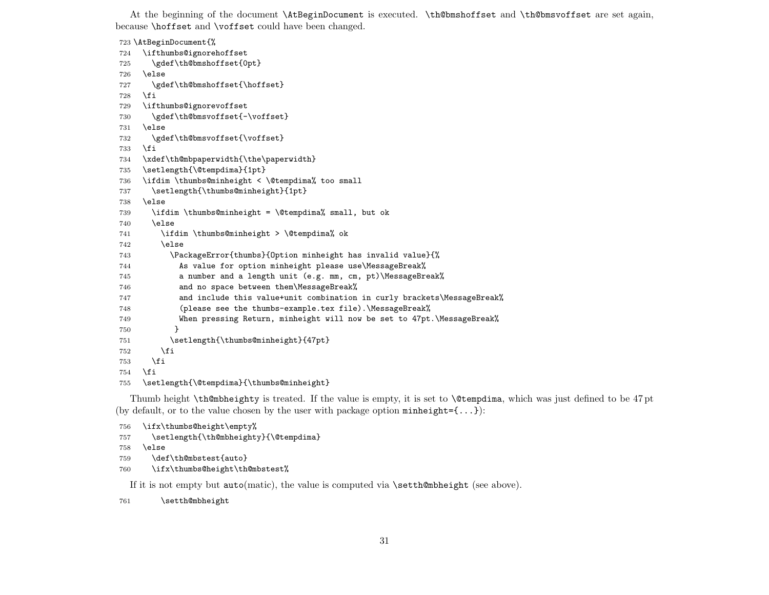At the beginning of the document `\AtBeginDocument` is executed. `\th@bmshoffset` and `\th@bmsvoffset` are set again, because `\hoffset` and `\voffset` could have been changed.

```
723 \AtBeginDocument{%
724   \ifthumbs@ignorehoffset
725     \gdef\th@bmshoffset{0pt}
726   \else
727     \gdef\th@bmshoffset{\hoffset}
728   \fi
729   \ifthumbs@ignorevoffset
730     \gdef\th@bmsvoffset{-\voffset}
731   \else
732     \gdef\th@bmsvoffset{\voffset}
733   \fi
734   \xdef\th@mbpaperwidth{\the\paperwidth}
735   \setlength{\@tempdima}{1pt}
736   \ifdim \thumbs@minheight < \@tempdima% too small
737     \setlength{\thumbs@minheight}{1pt}
738   \else
739     \ifdim \thumbs@minheight = \@tempdima% small, but ok
740     \else
741       \ifdim \thumbs@minheight > \@tempdima% ok
742       \else
743         \PackageError{thumbs}{Option minheight has invalid value}{%
744           As value for option minheight please use\MessageBreak%
745           a number and a length unit (e.g. mm, cm, pt)\MessageBreak%
746           and no space between them\MessageBreak%
747           and include this value+unit combination in curly brackets\MessageBreak%
748           (please see the thumbs-example.tex file).\MessageBreak%
749           When pressing Return, minheight will now be set to 47pt.\MessageBreak%
750          }
751         \setlength{\thumbs@minheight}{47pt}
752       \fi
753     \fi
754   \fi
755   \setlength{\@tempdima}{\thumbs@minheight}
```

Thumb height `\th@mbheighty` is treated. If the value is empty, it is set to `\@tempdima`, which was just defined to be 47 pt (by default, or to the value chosen by the user with package option `minheight={...}`):

```
756   \ifx\thumbs@height\empty%
757     \setlength{\th@mbheighty}{\@tempdima}
758   \else
759     \def\th@mbstest{auto}
760     \ifx\thumbs@height\th@mbstest%
```

If it is not empty but `auto`(matic), the value is computed via `\setth@mbheight` (see above).

```
761       \setth@mbheight
```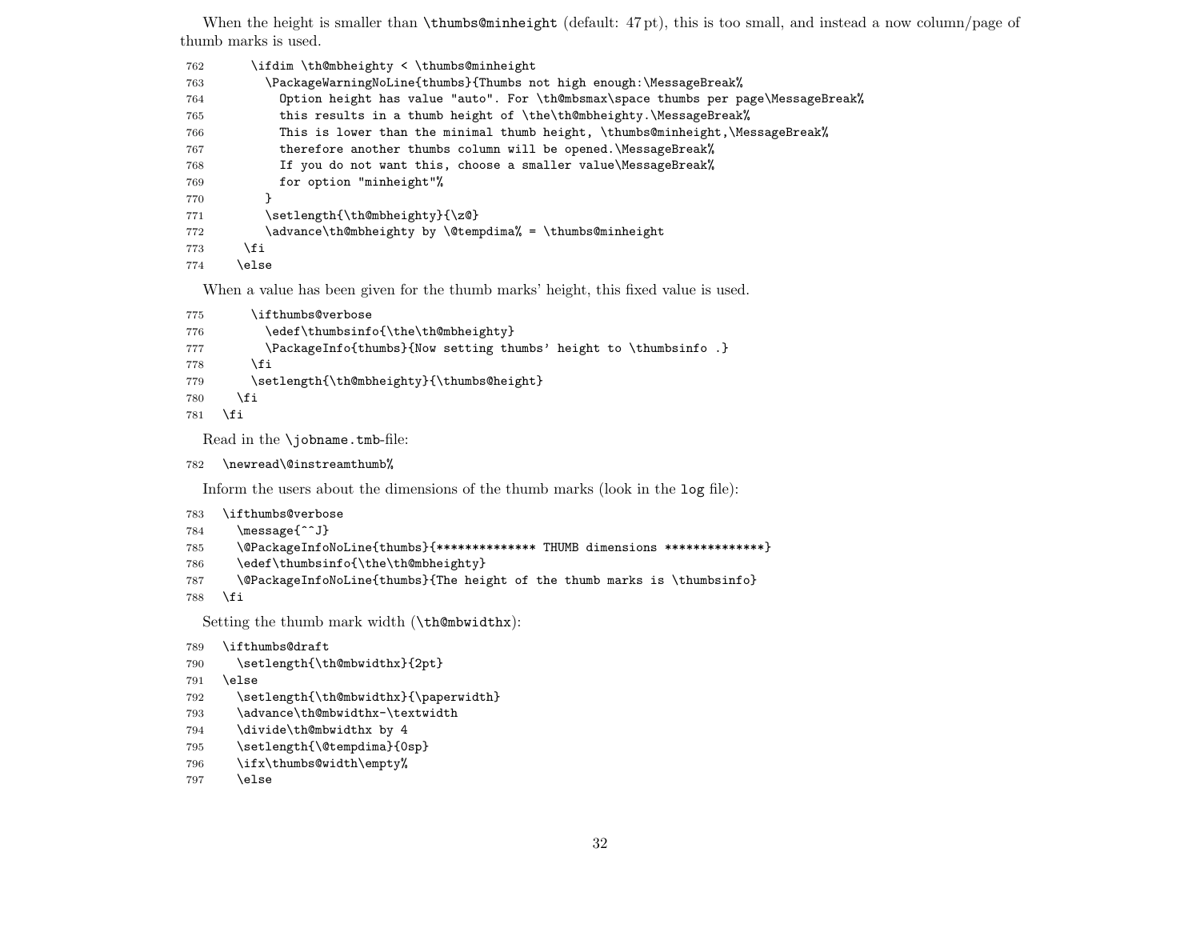When the height is smaller than `\thumbs@minheight` (default: 47 pt), this is too small, and instead a now column/page of thumb marks is used.

```
762     \ifdim \th@mbheighty < \thumbs@minheight
763       \PackageWarningNoLine{thumbs}{Thumbs not high enough:\MessageBreak%
764         Option height has value "auto". For \th@mbsmax\space thumbs per page\MessageBreak%
765         this results in a thumb height of \the\th@mbheighty.\MessageBreak%
766         This is lower than the minimal thumb height, \thumbs@minheight,\MessageBreak%
767         therefore another thumbs column will be opened.\MessageBreak%
768         If you do not want this, choose a smaller value\MessageBreak%
769         for option "minheight"%
770       }
771       \setlength{\th@mbheighty}{\z@}
772       \advance\th@mbheighty by \@tempdima% = \thumbs@minheight
773     \fi
774   \else
```

When a value has been given for the thumb marks' height, this fixed value is used.

```
775     \ifthumbs@verbose
776       \edef\thumbsinfo{\the\th@mbheighty}
777       \PackageInfo{thumbs}{Now setting thumbs' height to \thumbsinfo .}
778     \fi
779     \setlength{\th@mbheighty}{\thumbs@height}
780   \fi
781 \fi
```

Read in the `\jobname.tmb`-file:

```
782 \newread\@instreamthumb%
```

Inform the users about the dimensions of the thumb marks (look in the `log` file):

```
783 \ifthumbs@verbose
784   \message{^^J}
785   \@PackageInfoNoLine{thumbs}{************** THUMB dimensions **************}
786   \edef\thumbsinfo{\the\th@mbheighty}
787   \@PackageInfoNoLine{thumbs}{The height of the thumb marks is \thumbsinfo}
788 \fi
```

Setting the thumb mark width (`\th@mbwidthx`):

```
789 \ifthumbs@draft
790   \setlength{\th@mbwidthx}{2pt}
791 \else
792   \setlength{\th@mbwidthx}{\paperwidth}
793   \advance\th@mbwidthx-\textwidth
794   \divide\th@mbwidthx by 4
795   \setlength{\@tempdima}{0sp}
796   \ifx\thumbs@width\empty%
797   \else
```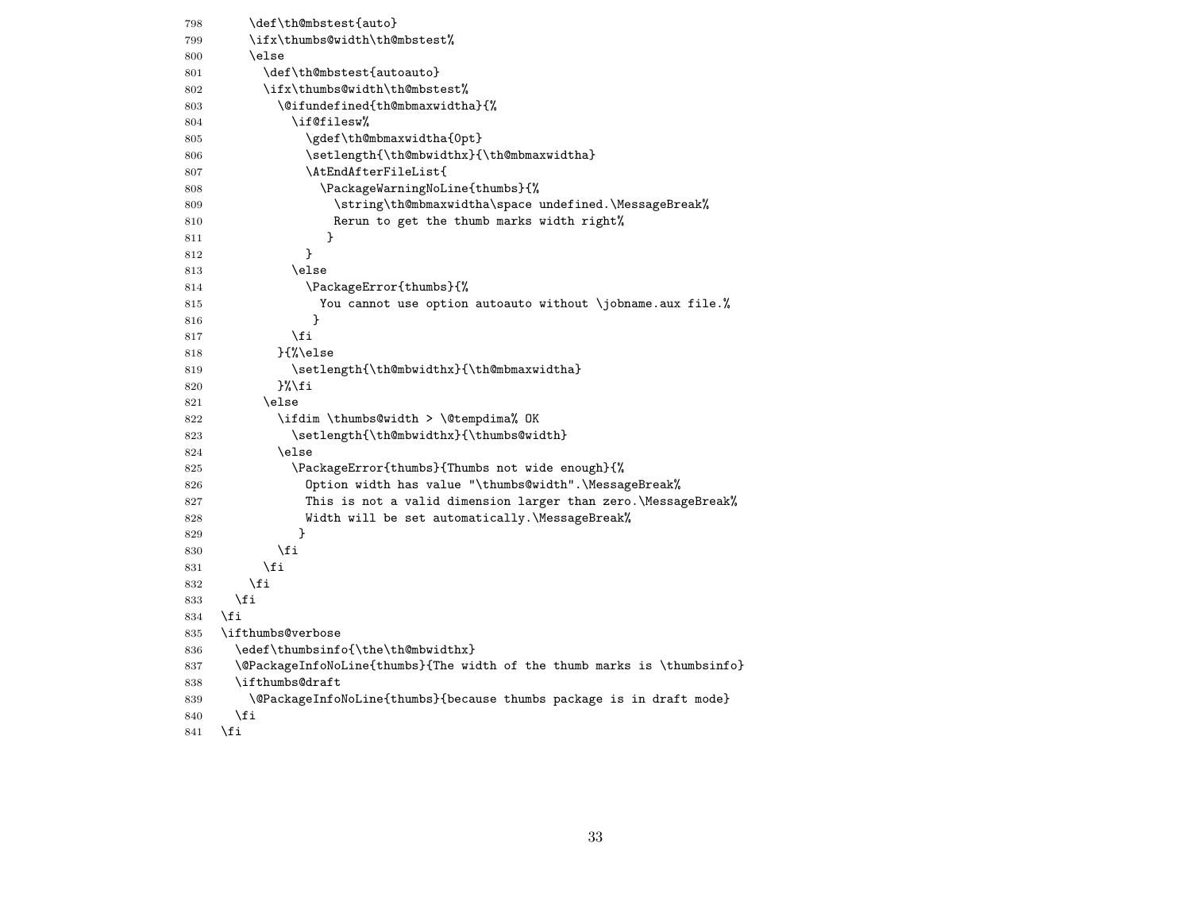```
798     \def\th@mbstest{auto}
799     \ifx\thumbs@width\th@mbstest%
800     \else
801       \def\th@mbstest{autoauto}
802       \ifx\thumbs@width\th@mbstest%
803         \@ifundefined{th@mbmaxwidtha}{%
804           \if@filesw%
805             \gdef\th@mbmaxwidtha{0pt}
806             \setlength{\th@mbwidthx}{\th@mbmaxwidtha}
807             \AtEndAfterFileList{
808               \PackageWarningNoLine{thumbs}{%
809                 \string\th@mbmaxwidtha\space undefined.\MessageBreak%
810                 Rerun to get the thumb marks width right%
811                }
812             }
813           \else
814             \PackageError{thumbs}{%
815               You cannot use option autoauto without \jobname.aux file.%
816              }
817           \fi
818         }{%\else
819           \setlength{\th@mbwidthx}{\th@mbmaxwidtha}
820         }%\fi
821       \else
822         \ifdim \thumbs@width > \@tempdima% OK
823           \setlength{\th@mbwidthx}{\thumbs@width}
824         \else
825           \PackageError{thumbs}{Thumbs not wide enough}{%
826             Option width has value "\thumbs@width".\MessageBreak%
827             This is not a valid dimension larger than zero.\MessageBreak%
828             Width will be set automatically.\MessageBreak%
829            }
830         \fi
831       \fi
832     \fi
833   \fi
834 \fi
835 \ifthumbs@verbose
836   \edef\thumbsinfo{\the\th@mbwidthx}
837   \@PackageInfoNoLine{thumbs}{The width of the thumb marks is \thumbsinfo}
838   \ifthumbs@draft
839     \@PackageInfoNoLine{thumbs}{because thumbs package is in draft mode}
840   \fi
841 \fi
```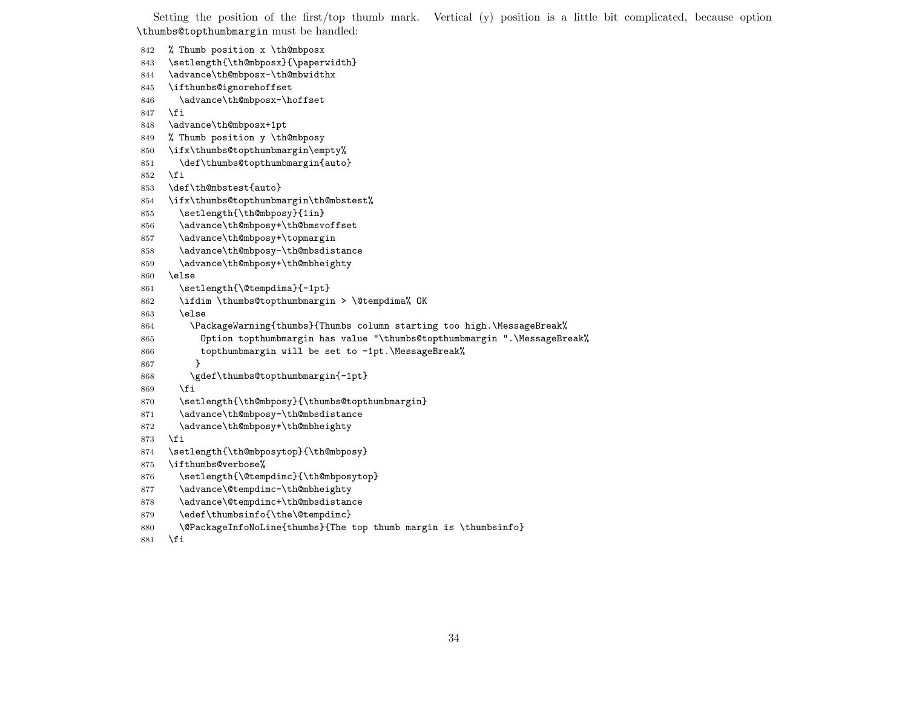Setting the position of the first/top thumb mark. Vertical (y) position is a little bit complicated, because option `\thumbs@topthumbmargin` must be handled:

```
842 % Thumb position x \th@mbposx
843 \setlength{\th@mbposx}{\paperwidth}
844 \advance\th@mbposx-\th@mbwidthx
845 \ifthumbs@ignorehoffset
846   \advance\th@mbposx-\hoffset
847 \fi
848 \advance\th@mbposx+1pt
849 % Thumb position y \th@mbposy
850 \ifx\thumbs@topthumbmargin\empty%
851   \def\thumbs@topthumbmargin{auto}
852 \fi
853 \def\th@mbstest{auto}
854 \ifx\thumbs@topthumbmargin\th@mbstest%
855   \setlength{\th@mbposy}{1in}
856   \advance\th@mbposy+\th@bmsvoffset
857   \advance\th@mbposy+\topmargin
858   \advance\th@mbposy-\th@mbsdistance
859   \advance\th@mbposy+\th@mbheighty
860 \else
861   \setlength{\@tempdima}{-1pt}
862   \ifdim \thumbs@topthumbmargin > \@tempdima% OK
863   \else
864     \PackageWarning{thumbs}{Thumbs column starting too high.\MessageBreak%
865       Option topthumbmargin has value "\thumbs@topthumbmargin ".\MessageBreak%
866       topthumbmargin will be set to -1pt.\MessageBreak%
867      }
868     \gdef\thumbs@topthumbmargin{-1pt}
869   \fi
870   \setlength{\th@mbposy}{\thumbs@topthumbmargin}
871   \advance\th@mbposy-\th@mbsdistance
872   \advance\th@mbposy+\th@mbheighty
873 \fi
874 \setlength{\th@mbposytop}{\th@mbposy}
875 \ifthumbs@verbose%
876   \setlength{\@tempdimc}{\th@mbposytop}
877   \advance\@tempdimc-\th@mbheighty
878   \advance\@tempdimc+\th@mbsdistance
879   \edef\thumbsinfo{\the\@tempdimc}
880   \@PackageInfoNoLine{thumbs}{The top thumb margin is \thumbsinfo}
881 \fi
```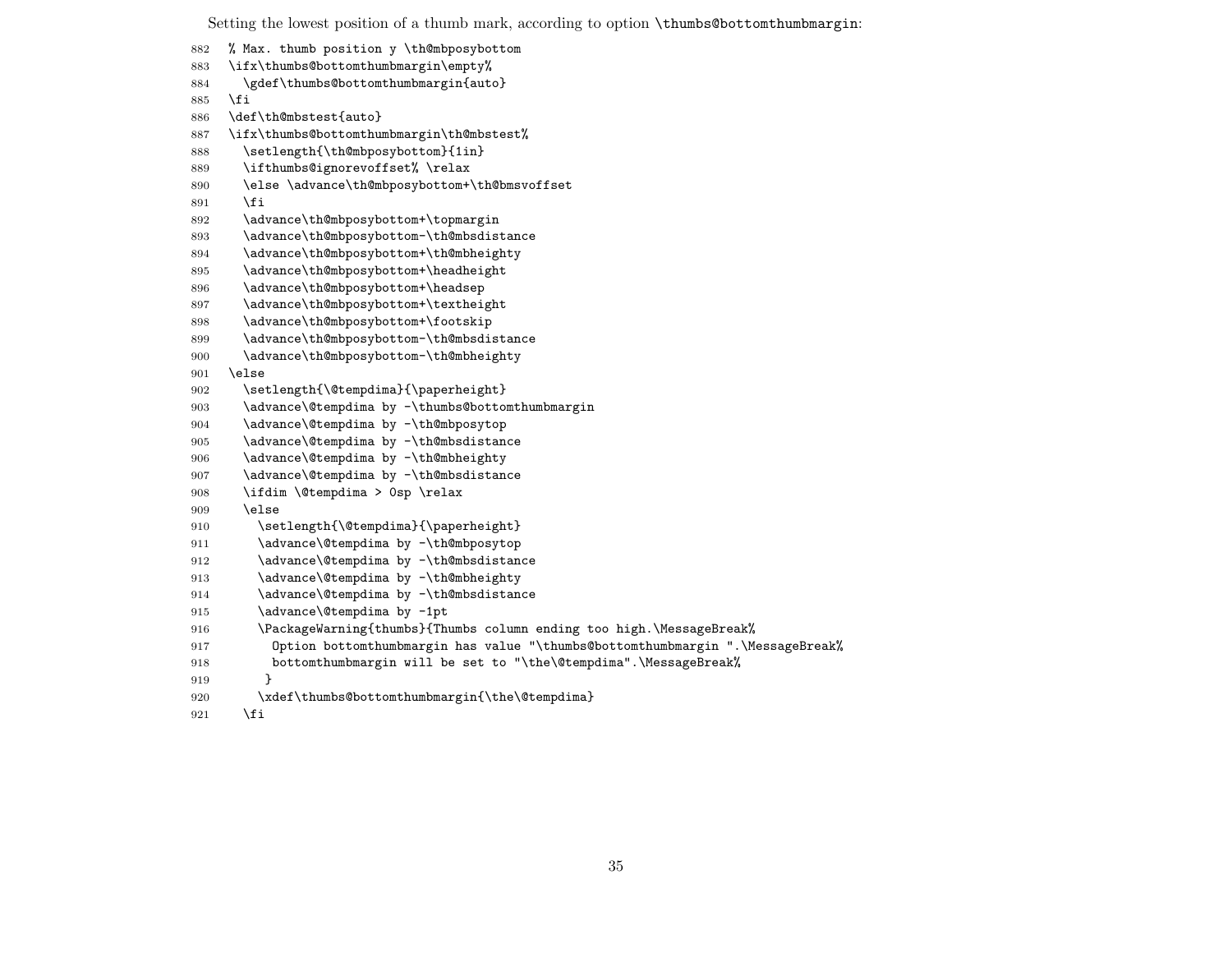Setting the lowest position of a thumb mark, according to option `\thumbs@bottomthumbmargin`:

```
882 % Max. thumb position y \th@mbposybottom
883 \ifx\thumbs@bottomthumbmargin\empty%
884   \gdef\thumbs@bottomthumbmargin{auto}
885 \fi
886 \def\th@mbstest{auto}
887 \ifx\thumbs@bottomthumbmargin\th@mbstest%
888   \setlength{\th@mbposybottom}{1in}
889   \ifthumbs@ignorevoffset% \relax
890   \else \advance\th@mbposybottom+\th@bmsvoffset
891   \fi
892   \advance\th@mbposybottom+\topmargin
893   \advance\th@mbposybottom-\th@mbsdistance
894   \advance\th@mbposybottom+\th@mbheighty
895   \advance\th@mbposybottom+\headheight
896   \advance\th@mbposybottom+\headsep
897   \advance\th@mbposybottom+\textheight
898   \advance\th@mbposybottom+\footskip
899   \advance\th@mbposybottom-\th@mbsdistance
900   \advance\th@mbposybottom-\th@mbheighty
901 \else
902   \setlength{\@tempdima}{\paperheight}
903   \advance\@tempdima by -\thumbs@bottomthumbmargin
904   \advance\@tempdima by -\th@mbposytop
905   \advance\@tempdima by -\th@mbsdistance
906   \advance\@tempdima by -\th@mbheighty
907   \advance\@tempdima by -\th@mbsdistance
908   \ifdim \@tempdima > 0sp \relax
909   \else
910     \setlength{\@tempdima}{\paperheight}
911     \advance\@tempdima by -\th@mbposytop
912     \advance\@tempdima by -\th@mbsdistance
913     \advance\@tempdima by -\th@mbheighty
914     \advance\@tempdima by -\th@mbsdistance
915     \advance\@tempdima by -1pt
916     \PackageWarning{thumbs}{Thumbs column ending too high.\MessageBreak%
917       Option bottomthumbmargin has value "\thumbs@bottomthumbmargin ".\MessageBreak%
918       bottomthumbmargin will be set to "\the\@tempdima".\MessageBreak%
919      }
920     \xdef\thumbs@bottomthumbmargin{\the\@tempdima}
921   \fi
```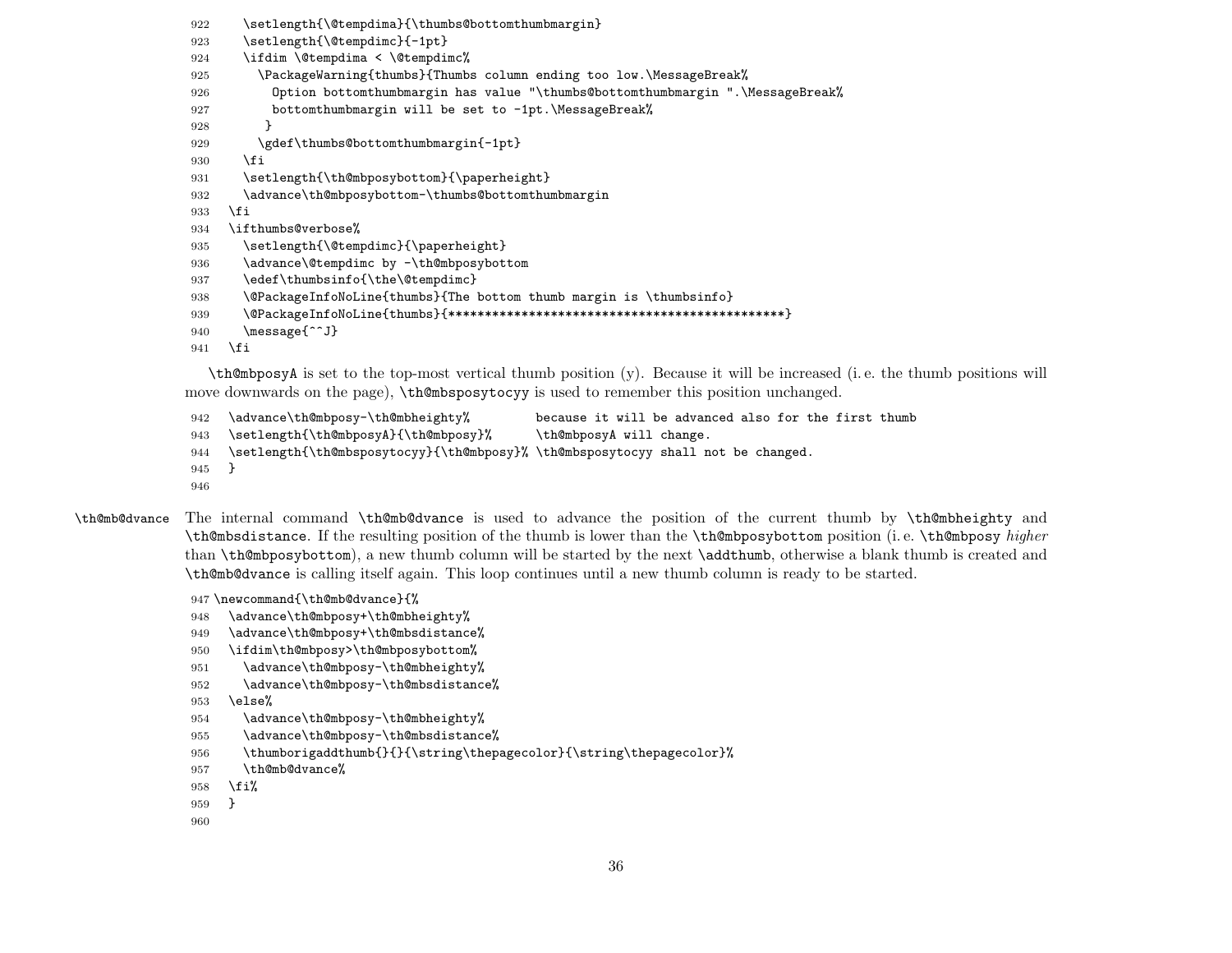```
922     \setlength{\@tempdima}{\thumbs@bottomthumbmargin}
923     \setlength{\@tempdimc}{-1pt}
924     \ifdim \@tempdima < \@tempdimc%
925       \PackageWarning{thumbs}{Thumbs column ending too low.\MessageBreak%
926         Option bottomthumbmargin has value "\thumbs@bottomthumbmargin ".\MessageBreak%
927         bottomthumbmargin will be set to -1pt.\MessageBreak%
928        }
929       \gdef\thumbs@bottomthumbmargin{-1pt}
930     \fi
931     \setlength{\th@mbposybottom}{\paperheight}
932     \advance\th@mbposybottom-\thumbs@bottomthumbmargin
933   \fi
934   \ifthumbs@verbose%
935     \setlength{\@tempdimc}{\paperheight}
936     \advance\@tempdimc by -\th@mbposybottom
937     \edef\thumbsinfo{\the\@tempdimc}
938     \@PackageInfoNoLine{thumbs}{The bottom thumb margin is \thumbsinfo}
939     \@PackageInfoNoLine{thumbs}{**********************************************}
940     \message{^^J}
941   \fi
```

`\th@mbposyA` is set to the top-most vertical thumb position (y). Because it will be increased (i. e. the thumb positions will move downwards on the page), `\th@mbsposytocyy` is used to remember this position unchanged.

```
942   \advance\th@mbposy-\th@mbheighty%         because it will be advanced also for the first thumb
943   \setlength{\th@mbposyA}{\th@mbposy}%      \th@mbposyA will change.
944   \setlength{\th@mbsposytocyy}{\th@mbposy}% \th@mbsposytocyy shall not be changed.
945   }
946
```

`\th@mb@dvance` The internal command `\th@mb@dvance` is used to advance the position of the current thumb by `\th@mbheighty` and `\th@mbsdistance`. If the resulting position of the thumb is lower than the `\th@mbposybottom` position (i. e. `\th@mbposy` *higher* than `\th@mbposybottom`), a new thumb column will be started by the next `\addthumb`, otherwise a blank thumb is created and `\th@mb@dvance` is calling itself again. This loop continues until a new thumb column is ready to be started.

```
947 \newcommand{\th@mb@dvance}{%
948   \advance\th@mbposy+\th@mbheighty%
949   \advance\th@mbposy+\th@mbsdistance%
950   \ifdim\th@mbposy>\th@mbposybottom%
951     \advance\th@mbposy-\th@mbheighty%
952     \advance\th@mbposy-\th@mbsdistance%
953   \else%
954     \advance\th@mbposy-\th@mbheighty%
955     \advance\th@mbposy-\th@mbsdistance%
956     \thumborigaddthumb{}{}{\string\thepagecolor}{\string\thepagecolor}%
957     \th@mb@dvance%
958   \fi%
959   }
960
```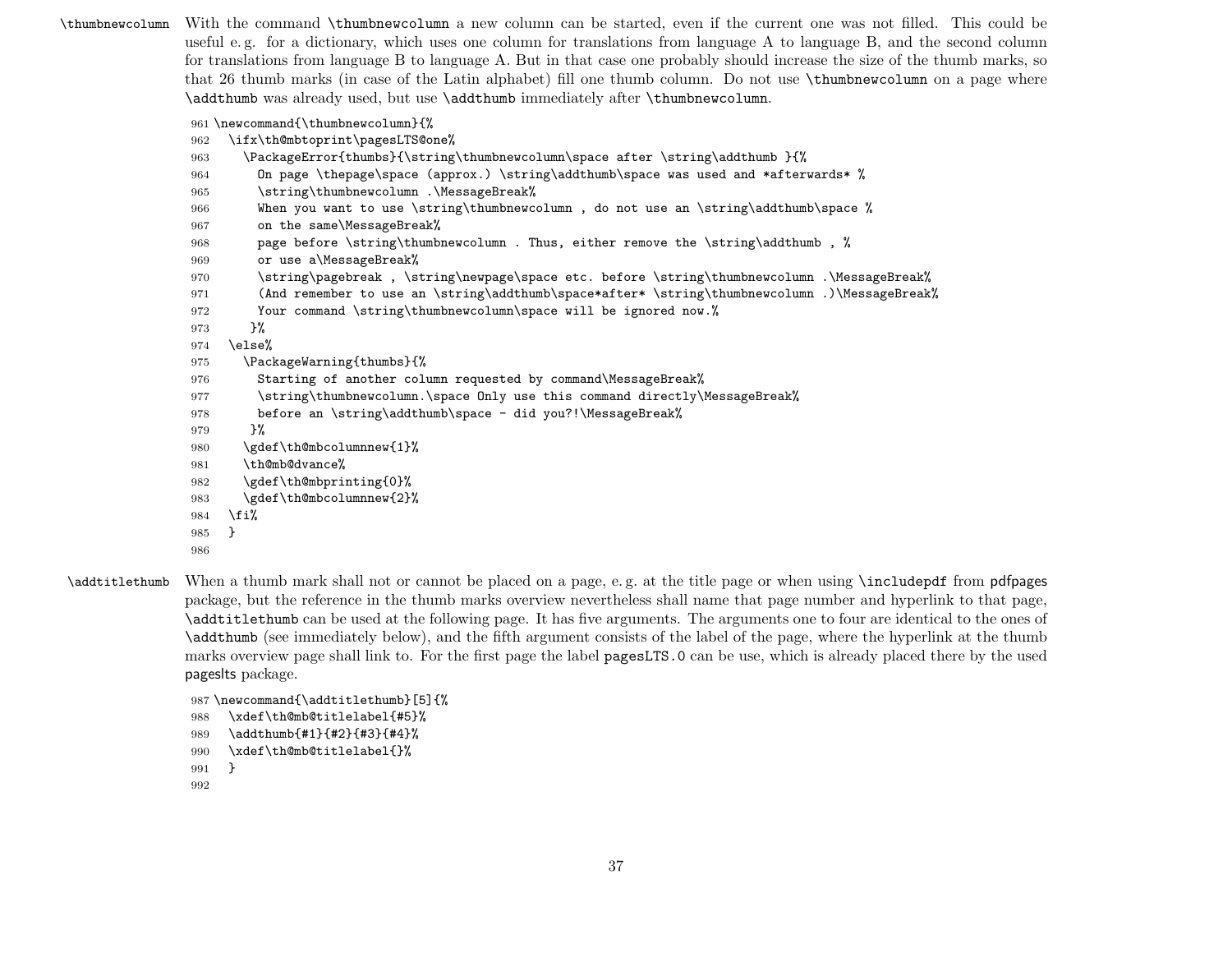\thumbnewcolumn With the command \thumbnewcolumn a new column can be started, even if the current one was not filled. This could be useful e. g. for a dictionary, which uses one column for translations from language A to language B, and the second column for translations from language B to language A. But in that case one probably should increase the size of the thumb marks, so that 26 thumb marks (in case of the Latin alphabet) fill one thumb column. Do not use \thumbnewcolumn on a page where \addthumb was already used, but use \addthumb immediately after \thumbnewcolumn.

```
961 \newcommand{\thumbnewcolumn}{%
962   \ifx\th@mbtoprint\pagesLTS@one%
963     \PackageError{thumbs}{\string\thumbnewcolumn\space after \string\addthumb }{%
964       On page \thepage\space (approx.) \string\addthumb\space was used and *afterwards* %
965       \string\thumbnewcolumn .\MessageBreak%
966       When you want to use \string\thumbnewcolumn , do not use an \string\addthumb\space %
967       on the same\MessageBreak%
968       page before \string\thumbnewcolumn . Thus, either remove the \string\addthumb , %
969       or use a\MessageBreak%
970       \string\pagebreak , \string\newpage\space etc. before \string\thumbnewcolumn .\MessageBreak%
971       (And remember to use an \string\addthumb\space*after* \string\thumbnewcolumn .)\MessageBreak%
972       Your command \string\thumbnewcolumn\space will be ignored now.%
973      }%
974   \else%
975     \PackageWarning{thumbs}{%
976       Starting of another column requested by command\MessageBreak%
977       \string\thumbnewcolumn.\space Only use this command directly\MessageBreak%
978       before an \string\addthumb\space - did you?!\MessageBreak%
979      }%
980     \gdef\th@mbcolumnnew{1}%
981     \th@mb@dvance%
982     \gdef\th@mbprinting{0}%
983     \gdef\th@mbcolumnnew{2}%
984   \fi%
985   }
986 
```

\addtitlethumb When a thumb mark shall not or cannot be placed on a page, e. g. at the title page or when using \includepdf from pdfpages package, but the reference in the thumb marks overview nevertheless shall name that page number and hyperlink to that page, \addtitlethumb can be used at the following page. It has five arguments. The arguments one to four are identical to the ones of \addthumb (see immediately below), and the fifth argument consists of the label of the page, where the hyperlink at the thumb marks overview page shall link to. For the first page the label pagesLTS.0 can be use, which is already placed there by the used pageslts package.

```
987 \newcommand{\addtitlethumb}[5]{%
988   \xdef\th@mb@titlelabel{#5}%
989   \addthumb{#1}{#2}{#3}{#4}%
990   \xdef\th@mb@titlelabel{}%
991   }
992 
```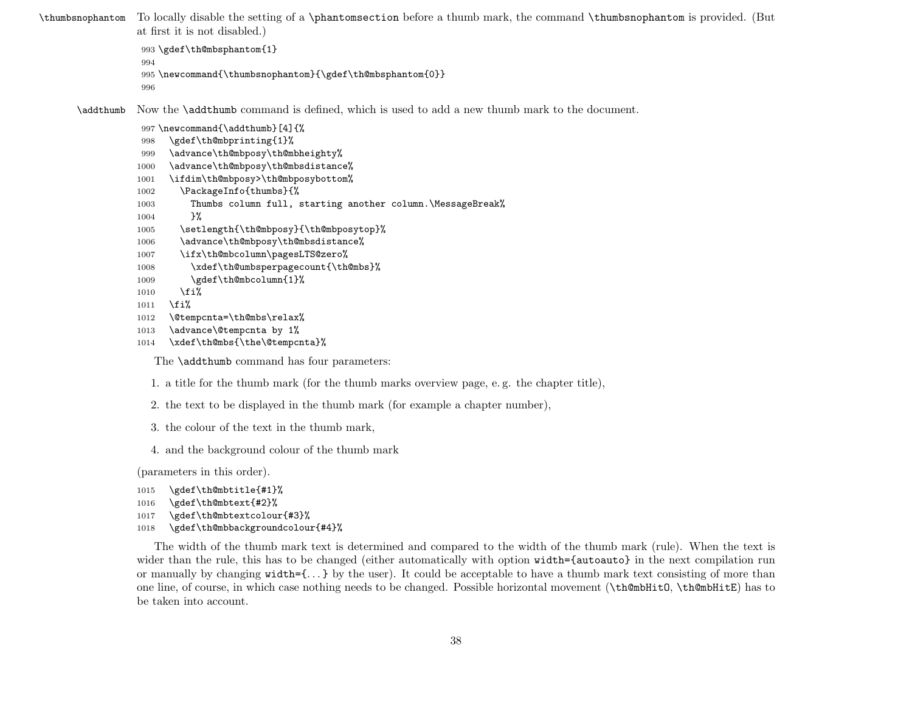\thumbsnophantom To locally disable the setting of a \phantomsection before a thumb mark, the command \thumbsnophantom is provided. (But at first it is not disabled.)

```
993 \gdef\th@mbsphantom{1}
994
995 \newcommand{\thumbsnophantom}{\gdef\th@mbsphantom{0}}
996
```

\addthumb Now the \addthumb command is defined, which is used to add a new thumb mark to the document.

```
997 \newcommand{\addthumb}[4]{%
998   \gdef\th@mbprinting{1}%
999   \advance\th@mbposy\th@mbheighty%
1000   \advance\th@mbposy\th@mbsdistance%
1001   \ifdim\th@mbposy>\th@mbposybottom%
1002     \PackageInfo{thumbs}{%
1003       Thumbs column full, starting another column.\MessageBreak%
1004       }%
1005     \setlength{\th@mbposy}{\th@mbposytop}%
1006     \advance\th@mbposy\th@mbsdistance%
1007     \ifx\th@mbcolumn\pagesLTS@zero%
1008       \xdef\th@umbsperpagecount{\th@mbs}%
1009       \gdef\th@mbcolumn{1}%
1010     \fi%
1011   \fi%
1012   \@tempcnta=\th@mbs\relax%
1013   \advance\@tempcnta by 1%
1014   \xdef\th@mbs{\the\@tempcnta}%
```

The \addthumb command has four parameters:

1. a title for the thumb mark (for the thumb marks overview page, e. g. the chapter title),
2. the text to be displayed in the thumb mark (for example a chapter number),
3. the colour of the text in the thumb mark,
4. and the background colour of the thumb mark

(parameters in this order).

```
1015   \gdef\th@mbtitle{#1}%
1016   \gdef\th@mbtext{#2}%
1017   \gdef\th@mbtextcolour{#3}%
1018   \gdef\th@mbbackgroundcolour{#4}%
```

The width of the thumb mark text is determined and compared to the width of the thumb mark (rule). When the text is wider than the rule, this has to be changed (either automatically with option width={autoauto} in the next compilation run or manually by changing width={...} by the user). It could be acceptable to have a thumb mark text consisting of more than one line, of course, in which case nothing needs to be changed. Possible horizontal movement (\th@mbHitO, \th@mbHitE) has to be taken into account.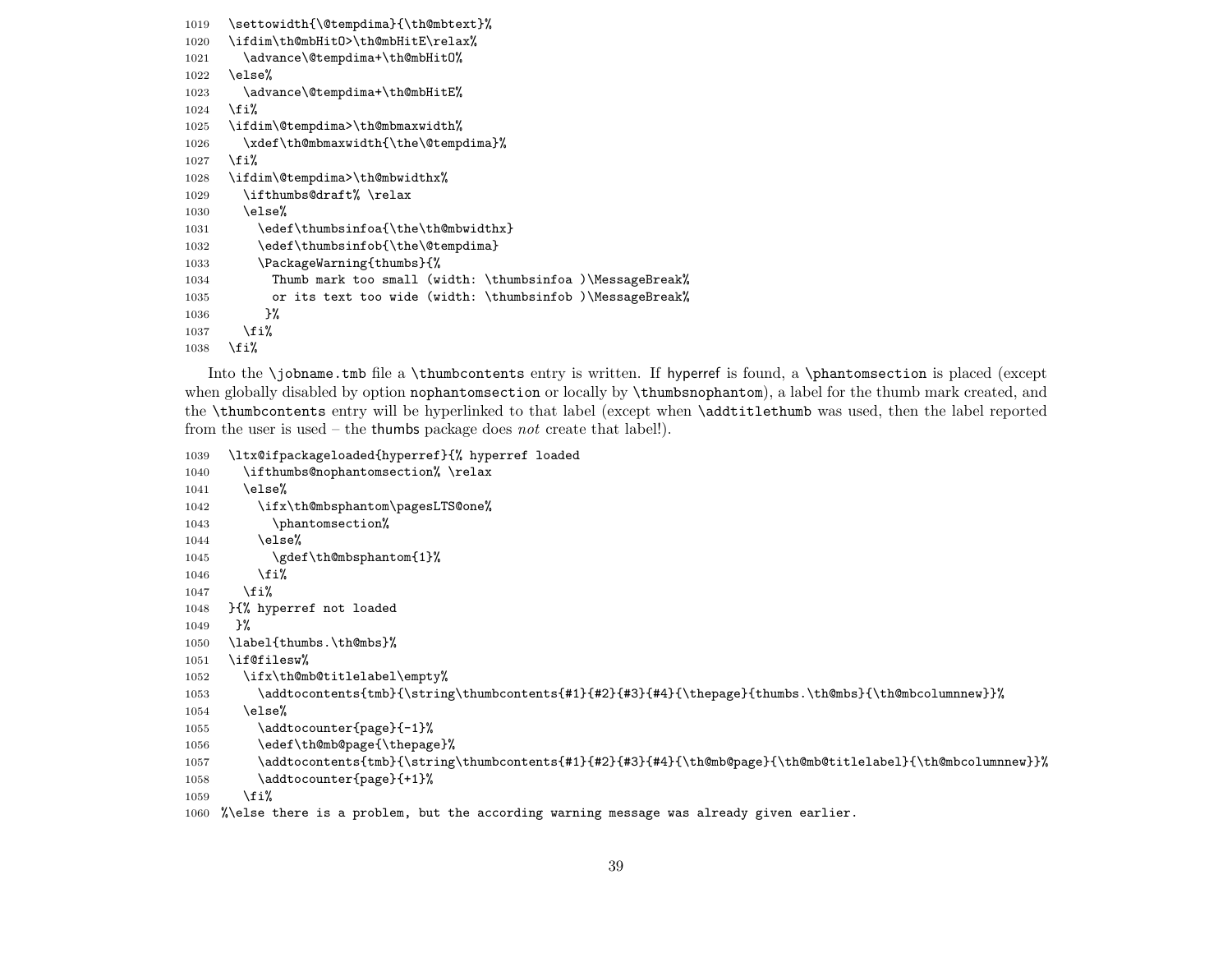```
1019 \settowidth{\@tempdima}{\th@mbtext}%
1020 \ifdim\th@mbHitO>\th@mbHitE\relax%
1021   \advance\@tempdima+\th@mbHitO%
1022 \else%
1023   \advance\@tempdima+\th@mbHitE%
1024 \fi%
1025 \ifdim\@tempdima>\th@mbmaxwidth%
1026   \xdef\th@mbmaxwidth{\the\@tempdima}%
1027 \fi%
1028 \ifdim\@tempdima>\th@mbwidthx%
1029   \ifthumbs@draft% \relax
1030   \else%
1031     \edef\thumbsinfoa{\the\th@mbwidthx}
1032     \edef\thumbsinfob{\the\@tempdima}
1033     \PackageWarning{thumbs}{%
1034       Thumb mark too small (width: \thumbsinfoa )\MessageBreak%
1035       or its text too wide (width: \thumbsinfob )\MessageBreak%
1036      }%
1037   \fi%
1038 \fi%
```

Into the `\jobname.tmb` file a `\thumbcontents` entry is written. If hyperref is found, a `\phantomsection` is placed (except when globally disabled by option `nophantomsection` or locally by `\thumbsnophantom`), a label for the thumb mark created, and the `\thumbcontents` entry will be hyperlinked to that label (except when `\addtitlethumb` was used, then the label reported from the user is used – the thumbs package does *not* create that label!).

```
1039 \ltx@ifpackageloaded{hyperref}{% hyperref loaded
1040   \ifthumbs@nophantomsection% \relax
1041   \else%
1042     \ifx\th@mbsphantom\pagesLTS@one%
1043       \phantomsection%
1044     \else%
1045       \gdef\th@mbsphantom{1}%
1046     \fi%
1047   \fi%
1048 }{% hyperref not loaded
1049  }%
1050 \label{thumbs.\th@mbs}%
1051 \if@filesw%
1052   \ifx\th@mb@titlelabel\empty%
1053     \addtocontents{tmb}{\string\thumbcontents{#1}{#2}{#3}{#4}{\thepage}{thumbs.\th@mbs}{\th@mbcolumnnew}}%
1054   \else%
1055     \addtocounter{page}{-1}%
1056     \edef\th@mb@page{\thepage}%
1057     \addtocontents{tmb}{\string\thumbcontents{#1}{#2}{#3}{#4}{\th@mb@page}{\th@mb@titlelabel}{\th@mbcolumnnew}}%
1058     \addtocounter{page}{+1}%
1059   \fi%
1060 %\else there is a problem, but the according warning message was already given earlier.
```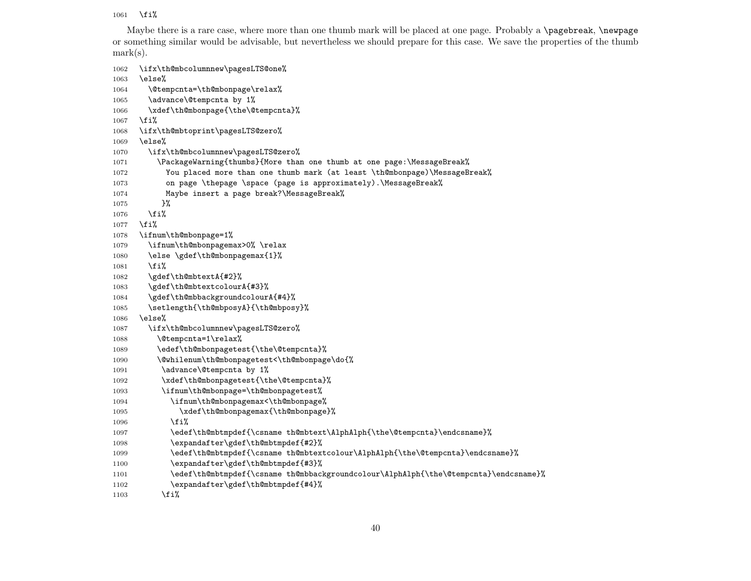```
1061  \fi%
```

Maybe there is a rare case, where more than one thumb mark will be placed at one page. Probably a `\pagebreak`, `\newpage` or something similar would be advisable, but nevertheless we should prepare for this case. We save the properties of the thumb mark(s).

```
1062  \ifx\th@mbcolumnnew\pagesLTS@one%
1063  \else%
1064    \@tempcnta=\th@mbonpage\relax%
1065    \advance\@tempcnta by 1%
1066    \xdef\th@mbonpage{\the\@tempcnta}%
1067  \fi%
1068  \ifx\th@mbtoprint\pagesLTS@zero%
1069  \else%
1070    \ifx\th@mbcolumnnew\pagesLTS@zero%
1071      \PackageWarning{thumbs}{More than one thumb at one page:\MessageBreak%
1072        You placed more than one thumb mark (at least \th@mbonpage)\MessageBreak%
1073        on page \thepage \space (page is approximately).\MessageBreak%
1074        Maybe insert a page break?\MessageBreak%
1075       }%
1076    \fi%
1077  \fi%
1078  \ifnum\th@mbonpage=1%
1079    \ifnum\th@mbonpagemax>0% \relax
1080    \else \gdef\th@mbonpagemax{1}%
1081    \fi%
1082    \gdef\th@mbtextA{#2}%
1083    \gdef\th@mbtextcolourA{#3}%
1084    \gdef\th@mbbackgroundcolourA{#4}%
1085    \setlength{\th@mbposyA}{\th@mbposy}%
1086  \else%
1087    \ifx\th@mbcolumnnew\pagesLTS@zero%
1088      \@tempcnta=1\relax%
1089      \edef\th@mbonpagetest{\the\@tempcnta}%
1090      \@whilenum\th@mbonpagetest<\th@mbonpage\do{%
1091       \advance\@tempcnta by 1%
1092       \xdef\th@mbonpagetest{\the\@tempcnta}%
1093       \ifnum\th@mbonpage=\th@mbonpagetest%
1094         \ifnum\th@mbonpagemax<\th@mbonpage%
1095           \xdef\th@mbonpagemax{\th@mbonpage}%
1096         \fi%
1097         \edef\th@mbtmpdef{\csname th@mbtext\AlphAlph{\the\@tempcnta}\endcsname}%
1098         \expandafter\gdef\th@mbtmpdef{#2}%
1099         \edef\th@mbtmpdef{\csname th@mbtextcolour\AlphAlph{\the\@tempcnta}\endcsname}%
1100         \expandafter\gdef\th@mbtmpdef{#3}%
1101         \edef\th@mbtmpdef{\csname th@mbbackgroundcolour\AlphAlph{\the\@tempcnta}\endcsname}%
1102         \expandafter\gdef\th@mbtmpdef{#4}%
1103       \fi%
```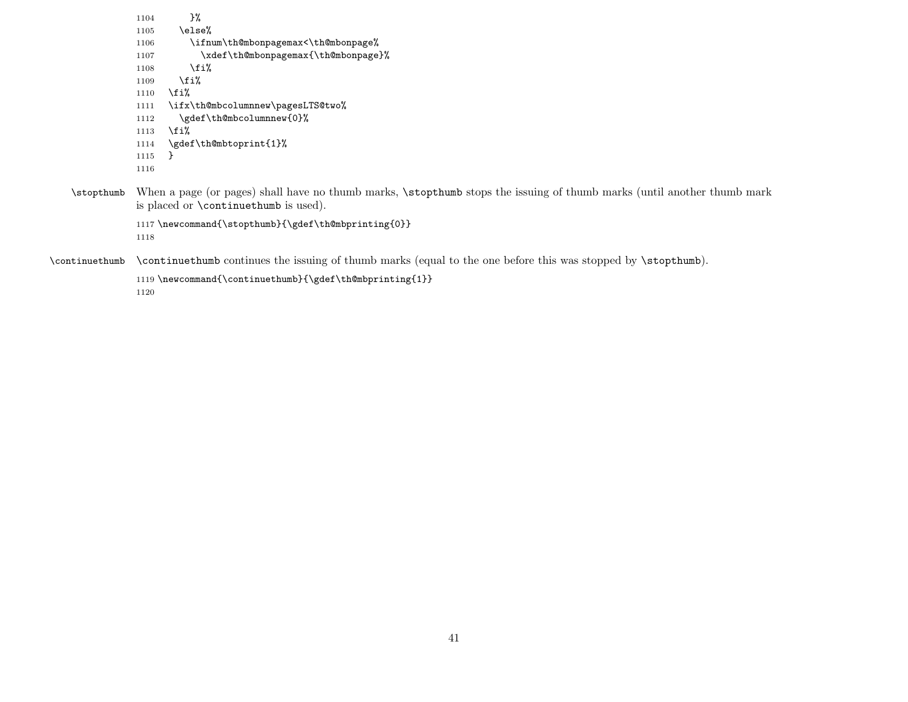```
1104       }%
1105     \else%
1106       \ifnum\th@mbonpagemax<\th@mbonpage%
1107         \xdef\th@mbonpagemax{\th@mbonpage}%
1108       \fi%
1109     \fi%
1110   \fi%
1111   \ifx\th@mbcolumnnew\pagesLTS@two%
1112     \gdef\th@mbcolumnnew{0}%
1113   \fi%
1114   \gdef\th@mbtoprint{1}%
1115   }
1116
```

`\stopthumb` When a page (or pages) shall have no thumb marks, `\stopthumb` stops the issuing of thumb marks (until another thumb mark is placed or `\continuethumb` is used).

```
1117 \newcommand{\stopthumb}{\gdef\th@mbprinting{0}}
1118
```

`\continuethumb` `\continuethumb` continues the issuing of thumb marks (equal to the one before this was stopped by `\stopthumb`).

```
1119 \newcommand{\continuethumb}{\gdef\th@mbprinting{1}}
1120
```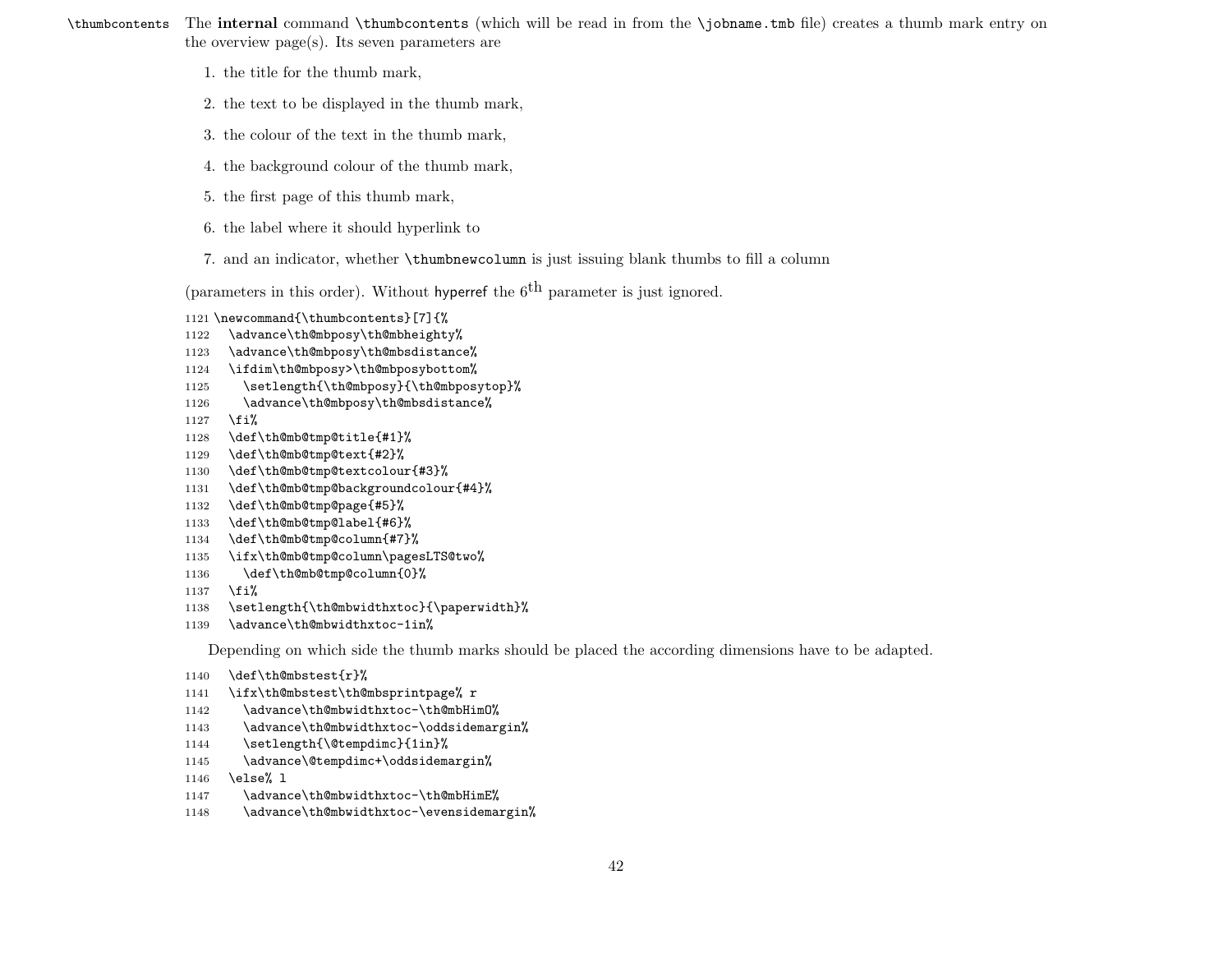`\thumbcontents` The **internal** command `\thumbcontents` (which will be read in from the `\jobname.tmb` file) creates a thumb mark entry on the overview page(s). Its seven parameters are

1. the title for the thumb mark,
2. the text to be displayed in the thumb mark,
3. the colour of the text in the thumb mark,
4. the background colour of the thumb mark,
5. the first page of this thumb mark,
6. the label where it should hyperlink to
7. and an indicator, whether `\thumbnewcolumn` is just issuing blank thumbs to fill a column

(parameters in this order). Without hyperref the 6th parameter is just ignored.

```
1121 \newcommand{\thumbcontents}[7]{%
1122   \advance\th@mbposy\th@mbheighty%
1123   \advance\th@mbposy\th@mbsdistance%
1124   \ifdim\th@mbposy>\th@mbposybottom%
1125     \setlength{\th@mbposy}{\th@mbposytop}%
1126     \advance\th@mbposy\th@mbsdistance%
1127   \fi%
1128   \def\th@mb@tmp@title{#1}%
1129   \def\th@mb@tmp@text{#2}%
1130   \def\th@mb@tmp@textcolour{#3}%
1131   \def\th@mb@tmp@backgroundcolour{#4}%
1132   \def\th@mb@tmp@page{#5}%
1133   \def\th@mb@tmp@label{#6}%
1134   \def\th@mb@tmp@column{#7}%
1135   \ifx\th@mb@tmp@column\pagesLTS@two%
1136     \def\th@mb@tmp@column{0}%
1137   \fi%
1138   \setlength{\th@mbwidthxtoc}{\paperwidth}%
1139   \advance\th@mbwidthxtoc-1in%
```

Depending on which side the thumb marks should be placed the according dimensions have to be adapted.

```
1140   \def\th@mbstest{r}%
1141   \ifx\th@mbstest\th@mbsprintpage% r
1142     \advance\th@mbwidthxtoc-\th@mbHimO%
1143     \advance\th@mbwidthxtoc-\oddsidemargin%
1144     \setlength{\@tempdimc}{1in}%
1145     \advance\@tempdimc+\oddsidemargin%
1146   \else% l
1147     \advance\th@mbwidthxtoc-\th@mbHimE%
1148     \advance\th@mbwidthxtoc-\evensidemargin%
```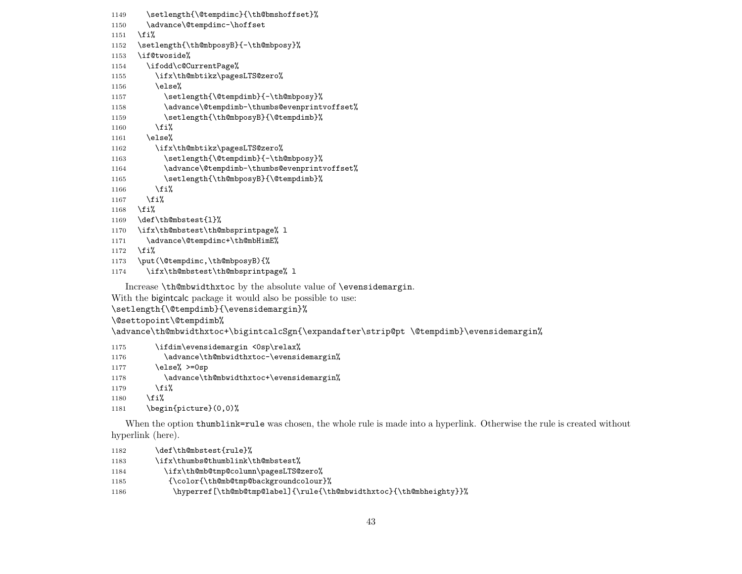```
1149    \setlength{\@tempdimc}{\th@bmshoffset}%
1150    \advance\@tempdimc-\hoffset
1151  \fi%
1152  \setlength{\th@mbposyB}{-\th@mbposy}%
1153  \if@twoside%
1154    \ifodd\c@CurrentPage%
1155      \ifx\th@mbtikz\pagesLTS@zero%
1156      \else%
1157        \setlength{\@tempdimb}{-\th@mbposy}%
1158        \advance\@tempdimb-\thumbs@evenprintvoffset%
1159        \setlength{\th@mbposyB}{\@tempdimb}%
1160      \fi%
1161    \else%
1162      \ifx\th@mbtikz\pagesLTS@zero%
1163        \setlength{\@tempdimb}{-\th@mbposy}%
1164        \advance\@tempdimb-\thumbs@evenprintvoffset%
1165        \setlength{\th@mbposyB}{\@tempdimb}%
1166      \fi%
1167    \fi%
1168  \fi%
1169  \def\th@mbstest{l}%
1170  \ifx\th@mbstest\th@mbsprintpage% l
1171    \advance\@tempdimc+\th@mbHimE%
1172  \fi%
1173  \put(\@tempdimc,\th@mbposyB){%
1174    \ifx\th@mbstest\th@mbsprintpage% l
```

Increase `\th@mbwidthxtoc` by the absolute value of `\evensidemargin`.
With the bigintcalc package it would also be possible to use:
`\setlength{\@tempdimb}{\evensidemargin}%`
`\@settopoint\@tempdimb%`
`\advance\th@mbwidthxtoc+\bigintcalcSgn{\expandafter\strip@pt \@tempdimb}\evensidemargin%`

```
1175      \ifdim\evensidemargin <0sp\relax%
1176        \advance\th@mbwidthxtoc-\evensidemargin%
1177      \else% >=0sp
1178        \advance\th@mbwidthxtoc+\evensidemargin%
1179      \fi%
1180    \fi%
1181    \begin{picture}(0,0)%
```

When the option `thumblink=rule` was chosen, the whole rule is made into a hyperlink. Otherwise the rule is created without hyperlink (here).

```
1182      \def\th@mbstest{rule}%
1183      \ifx\thumbs@thumblink\th@mbstest%
1184        \ifx\th@mb@tmp@column\pagesLTS@zero%
1185         {\color{\th@mb@tmp@backgroundcolour}%
1186          \hyperref[\th@mb@tmp@label]{\rule{\th@mbwidthxtoc}{\th@mbheighty}}%
```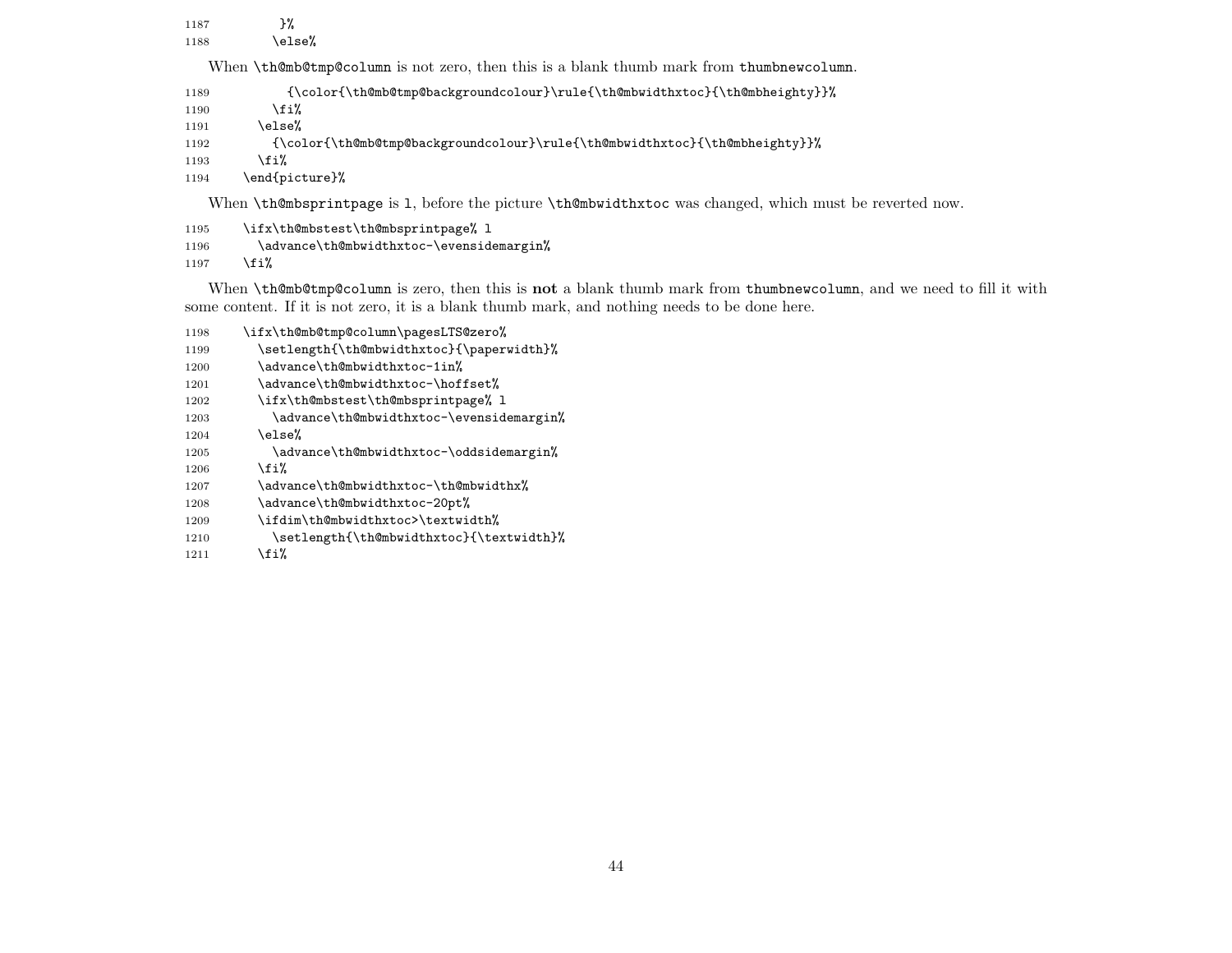```
1187          }%
1188        \else%
```

When `\th@mb@tmp@column` is not zero, then this is a blank thumb mark from `thumbnewcolumn`.

```
1189          {\color{\th@mb@tmp@backgroundcolour}\rule{\th@mbwidthxtoc}{\th@mbheighty}}%
1190        \fi%
1191      \else%
1192        {\color{\th@mb@tmp@backgroundcolour}\rule{\th@mbwidthxtoc}{\th@mbheighty}}%
1193      \fi%
1194    \end{picture}%
```

When `\th@mbsprintpage` is `l`, before the picture `\th@mbwidthxtoc` was changed, which must be reverted now.

```
1195    \ifx\th@mbstest\th@mbsprintpage% l
1196      \advance\th@mbwidthxtoc-\evensidemargin%
1197    \fi%
```

When `\th@mb@tmp@column` is zero, then this is **not** a blank thumb mark from `thumbnewcolumn`, and we need to fill it with some content. If it is not zero, it is a blank thumb mark, and nothing needs to be done here.

```
1198    \ifx\th@mb@tmp@column\pagesLTS@zero%
1199      \setlength{\th@mbwidthxtoc}{\paperwidth}%
1200      \advance\th@mbwidthxtoc-1in%
1201      \advance\th@mbwidthxtoc-\hoffset%
1202      \ifx\th@mbstest\th@mbsprintpage% l
1203        \advance\th@mbwidthxtoc-\evensidemargin%
1204      \else%
1205        \advance\th@mbwidthxtoc-\oddsidemargin%
1206      \fi%
1207      \advance\th@mbwidthxtoc-\th@mbwidthx%
1208      \advance\th@mbwidthxtoc-20pt%
1209      \ifdim\th@mbwidthxtoc>\textwidth%
1210        \setlength{\th@mbwidthxtoc}{\textwidth}%
1211      \fi%
```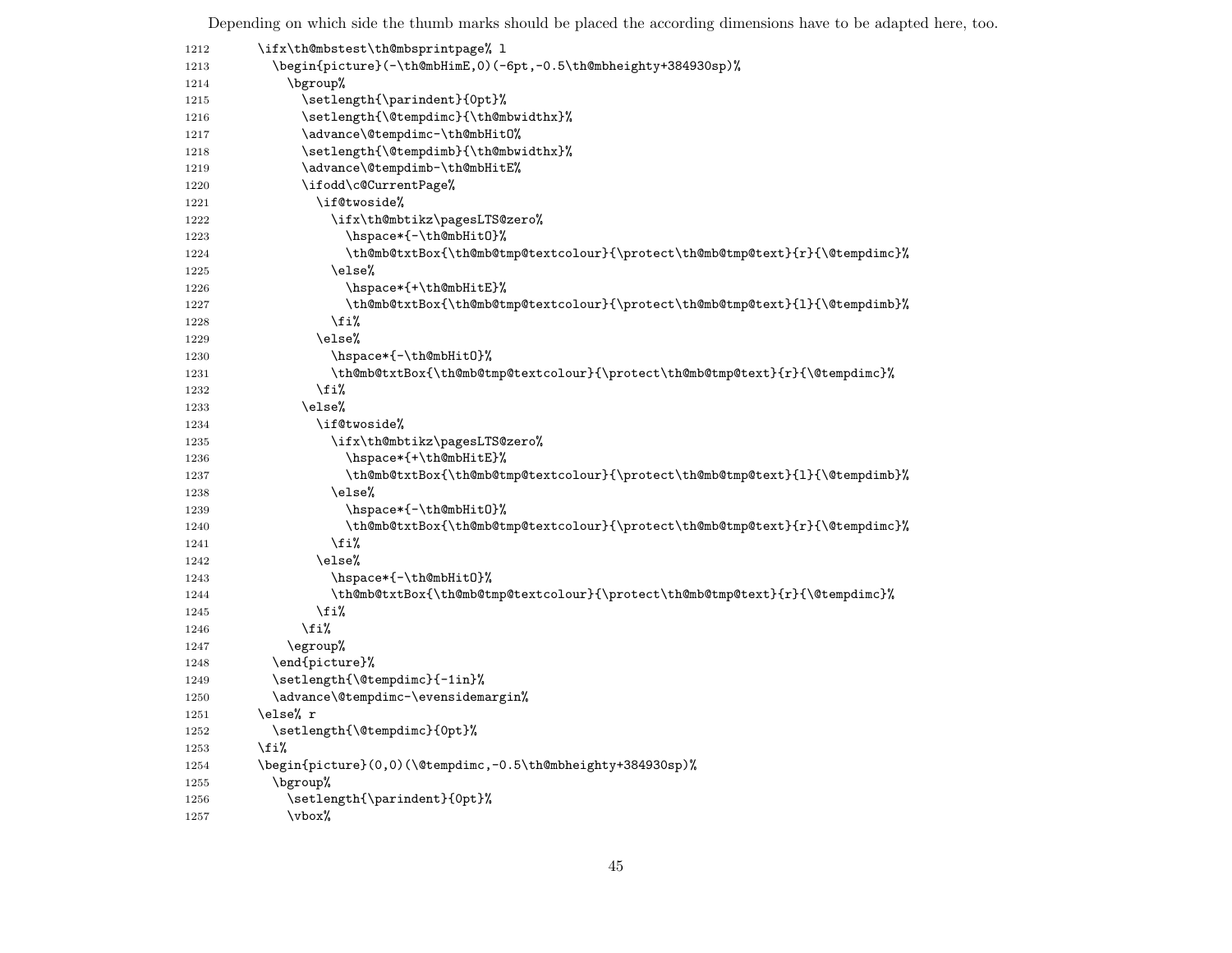Depending on which side the thumb marks should be placed the according dimensions have to be adapted here, too.

```
1212      \ifx\th@mbstest\th@mbsprintpage% l
1213        \begin{picture}(-\th@mbHimE,0)(-6pt,-0.5\th@mbheighty+384930sp)%
1214          \bgroup%
1215            \setlength{\parindent}{0pt}%
1216            \setlength{\@tempdimc}{\th@mbwidthx}%
1217            \advance\@tempdimc-\th@mbHitO%
1218            \setlength{\@tempdimb}{\th@mbwidthx}%
1219            \advance\@tempdimb-\th@mbHitE%
1220            \ifodd\c@CurrentPage%
1221              \if@twoside%
1222                \ifx\th@mbtikz\pagesLTS@zero%
1223                  \hspace*{-\th@mbHitO}%
1224                  \th@mb@txtBox{\th@mb@tmp@textcolour}{\protect\th@mb@tmp@text}{r}{\@tempdimc}%
1225                \else%
1226                  \hspace*{+\th@mbHitE}%
1227                  \th@mb@txtBox{\th@mb@tmp@textcolour}{\protect\th@mb@tmp@text}{l}{\@tempdimb}%
1228                \fi%
1229              \else%
1230                \hspace*{-\th@mbHitO}%
1231                \th@mb@txtBox{\th@mb@tmp@textcolour}{\protect\th@mb@tmp@text}{r}{\@tempdimc}%
1232              \fi%
1233            \else%
1234              \if@twoside%
1235                \ifx\th@mbtikz\pagesLTS@zero%
1236                  \hspace*{+\th@mbHitE}%
1237                  \th@mb@txtBox{\th@mb@tmp@textcolour}{\protect\th@mb@tmp@text}{l}{\@tempdimb}%
1238                \else%
1239                  \hspace*{-\th@mbHitO}%
1240                  \th@mb@txtBox{\th@mb@tmp@textcolour}{\protect\th@mb@tmp@text}{r}{\@tempdimc}%
1241                \fi%
1242              \else%
1243                \hspace*{-\th@mbHitO}%
1244                \th@mb@txtBox{\th@mb@tmp@textcolour}{\protect\th@mb@tmp@text}{r}{\@tempdimc}%
1245              \fi%
1246            \fi%
1247          \egroup%
1248        \end{picture}%
1249        \setlength{\@tempdimc}{-1in}%
1250        \advance\@tempdimc-\evensidemargin%
1251      \else% r
1252        \setlength{\@tempdimc}{0pt}%
1253      \fi%
1254      \begin{picture}(0,0)(\@tempdimc,-0.5\th@mbheighty+384930sp)%
1255        \bgroup%
1256          \setlength{\parindent}{0pt}%
1257          \vbox%
```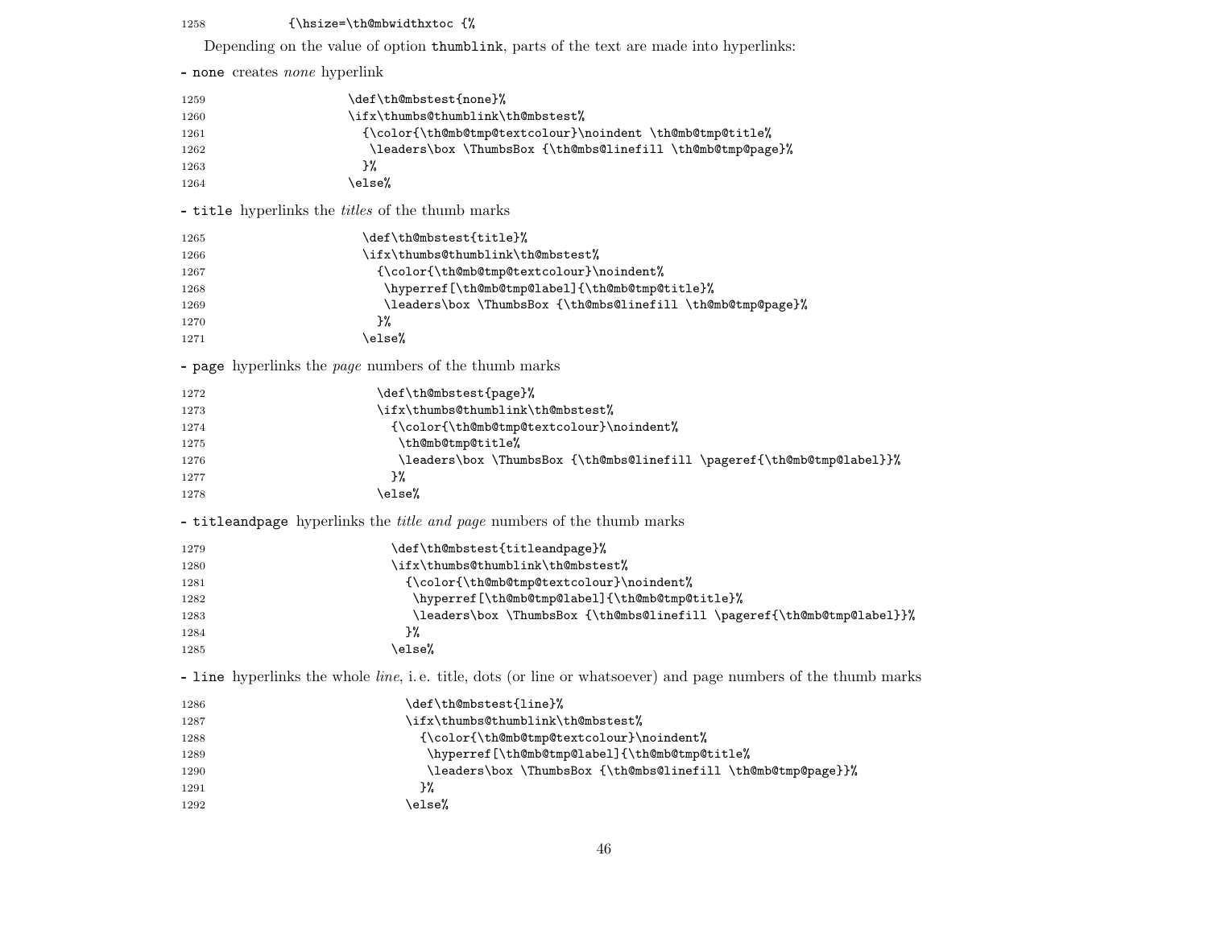```
1258            {\hsize=\th@mbwidthxtoc {%
```

Depending on the value of option `thumblink`, parts of the text are made into hyperlinks:

- `none` creates *none* hyperlink

```
1259                    \def\th@mbstest{none}%
1260                    \ifx\thumbs@thumblink\th@mbstest%
1261                      {\color{\th@mb@tmp@textcolour}\noindent \th@mb@tmp@title%
1262                       \leaders\box \ThumbsBox {\th@mbs@linefill \th@mb@tmp@page}%
1263                      }%
1264                    \else%
```

- `title` hyperlinks the *titles* of the thumb marks

```
1265                      \def\th@mbstest{title}%
1266                      \ifx\thumbs@thumblink\th@mbstest%
1267                        {\color{\th@mb@tmp@textcolour}\noindent%
1268                         \hyperref[\th@mb@tmp@label]{\th@mb@tmp@title}%
1269                         \leaders\box \ThumbsBox {\th@mbs@linefill \th@mb@tmp@page}%
1270                        }%
1271                      \else%
```

- `page` hyperlinks the *page* numbers of the thumb marks

```
1272                        \def\th@mbstest{page}%
1273                        \ifx\thumbs@thumblink\th@mbstest%
1274                          {\color{\th@mb@tmp@textcolour}\noindent%
1275                           \th@mb@tmp@title%
1276                           \leaders\box \ThumbsBox {\th@mbs@linefill \pageref{\th@mb@tmp@label}}%
1277                          }%
1278                        \else%
```

- `titleandpage` hyperlinks the *title and page* numbers of the thumb marks

```
1279                          \def\th@mbstest{titleandpage}%
1280                          \ifx\thumbs@thumblink\th@mbstest%
1281                            {\color{\th@mb@tmp@textcolour}\noindent%
1282                             \hyperref[\th@mb@tmp@label]{\th@mb@tmp@title}%
1283                             \leaders\box \ThumbsBox {\th@mbs@linefill \pageref{\th@mb@tmp@label}}%
1284                            }%
1285                          \else%
```

- `line` hyperlinks the whole *line*, i. e. title, dots (or line or whatsoever) and page numbers of the thumb marks

```
1286                            \def\th@mbstest{line}%
1287                            \ifx\thumbs@thumblink\th@mbstest%
1288                              {\color{\th@mb@tmp@textcolour}\noindent%
1289                               \hyperref[\th@mb@tmp@label]{\th@mb@tmp@title%
1290                               \leaders\box \ThumbsBox {\th@mbs@linefill \th@mb@tmp@page}}%
1291                              }%
1292                            \else%
```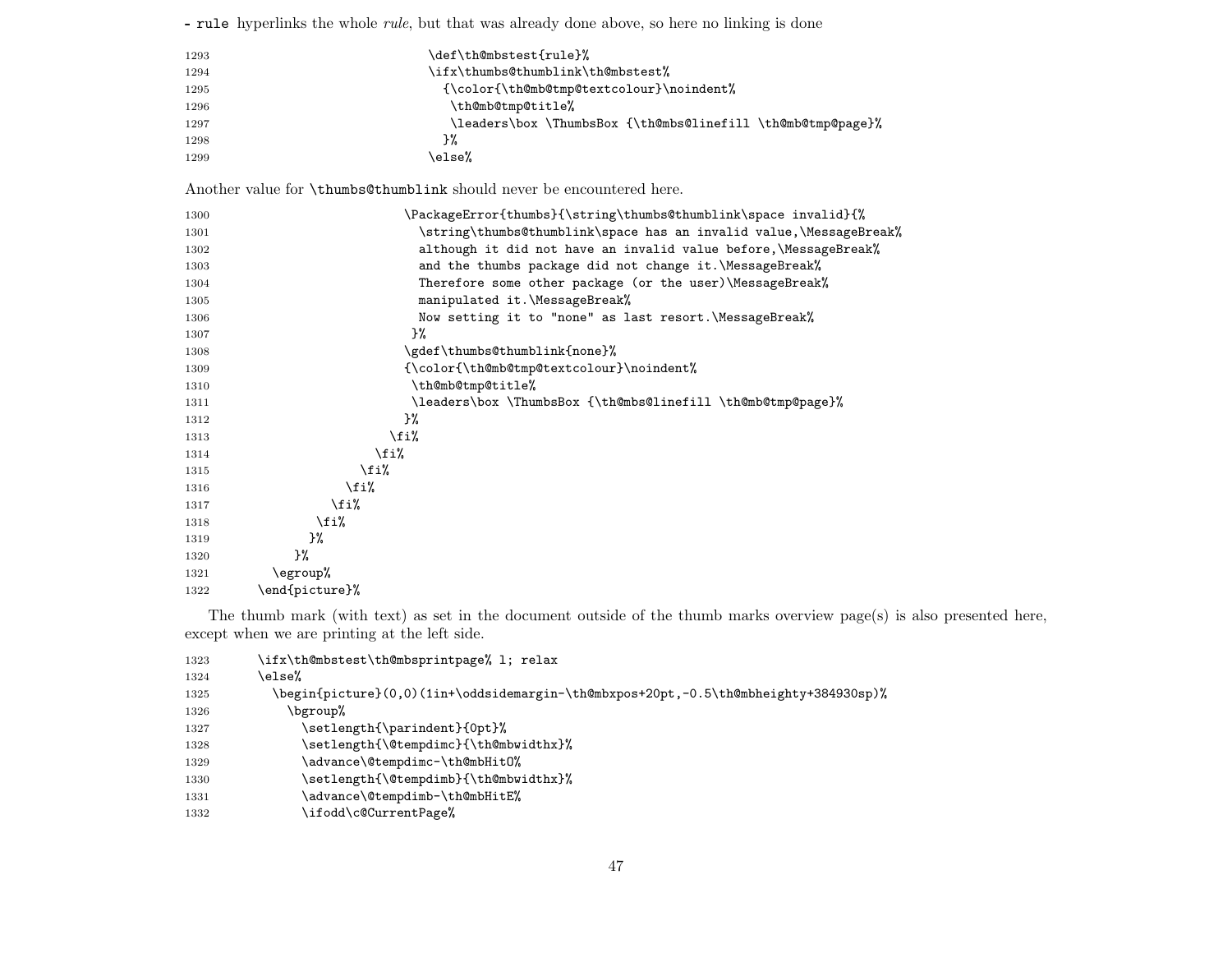- `rule` hyperlinks the whole *rule*, but that was already done above, so here no linking is done

```
1293                              \def\th@mbstest{rule}%
1294                              \ifx\thumbs@thumblink\th@mbstest%
1295                                {\color{\th@mb@tmp@textcolour}\noindent%
1296                                 \th@mb@tmp@title%
1297                                 \leaders\box \ThumbsBox {\th@mbs@linefill \th@mb@tmp@page}%
1298                                }%
1299                              \else%
```

Another value for `\thumbs@thumblink` should never be encountered here.

```
1300                            \PackageError{thumbs}{\string\thumbs@thumblink\space invalid}{%
1301                              \string\thumbs@thumblink\space has an invalid value,\MessageBreak%
1302                              although it did not have an invalid value before,\MessageBreak%
1303                              and the thumbs package did not change it.\MessageBreak%
1304                              Therefore some other package (or the user)\MessageBreak%
1305                              manipulated it.\MessageBreak%
1306                              Now setting it to "none" as last resort.\MessageBreak%
1307                             }%
1308                            \gdef\thumbs@thumblink{none}%
1309                            {\color{\th@mb@tmp@textcolour}\noindent%
1310                             \th@mb@tmp@title%
1311                             \leaders\box \ThumbsBox {\th@mbs@linefill \th@mb@tmp@page}%
1312                            }%
1313                          \fi%
1314                        \fi%
1315                      \fi%
1316                    \fi%
1317                  \fi%
1318                \fi%
1319               }%
1320            }%
1321        \egroup%
1322      \end{picture}%
```

The thumb mark (with text) as set in the document outside of the thumb marks overview page(s) is also presented here, except when we are printing at the left side.

```
1323      \ifx\th@mbstest\th@mbsprintpage% l; relax
1324      \else%
1325        \begin{picture}(0,0)(1in+\oddsidemargin-\th@mbxpos+20pt,-0.5\th@mbheighty+384930sp)%
1326          \bgroup%
1327            \setlength{\parindent}{0pt}%
1328            \setlength{\@tempdimc}{\th@mbwidthx}%
1329            \advance\@tempdimc-\th@mbHitO%
1330            \setlength{\@tempdimb}{\th@mbwidthx}%
1331            \advance\@tempdimb-\th@mbHitE%
1332            \ifodd\c@CurrentPage%
```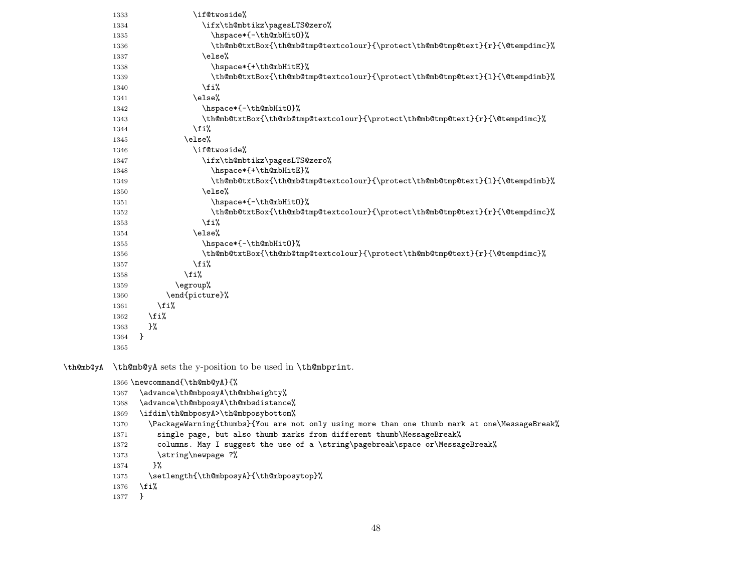```
1333             \if@twoside%
1334               \ifx\th@mbtikz\pagesLTS@zero%
1335                 \hspace*{-\th@mbHitO}%
1336                 \th@mb@txtBox{\th@mb@tmp@textcolour}{\protect\th@mb@tmp@text}{r}{\@tempdimc}%
1337               \else%
1338                 \hspace*{+\th@mbHitE}%
1339                 \th@mb@txtBox{\th@mb@tmp@textcolour}{\protect\th@mb@tmp@text}{l}{\@tempdimb}%
1340               \fi%
1341             \else%
1342               \hspace*{-\th@mbHitO}%
1343               \th@mb@txtBox{\th@mb@tmp@textcolour}{\protect\th@mb@tmp@text}{r}{\@tempdimc}%
1344             \fi%
1345           \else%
1346             \if@twoside%
1347               \ifx\th@mbtikz\pagesLTS@zero%
1348                 \hspace*{+\th@mbHitE}%
1349                 \th@mb@txtBox{\th@mb@tmp@textcolour}{\protect\th@mb@tmp@text}{l}{\@tempdimb}%
1350               \else%
1351                 \hspace*{-\th@mbHitO}%
1352                 \th@mb@txtBox{\th@mb@tmp@textcolour}{\protect\th@mb@tmp@text}{r}{\@tempdimc}%
1353               \fi%
1354             \else%
1355               \hspace*{-\th@mbHitO}%
1356               \th@mb@txtBox{\th@mb@tmp@textcolour}{\protect\th@mb@tmp@text}{r}{\@tempdimc}%
1357             \fi%
1358           \fi%
1359         \egroup%
1360       \end{picture}%
1361     \fi%
1362   \fi%
1363   }%
1364 }
1365
```

\th@mb@yA — \th@mb@yA sets the y-position to be used in \th@mbprint.

```
1366 \newcommand{\th@mb@yA}{%
1367   \advance\th@mbposyA\th@mbheighty%
1368   \advance\th@mbposyA\th@mbsdistance%
1369   \ifdim\th@mbposyA>\th@mbposybottom%
1370     \PackageWarning{thumbs}{You are not only using more than one thumb mark at one\MessageBreak%
1371       single page, but also thumb marks from different thumb\MessageBreak%
1372       columns. May I suggest the use of a \string\pagebreak\space or\MessageBreak%
1373       \string\newpage ?%
1374      }%
1375     \setlength{\th@mbposyA}{\th@mbposytop}%
1376   \fi%
1377 }
```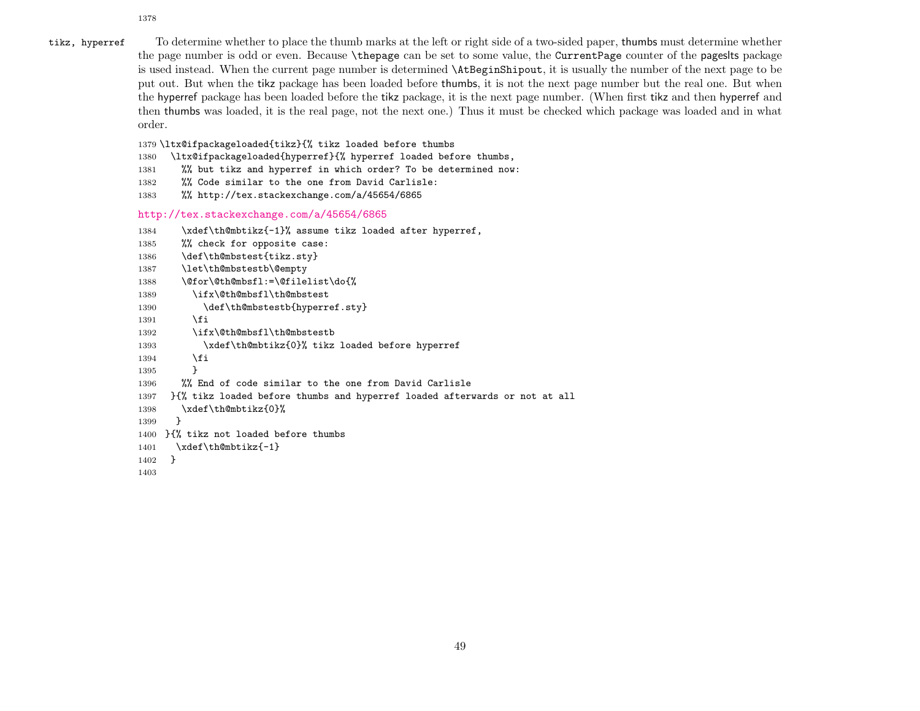1378

tikz, hyperref

To determine whether to place the thumb marks at the left or right side of a two-sided paper, thumbs must determine whether the page number is odd or even. Because \thepage can be set to some value, the CurrentPage counter of the pageslts package is used instead. When the current page number is determined \AtBeginShipout, it is usually the number of the next page to be put out. But when the tikz package has been loaded before thumbs, it is not the next page number but the real one. But when the hyperref package has been loaded before the tikz package, it is the next page number. (When first tikz and then hyperref and then thumbs was loaded, it is the real page, not the next one.) Thus it must be checked which package was loaded and in what order.

```
1379 \ltx@ifpackageloaded{tikz}{% tikz loaded before thumbs
1380   \ltx@ifpackageloaded{hyperref}{% hyperref loaded before thumbs,
1381     %% but tikz and hyperref in which order? To be determined now:
1382     %% Code similar to the one from David Carlisle:
1383     %% http://tex.stackexchange.com/a/45654/6865
```

http://tex.stackexchange.com/a/45654/6865

```
1384     \xdef\th@mbtikz{-1}% assume tikz loaded after hyperref,
1385     %% check for opposite case:
1386     \def\th@mbstest{tikz.sty}
1387     \let\th@mbstestb\@empty
1388     \@for\@th@mbsfl:=\@filelist\do{%
1389       \ifx\@th@mbsfl\th@mbstest
1390         \def\th@mbstestb{hyperref.sty}
1391       \fi
1392       \ifx\@th@mbsfl\th@mbstestb
1393         \xdef\th@mbtikz{0}% tikz loaded before hyperref
1394       \fi
1395       }
1396     %% End of code similar to the one from David Carlisle
1397   }{% tikz loaded before thumbs and hyperref loaded afterwards or not at all
1398     \xdef\th@mbtikz{0}%
1399    }
1400  }{% tikz not loaded before thumbs
1401    \xdef\th@mbtikz{-1}
1402   }
1403
```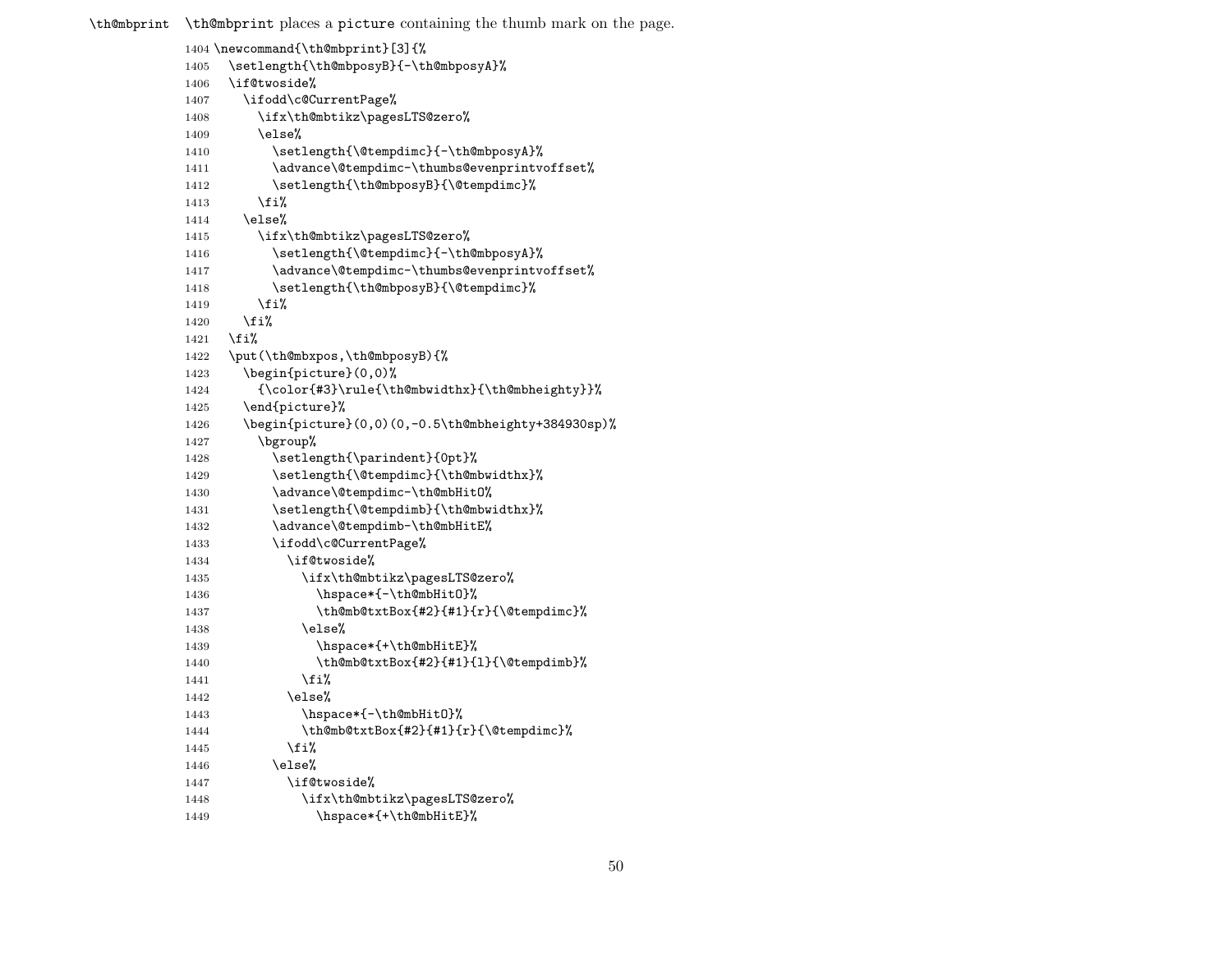\th@mbprint \th@mbprint places a picture containing the thumb mark on the page.

```
1404 \newcommand{\th@mbprint}[3]{%
1405   \setlength{\th@mbposyB}{-\th@mbposyA}%
1406   \if@twoside%
1407     \ifodd\c@CurrentPage%
1408       \ifx\th@mbtikz\pagesLTS@zero%
1409       \else%
1410         \setlength{\@tempdimc}{-\th@mbposyA}%
1411         \advance\@tempdimc-\thumbs@evenprintvoffset%
1412         \setlength{\th@mbposyB}{\@tempdimc}%
1413       \fi%
1414     \else%
1415       \ifx\th@mbtikz\pagesLTS@zero%
1416         \setlength{\@tempdimc}{-\th@mbposyA}%
1417         \advance\@tempdimc-\thumbs@evenprintvoffset%
1418         \setlength{\th@mbposyB}{\@tempdimc}%
1419       \fi%
1420     \fi%
1421   \fi%
1422   \put(\th@mbxpos,\th@mbposyB){%
1423     \begin{picture}(0,0)%
1424       {\color{#3}\rule{\th@mbwidthx}{\th@mbheighty}}%
1425     \end{picture}%
1426     \begin{picture}(0,0)(0,-0.5\th@mbheighty+384930sp)%
1427       \bgroup%
1428         \setlength{\parindent}{0pt}%
1429         \setlength{\@tempdimc}{\th@mbwidthx}%
1430         \advance\@tempdimc-\th@mbHitO%
1431         \setlength{\@tempdimb}{\th@mbwidthx}%
1432         \advance\@tempdimb-\th@mbHitE%
1433         \ifodd\c@CurrentPage%
1434           \if@twoside%
1435             \ifx\th@mbtikz\pagesLTS@zero%
1436               \hspace*{-\th@mbHitO}%
1437               \th@mb@txtBox{#2}{#1}{r}{\@tempdimc}%
1438             \else%
1439               \hspace*{+\th@mbHitE}%
1440               \th@mb@txtBox{#2}{#1}{l}{\@tempdimb}%
1441             \fi%
1442           \else%
1443             \hspace*{-\th@mbHitO}%
1444             \th@mb@txtBox{#2}{#1}{r}{\@tempdimc}%
1445           \fi%
1446         \else%
1447           \if@twoside%
1448             \ifx\th@mbtikz\pagesLTS@zero%
1449               \hspace*{+\th@mbHitE}%
```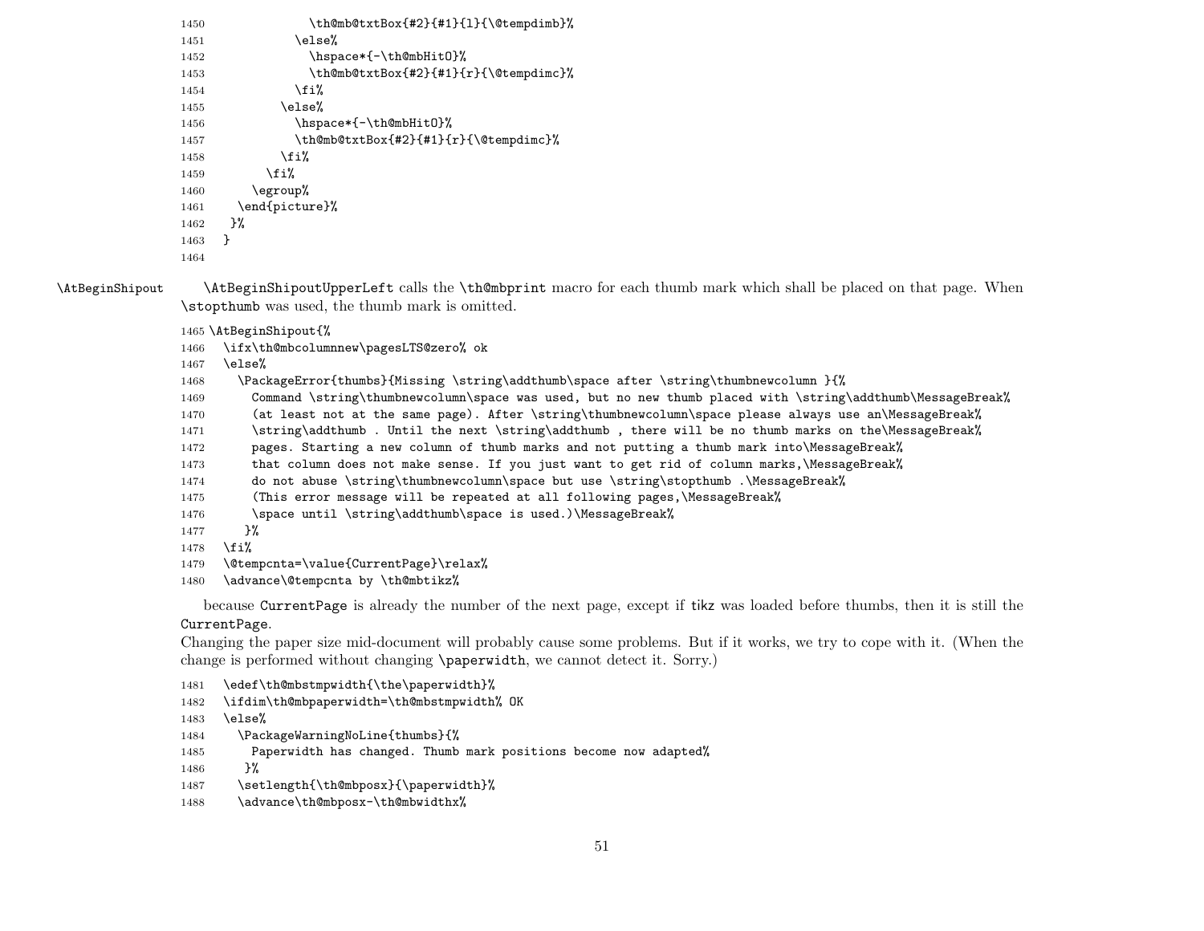```
1450              \th@mb@txtBox{#2}{#1}{l}{\@tempdimb}%
1451            \else%
1452              \hspace*{-\th@mbHitO}%
1453              \th@mb@txtBox{#2}{#1}{r}{\@tempdimc}%
1454            \fi%
1455          \else%
1456            \hspace*{-\th@mbHitO}%
1457            \th@mb@txtBox{#2}{#1}{r}{\@tempdimc}%
1458          \fi%
1459        \fi%
1460      \egroup%
1461    \end{picture}%
1462   }%
1463  }
1464
```

`\AtBeginShipout`

`\AtBeginShipoutUpperLeft` calls the `\th@mbprint` macro for each thumb mark which shall be placed on that page. When `\stopthumb` was used, the thumb mark is omitted.

```
1465 \AtBeginShipout{%
1466   \ifx\th@mbcolumnnew\pagesLTS@zero% ok
1467   \else%
1468     \PackageError{thumbs}{Missing \string\addthumb\space after \string\thumbnewcolumn }{%
1469       Command \string\thumbnewcolumn\space was used, but no new thumb placed with \string\addthumb\MessageBreak%
1470       (at least not at the same page). After \string\thumbnewcolumn\space please always use an\MessageBreak%
1471       \string\addthumb . Until the next \string\addthumb , there will be no thumb marks on the\MessageBreak%
1472       pages. Starting a new column of thumb marks and not putting a thumb mark into\MessageBreak%
1473       that column does not make sense. If you just want to get rid of column marks,\MessageBreak%
1474       do not abuse \string\thumbnewcolumn\space but use \string\stopthumb .\MessageBreak%
1475       (This error message will be repeated at all following pages,\MessageBreak%
1476       \space until \string\addthumb\space is used.)\MessageBreak%
1477      }%
1478   \fi%
1479   \@tempcnta=\value{CurrentPage}\relax%
1480   \advance\@tempcnta by \th@mbtikz%
```

because `CurrentPage` is already the number of the next page, except if `tikz` was loaded before thumbs, then it is still the `CurrentPage`.

Changing the paper size mid-document will probably cause some problems. But if it works, we try to cope with it. (When the change is performed without changing `\paperwidth`, we cannot detect it. Sorry.)

```
1481   \edef\th@mbstmpwidth{\the\paperwidth}%
1482   \ifdim\th@mbpaperwidth=\th@mbstmpwidth% OK
1483   \else%
1484     \PackageWarningNoLine{thumbs}{%
1485       Paperwidth has changed. Thumb mark positions become now adapted%
1486      }%
1487     \setlength{\th@mbposx}{\paperwidth}%
1488     \advance\th@mbposx-\th@mbwidthx%
```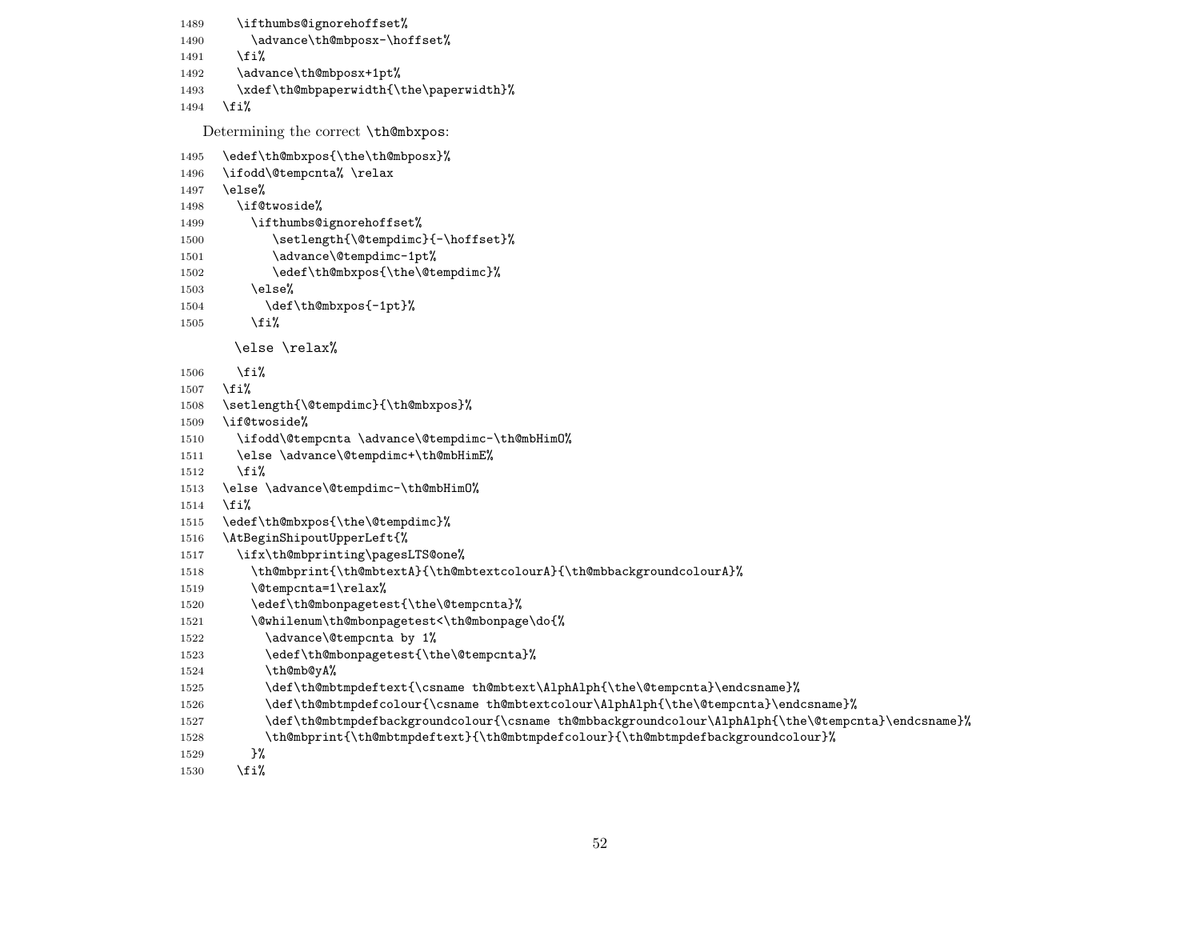```
1489   \ifthumbs@ignorehoffset%
1490     \advance\th@mbposx-\hoffset%
1491   \fi%
1492   \advance\th@mbposx+1pt%
1493   \xdef\th@mbpaperwidth{\the\paperwidth}%
1494 \fi%
```

Determining the correct \th@mbxpos:

```
1495 \edef\th@mbxpos{\the\th@mbposx}%
1496 \ifodd\@tempcnta% \relax
1497 \else%
1498   \if@twoside%
1499     \ifthumbs@ignorehoffset%
1500        \setlength{\@tempdimc}{-\hoffset}%
1501        \advance\@tempdimc-1pt%
1502        \edef\th@mbxpos{\the\@tempdimc}%
1503     \else%
1504       \def\th@mbxpos{-1pt}%
1505     \fi%
       \else \relax%
1506   \fi%
1507 \fi%
1508 \setlength{\@tempdimc}{\th@mbxpos}%
1509 \if@twoside%
1510   \ifodd\@tempcnta \advance\@tempdimc-\th@mbHimO%
1511   \else \advance\@tempdimc+\th@mbHimE%
1512   \fi%
1513 \else \advance\@tempdimc-\th@mbHimO%
1514 \fi%
1515 \edef\th@mbxpos{\the\@tempdimc}%
1516 \AtBeginShipoutUpperLeft{%
1517   \ifx\th@mbprinting\pagesLTS@one%
1518     \th@mbprint{\th@mbtextA}{\th@mbtextcolourA}{\th@mbbackgroundcolourA}%
1519     \@tempcnta=1\relax%
1520     \edef\th@mbonpagetest{\the\@tempcnta}%
1521     \@whilenum\th@mbonpagetest<\th@mbonpage\do{%
1522       \advance\@tempcnta by 1%
1523       \edef\th@mbonpagetest{\the\@tempcnta}%
1524       \th@mb@yA%
1525       \def\th@mbtmpdeftext{\csname th@mbtext\AlphAlph{\the\@tempcnta}\endcsname}%
1526       \def\th@mbtmpdefcolour{\csname th@mbtextcolour\AlphAlph{\the\@tempcnta}\endcsname}%
1527       \def\th@mbtmpdefbackgroundcolour{\csname th@mbbackgroundcolour\AlphAlph{\the\@tempcnta}\endcsname}%
1528       \th@mbprint{\th@mbtmpdeftext}{\th@mbtmpdefcolour}{\th@mbtmpdefbackgroundcolour}%
1529     }%
1530   \fi%
```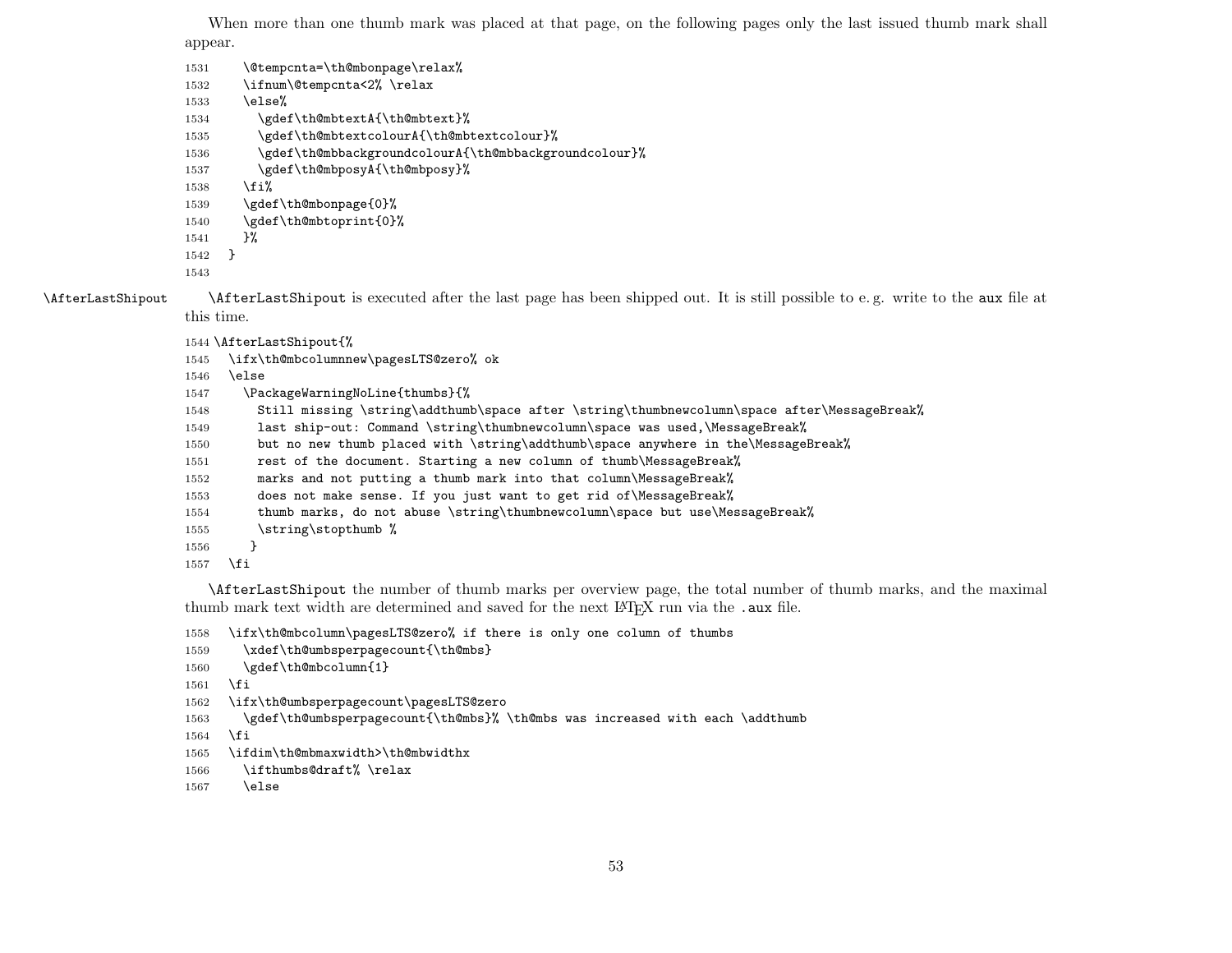When more than one thumb mark was placed at that page, on the following pages only the last issued thumb mark shall appear.

```
1531     \@tempcnta=\th@mbonpage\relax%
1532     \ifnum\@tempcnta<2% \relax
1533     \else%
1534       \gdef\th@mbtextA{\th@mbtext}%
1535       \gdef\th@mbtextcolourA{\th@mbtextcolour}%
1536       \gdef\th@mbbackgroundcolourA{\th@mbbackgroundcolour}%
1537       \gdef\th@mbposyA{\th@mbposy}%
1538     \fi%
1539     \gdef\th@mbonpage{0}%
1540     \gdef\th@mbtoprint{0}%
1541     }%
1542   }
1543
```

`\AfterLastShipout`

`\AfterLastShipout` is executed after the last page has been shipped out. It is still possible to e. g. write to the `aux` file at this time.

```
1544 \AfterLastShipout{%
1545   \ifx\th@mbcolumnnew\pagesLTS@zero% ok
1546   \else
1547     \PackageWarningNoLine{thumbs}{%
1548       Still missing \string\addthumb\space after \string\thumbnewcolumn\space after\MessageBreak%
1549       last ship-out: Command \string\thumbnewcolumn\space was used,\MessageBreak%
1550       but no new thumb placed with \string\addthumb\space anywhere in the\MessageBreak%
1551       rest of the document. Starting a new column of thumb\MessageBreak%
1552       marks and not putting a thumb mark into that column\MessageBreak%
1553       does not make sense. If you just want to get rid of\MessageBreak%
1554       thumb marks, do not abuse \string\thumbnewcolumn\space but use\MessageBreak%
1555       \string\stopthumb %
1556      }
1557   \fi
```

`\AfterLastShipout` the number of thumb marks per overview page, the total number of thumb marks, and the maximal thumb mark text width are determined and saved for the next LaTeX run via the `.aux` file.

```
1558   \ifx\th@mbcolumn\pagesLTS@zero% if there is only one column of thumbs
1559     \xdef\th@umbsperpagecount{\th@mbs}
1560     \gdef\th@mbcolumn{1}
1561   \fi
1562   \ifx\th@umbsperpagecount\pagesLTS@zero
1563     \gdef\th@umbsperpagecount{\th@mbs}% \th@mbs was increased with each \addthumb
1564   \fi
1565   \ifdim\th@mbmaxwidth>\th@mbwidthx
1566     \ifthumbs@draft% \relax
1567     \else
```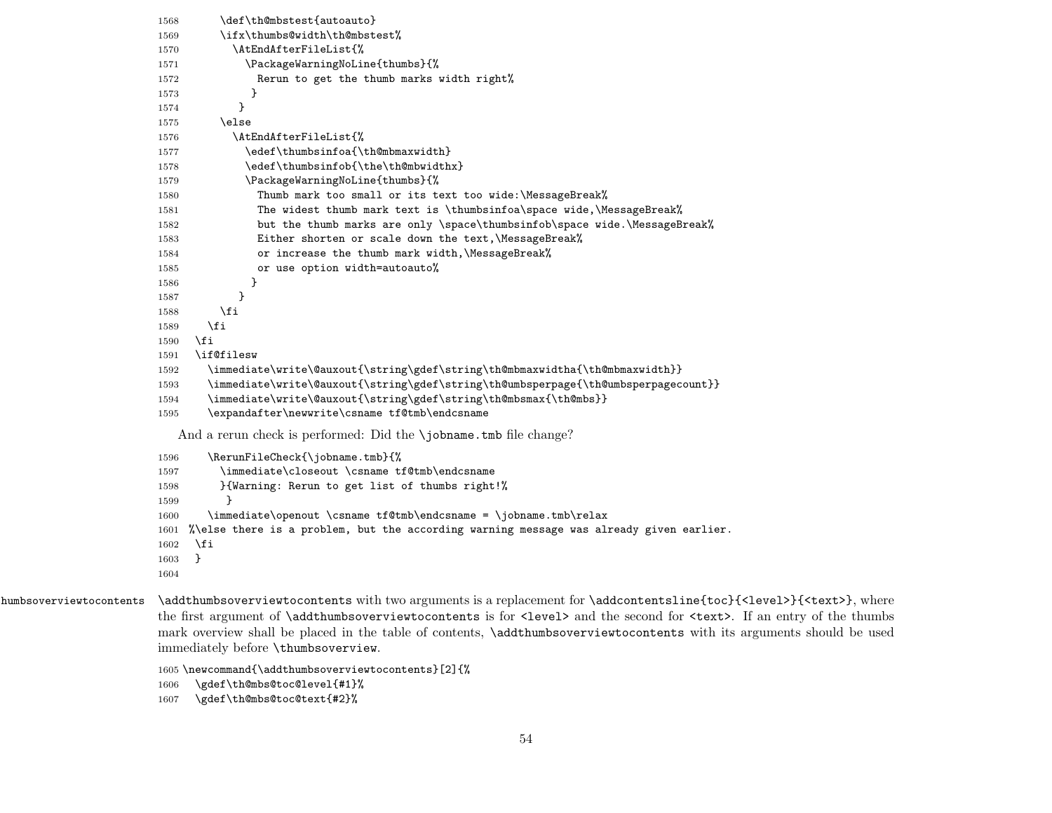```
1568      \def\th@mbstest{autoauto}
1569      \ifx\thumbs@width\th@mbstest%
1570        \AtEndAfterFileList{%
1571          \PackageWarningNoLine{thumbs}{%
1572            Rerun to get the thumb marks width right%
1573           }
1574         }
1575      \else
1576        \AtEndAfterFileList{%
1577          \edef\thumbsinfoa{\th@mbmaxwidth}
1578          \edef\thumbsinfob{\the\th@mbwidthx}
1579          \PackageWarningNoLine{thumbs}{%
1580            Thumb mark too small or its text too wide:\MessageBreak%
1581            The widest thumb mark text is \thumbsinfoa\space wide,\MessageBreak%
1582            but the thumb marks are only \space\thumbsinfob\space wide.\MessageBreak%
1583            Either shorten or scale down the text,\MessageBreak%
1584            or increase the thumb mark width,\MessageBreak%
1585            or use option width=autoauto%
1586           }
1587         }
1588      \fi
1589    \fi
1590  \fi
1591  \if@filesw
1592    \immediate\write\@auxout{\string\gdef\string\th@mbmaxwidtha{\th@mbmaxwidth}}
1593    \immediate\write\@auxout{\string\gdef\string\th@umbsperpage{\th@umbsperpagecount}}
1594    \immediate\write\@auxout{\string\gdef\string\th@mbsmax{\th@mbs}}
1595    \expandafter\newwrite\csname tf@tmb\endcsname
```

And a rerun check is performed: Did the `\jobname.tmb` file change?

```
1596    \RerunFileCheck{\jobname.tmb}{%
1597      \immediate\closeout \csname tf@tmb\endcsname
1598      }{Warning: Rerun to get list of thumbs right!%
1599       }
1600    \immediate\openout \csname tf@tmb\endcsname = \jobname.tmb\relax
1601 %\else there is a problem, but the according warning message was already given earlier.
1602  \fi
1603  }
1604
```

`\addthumbsoverviewtocontents`

`\addthumbsoverviewtocontents` with two arguments is a replacement for `\addcontentsline{toc}{<level>}{<text>}`, where the first argument of `\addthumbsoverviewtocontents` is for `<level>` and the second for `<text>`. If an entry of the thumbs mark overview shall be placed in the table of contents, `\addthumbsoverviewtocontents` with its arguments should be used immediately before `\thumbsoverview`.

```
1605 \newcommand{\addthumbsoverviewtocontents}[2]{%
1606   \gdef\th@mbs@toc@level{#1}%
1607   \gdef\th@mbs@toc@text{#2}%
```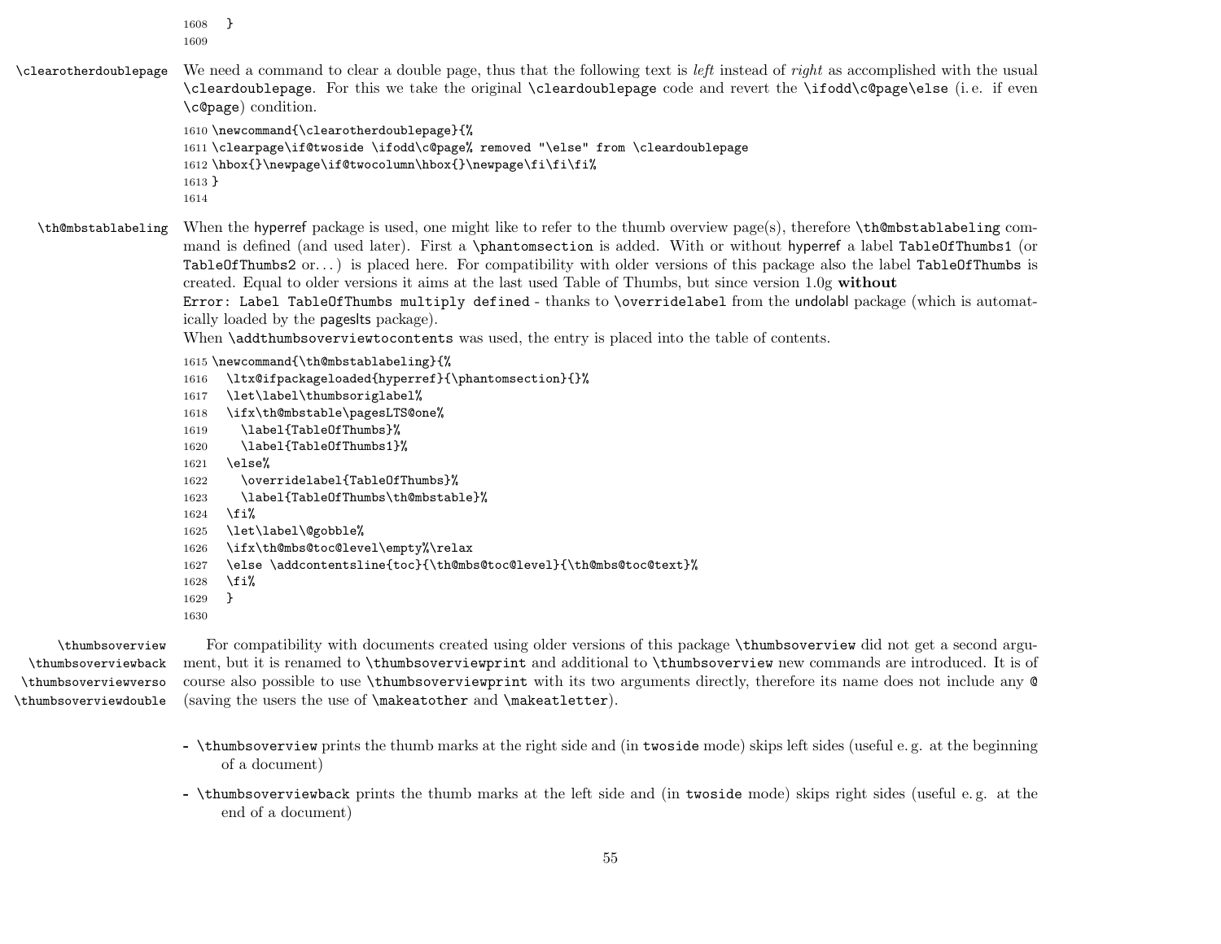```
1608   }
1609
```

`\clearotherdoublepage` We need a command to clear a double page, thus that the following text is *left* instead of *right* as accomplished with the usual `\cleardoublepage`. For this we take the original `\cleardoublepage` code and revert the `\ifodd\c@page\else` (i. e. if even `\c@page`) condition.

```
1610 \newcommand{\clearotherdoublepage}{%
1611 \clearpage\if@twoside \ifodd\c@page% removed "\else" from \cleardoublepage
1612 \hbox{}\newpage\if@twocolumn\hbox{}\newpage\fi\fi\fi%
1613 }
1614
```

`\th@mbstablabeling` When the hyperref package is used, one might like to refer to the thumb overview page(s), therefore `\th@mbstablabeling` command is defined (and used later). First a `\phantomsection` is added. With or without hyperref a label `TableOfThumbs1` (or `TableOfThumbs2` or…) is placed here. For compatibility with older versions of this package also the label `TableOfThumbs` is created. Equal to older versions it aims at the last used Table of Thumbs, but since version 1.0g **without**
`Error: Label TableOfThumbs multiply defined` - thanks to `\overridelabel` from the undolabl package (which is automatically loaded by the pageslts package).
When `\addthumbsoverviewtocontents` was used, the entry is placed into the table of contents.

```
1615 \newcommand{\th@mbstablabeling}{%
1616   \ltx@ifpackageloaded{hyperref}{\phantomsection}{}%
1617   \let\label\thumbsoriglabel%
1618   \ifx\th@mbstable\pagesLTS@one%
1619     \label{TableOfThumbs}%
1620     \label{TableOfThumbs1}%
1621   \else%
1622     \overridelabel{TableOfThumbs}%
1623     \label{TableOfThumbs\th@mbstable}%
1624   \fi%
1625   \let\label\@gobble%
1626   \ifx\th@mbs@toc@level\empty%\relax
1627   \else \addcontentsline{toc}{\th@mbs@toc@level}{\th@mbs@toc@text}%
1628   \fi%
1629   }
1630
```

`\thumbsoverview` `\thumbsoverviewback` `\thumbsoverviewverso` `\thumbsoverviewdouble`

For compatibility with documents created using older versions of this package `\thumbsoverview` did not get a second argument, but it is renamed to `\thumbsoverviewprint` and additional to `\thumbsoverview` new commands are introduced. It is of course also possible to use `\thumbsoverviewprint` with its two arguments directly, therefore its name does not include any `@` (saving the users the use of `\makeatother` and `\makeatletter`).

- `\thumbsoverview` prints the thumb marks at the right side and (in `twoside` mode) skips left sides (useful e. g. at the beginning of a document)
- `\thumbsoverviewback` prints the thumb marks at the left side and (in `twoside` mode) skips right sides (useful e. g. at the end of a document)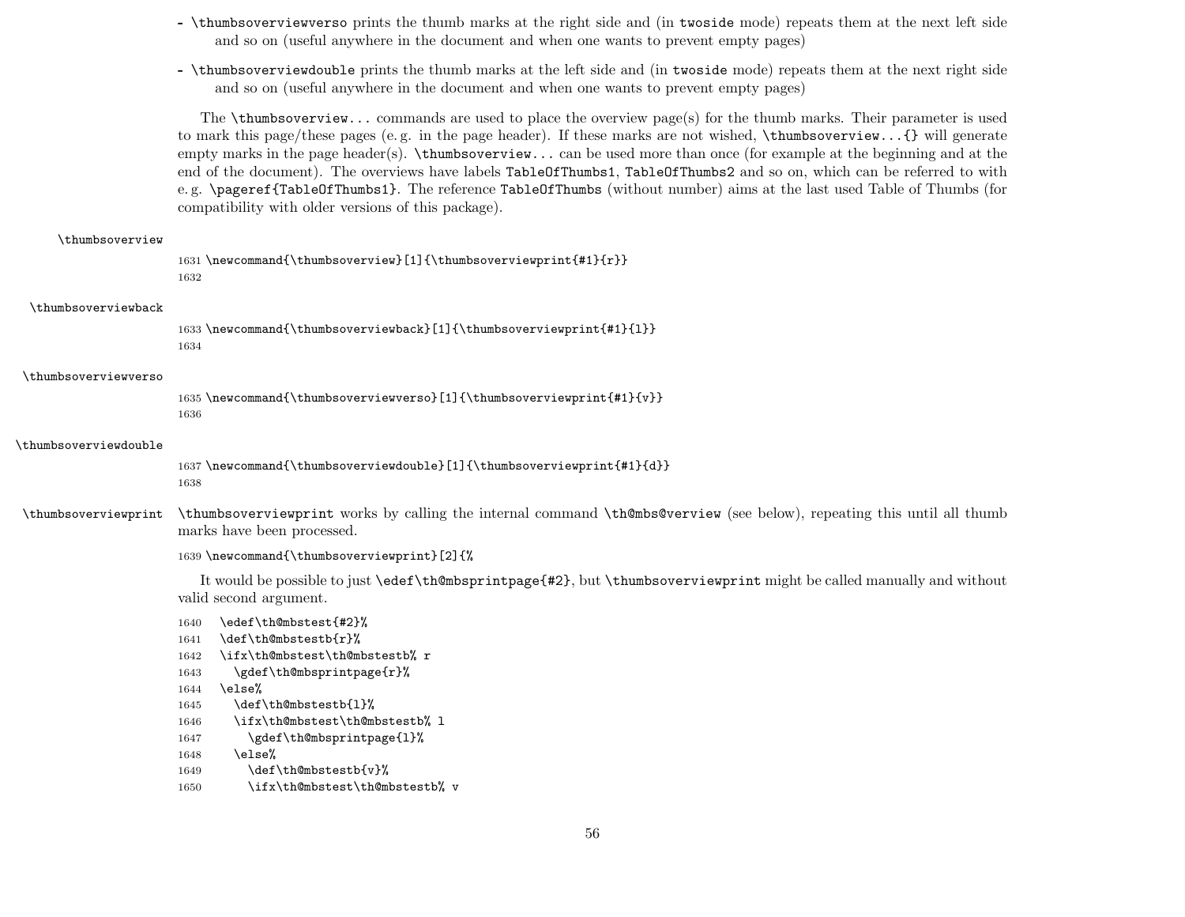- \thumbsoverviewverso prints the thumb marks at the right side and (in twoside mode) repeats them at the next left side and so on (useful anywhere in the document and when one wants to prevent empty pages)

- \thumbsoverviewdouble prints the thumb marks at the left side and (in twoside mode) repeats them at the next right side and so on (useful anywhere in the document and when one wants to prevent empty pages)

The \thumbsoverview... commands are used to place the overview page(s) for the thumb marks. Their parameter is used to mark this page/these pages (e. g. in the page header). If these marks are not wished, \thumbsoverview...{} will generate empty marks in the page header(s). \thumbsoverview... can be used more than once (for example at the beginning and at the end of the document). The overviews have labels TableOfThumbs1, TableOfThumbs2 and so on, which can be referred to with e. g. \pageref{TableOfThumbs1}. The reference TableOfThumbs (without number) aims at the last used Table of Thumbs (for compatibility with older versions of this package).

\thumbsoverview

```
1631 \newcommand{\thumbsoverview}[1]{\thumbsoverviewprint{#1}{r}}
1632
```

\thumbsoverviewback

```
1633 \newcommand{\thumbsoverviewback}[1]{\thumbsoverviewprint{#1}{l}}
1634
```

\thumbsoverviewverso

```
1635 \newcommand{\thumbsoverviewverso}[1]{\thumbsoverviewprint{#1}{v}}
1636
```

\thumbsoverviewdouble

```
1637 \newcommand{\thumbsoverviewdouble}[1]{\thumbsoverviewprint{#1}{d}}
1638
```

\thumbsoverviewprint

\thumbsoverviewprint works by calling the internal command \th@mbs@verview (see below), repeating this until all thumb marks have been processed.

```
1639 \newcommand{\thumbsoverviewprint}[2]{%
```

It would be possible to just \edef\th@mbsprintpage{#2}, but \thumbsoverviewprint might be called manually and without valid second argument.

```
1640   \edef\th@mbstest{#2}%
1641   \def\th@mbstestb{r}%
1642   \ifx\th@mbstest\th@mbstestb% r
1643     \gdef\th@mbsprintpage{r}%
1644   \else%
1645     \def\th@mbstestb{l}%
1646     \ifx\th@mbstest\th@mbstestb% l
1647       \gdef\th@mbsprintpage{l}%
1648     \else%
1649       \def\th@mbstestb{v}%
1650       \ifx\th@mbstest\th@mbstestb% v
```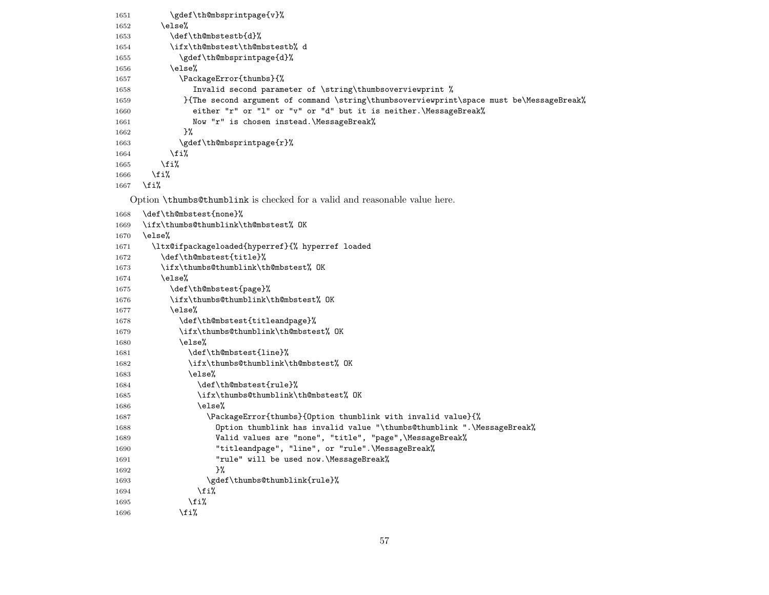```
1651        \gdef\th@mbsprintpage{v}%
1652      \else%
1653        \def\th@mbstestb{d}%
1654        \ifx\th@mbstest\th@mbstestb% d
1655          \gdef\th@mbsprintpage{d}%
1656        \else%
1657          \PackageError{thumbs}{%
1658             Invalid second parameter of \string\thumbsoverviewprint %
1659           }{The second argument of command \string\thumbsoverviewprint\space must be\MessageBreak%
1660             either "r" or "l" or "v" or "d" but it is neither.\MessageBreak%
1661             Now "r" is chosen instead.\MessageBreak%
1662           }%
1663          \gdef\th@mbsprintpage{r}%
1664        \fi%
1665      \fi%
1666    \fi%
1667  \fi%
```

Option `\thumbs@thumblink` is checked for a valid and reasonable value here.

```
1668  \def\th@mbstest{none}%
1669  \ifx\thumbs@thumblink\th@mbstest% OK
1670  \else%
1671    \ltx@ifpackageloaded{hyperref}{% hyperref loaded
1672      \def\th@mbstest{title}%
1673      \ifx\thumbs@thumblink\th@mbstest% OK
1674      \else%
1675        \def\th@mbstest{page}%
1676        \ifx\thumbs@thumblink\th@mbstest% OK
1677        \else%
1678          \def\th@mbstest{titleandpage}%
1679          \ifx\thumbs@thumblink\th@mbstest% OK
1680          \else%
1681            \def\th@mbstest{line}%
1682            \ifx\thumbs@thumblink\th@mbstest% OK
1683            \else%
1684              \def\th@mbstest{rule}%
1685              \ifx\thumbs@thumblink\th@mbstest% OK
1686              \else%
1687                \PackageError{thumbs}{Option thumblink with invalid value}{%
1688                  Option thumblink has invalid value "\thumbs@thumblink ".\MessageBreak%
1689                  Valid values are "none", "title", "page",\MessageBreak%
1690                  "titleandpage", "line", or "rule".\MessageBreak%
1691                  "rule" will be used now.\MessageBreak%
1692                  }%
1693                \gdef\thumbs@thumblink{rule}%
1694              \fi%
1695            \fi%
1696          \fi%
```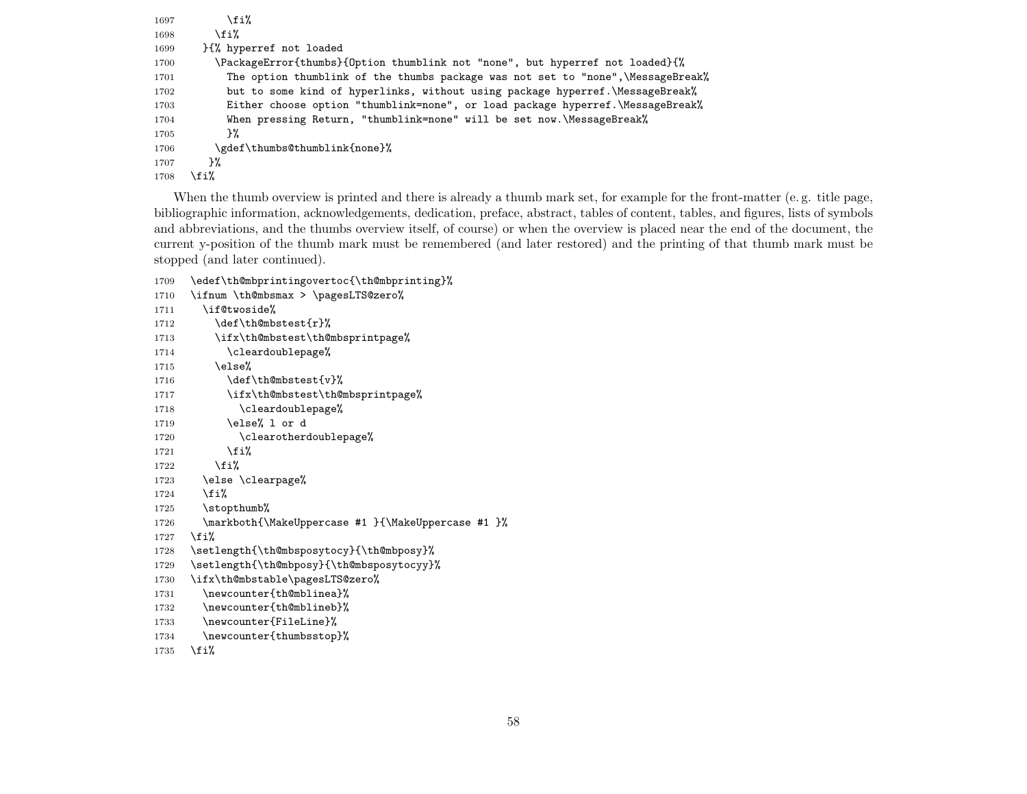```
1697          \fi%
1698        \fi%
1699      }{% hyperref not loaded
1700        \PackageError{thumbs}{Option thumblink not "none", but hyperref not loaded}{%
1701          The option thumblink of the thumbs package was not set to "none",\MessageBreak%
1702          but to some kind of hyperlinks, without using package hyperref.\MessageBreak%
1703          Either choose option "thumblink=none", or load package hyperref.\MessageBreak%
1704          When pressing Return, "thumblink=none" will be set now.\MessageBreak%
1705          }%
1706        \gdef\thumbs@thumblink{none}%
1707       }%
1708    \fi%
```

When the thumb overview is printed and there is already a thumb mark set, for example for the front-matter (e. g. title page, bibliographic information, acknowledgements, dedication, preface, abstract, tables of content, tables, and figures, lists of symbols and abbreviations, and the thumbs overview itself, of course) or when the overview is placed near the end of the document, the current y-position of the thumb mark must be remembered (and later restored) and the printing of that thumb mark must be stopped (and later continued).

```
1709    \edef\th@mbprintingovertoc{\th@mbprinting}%
1710    \ifnum \th@mbsmax > \pagesLTS@zero%
1711      \if@twoside%
1712        \def\th@mbstest{r}%
1713        \ifx\th@mbstest\th@mbsprintpage%
1714          \cleardoublepage%
1715        \else%
1716          \def\th@mbstest{v}%
1717          \ifx\th@mbstest\th@mbsprintpage%
1718            \cleardoublepage%
1719          \else% l or d
1720            \clearotherdoublepage%
1721          \fi%
1722        \fi%
1723      \else \clearpage%
1724      \fi%
1725      \stopthumb%
1726      \markboth{\MakeUppercase #1 }{\MakeUppercase #1 }%
1727    \fi%
1728    \setlength{\th@mbsposytocy}{\th@mbposy}%
1729    \setlength{\th@mbposy}{\th@mbsposytocyy}%
1730    \ifx\th@mbstable\pagesLTS@zero%
1731      \newcounter{th@mblinea}%
1732      \newcounter{th@mblineb}%
1733      \newcounter{FileLine}%
1734      \newcounter{thumbsstop}%
1735    \fi%
```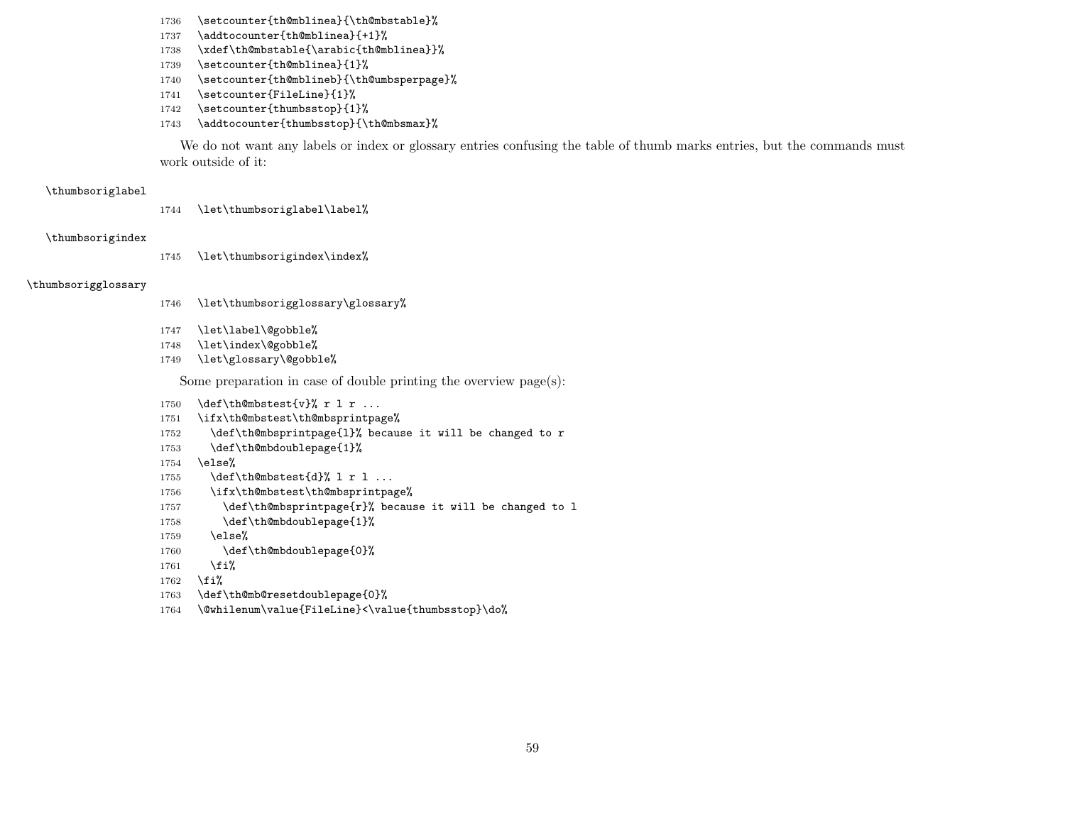```
1736 \setcounter{th@mblinea}{\th@mbstable}%
1737 \addtocounter{th@mblinea}{+1}%
1738 \xdef\th@mbstable{\arabic{th@mblinea}}%
1739 \setcounter{th@mblinea}{1}%
1740 \setcounter{th@mblineb}{\th@umbsperpage}%
1741 \setcounter{FileLine}{1}%
1742 \setcounter{thumbsstop}{1}%
1743 \addtocounter{thumbsstop}{\th@mbsmax}%
```

We do not want any labels or index or glossary entries confusing the table of thumb marks entries, but the commands must work outside of it:

\thumbsoriglabel

```
1744 \let\thumbsoriglabel\label%
```

\thumbsorigindex

```
1745 \let\thumbsorigindex\index%
```

\thumbsorigglossary

```
1746 \let\thumbsorigglossary\glossary%
1747 \let\label\@gobble%
1748 \let\index\@gobble%
1749 \let\glossary\@gobble%
```

Some preparation in case of double printing the overview page(s):

```
1750 \def\th@mbstest{v}% r l r ...
1751 \ifx\th@mbstest\th@mbsprintpage%
1752   \def\th@mbsprintpage{l}% because it will be changed to r
1753   \def\th@mbdoublepage{1}%
1754 \else%
1755   \def\th@mbstest{d}% l r l ...
1756   \ifx\th@mbstest\th@mbsprintpage%
1757     \def\th@mbsprintpage{r}% because it will be changed to l
1758     \def\th@mbdoublepage{1}%
1759   \else%
1760     \def\th@mbdoublepage{0}%
1761   \fi%
1762 \fi%
1763 \def\th@mb@resetdoublepage{0}%
1764 \@whilenum\value{FileLine}<\value{thumbsstop}\do%
```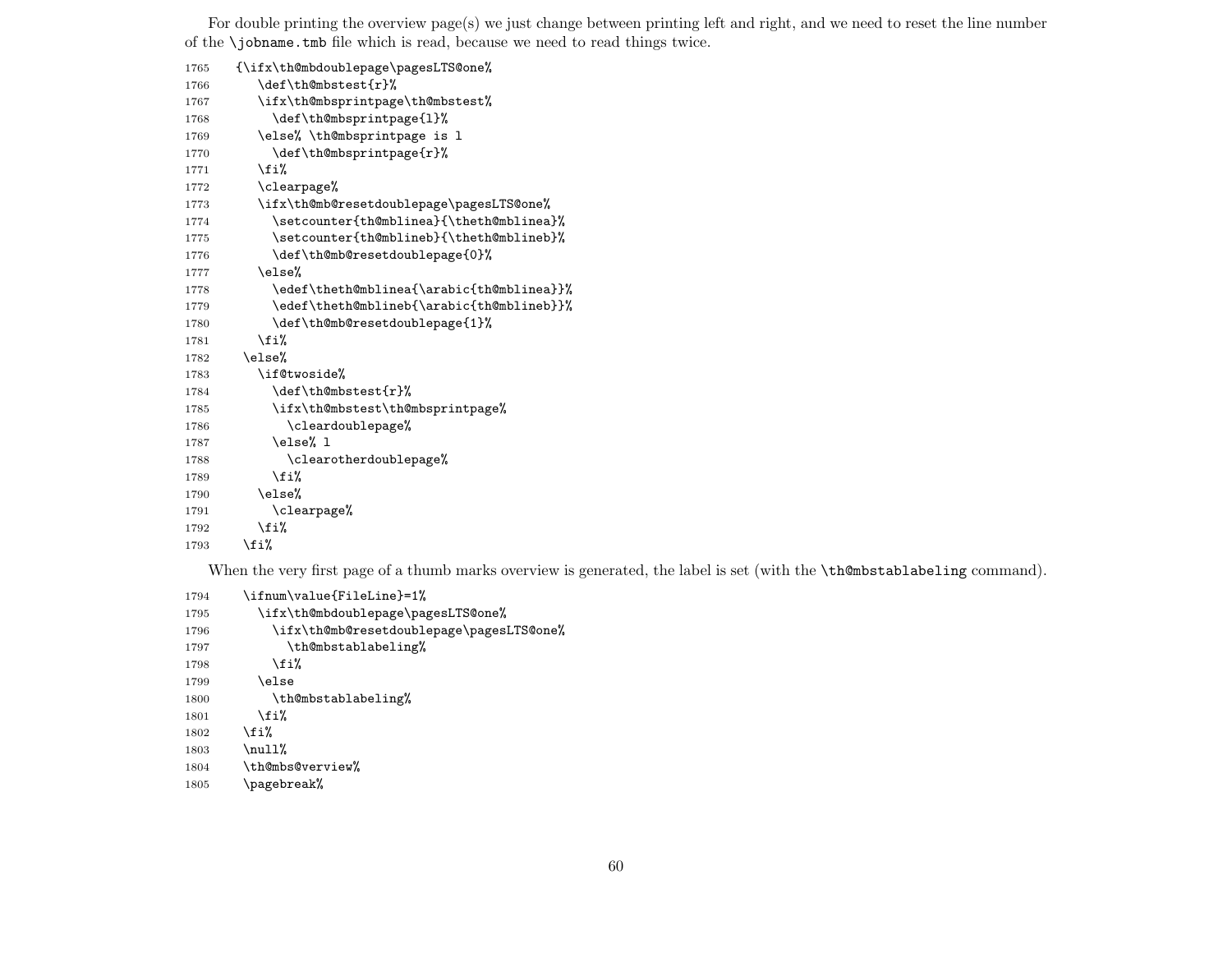For double printing the overview page(s) we just change between printing left and right, and we need to reset the line number of the `\jobname.tmb` file which is read, because we need to read things twice.

```
1765    {\ifx\th@mbdoublepage\pagesLTS@one%
1766      \def\th@mbstest{r}%
1767      \ifx\th@mbsprintpage\th@mbstest%
1768        \def\th@mbsprintpage{l}%
1769      \else% \th@mbsprintpage is l
1770        \def\th@mbsprintpage{r}%
1771      \fi%
1772      \clearpage%
1773      \ifx\th@mb@resetdoublepage\pagesLTS@one%
1774        \setcounter{th@mblinea}{\theth@mblinea}%
1775        \setcounter{th@mblineb}{\theth@mblineb}%
1776        \def\th@mb@resetdoublepage{0}%
1777      \else%
1778        \edef\theth@mblinea{\arabic{th@mblinea}}%
1779        \edef\theth@mblineb{\arabic{th@mblineb}}%
1780        \def\th@mb@resetdoublepage{1}%
1781      \fi%
1782    \else%
1783      \if@twoside%
1784        \def\th@mbstest{r}%
1785        \ifx\th@mbstest\th@mbsprintpage%
1786          \cleardoublepage%
1787        \else% l
1788          \clearotherdoublepage%
1789        \fi%
1790      \else%
1791        \clearpage%
1792      \fi%
1793    \fi%
```

When the very first page of a thumb marks overview is generated, the label is set (with the `\th@mbstablabeling` command).

```
1794    \ifnum\value{FileLine}=1%
1795      \ifx\th@mbdoublepage\pagesLTS@one%
1796        \ifx\th@mb@resetdoublepage\pagesLTS@one%
1797          \th@mbstablabeling%
1798        \fi%
1799      \else
1800        \th@mbstablabeling%
1801      \fi%
1802    \fi%
1803    \null%
1804    \th@mbs@verview%
1805    \pagebreak%
```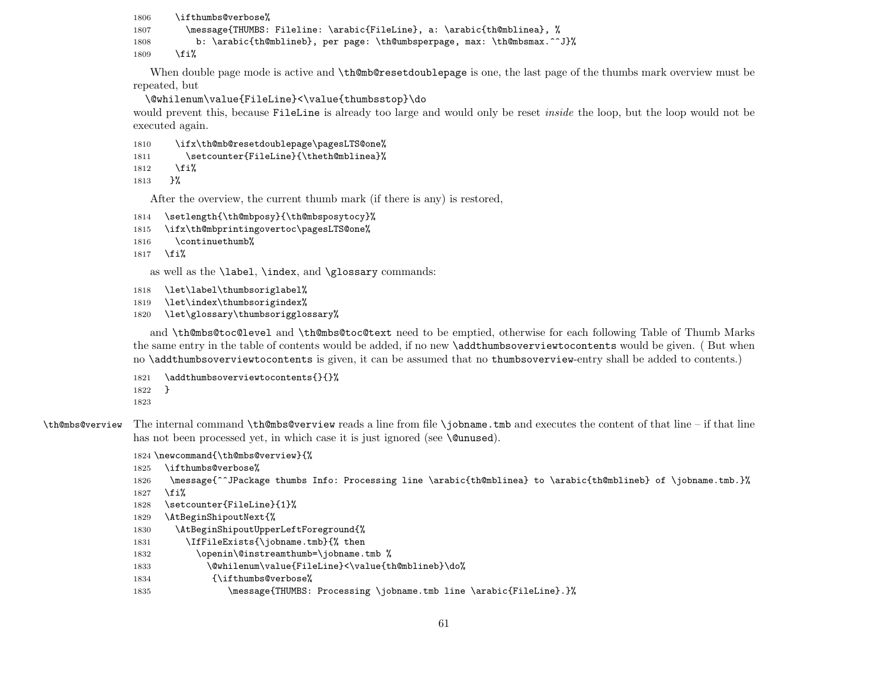```
1806     \ifthumbs@verbose%
1807       \message{THUMBS: Fileline: \arabic{FileLine}, a: \arabic{th@mblinea}, %
1808         b: \arabic{th@mblineb}, per page: \th@umbsperpage, max: \th@mbsmax.^^J}%
1809     \fi%
```

When double page mode is active and `\th@mb@resetdoublepage` is one, the last page of the thumbs mark overview must be repeated, but

`\@whilenum\value{FileLine}<\value{thumbsstop}\do`

would prevent this, because `FileLine` is already too large and would only be reset *inside* the loop, but the loop would not be executed again.

```
1810     \ifx\th@mb@resetdoublepage\pagesLTS@one%
1811       \setcounter{FileLine}{\theth@mblinea}%
1812     \fi%
1813   }%
```

After the overview, the current thumb mark (if there is any) is restored,

```
1814   \setlength{\th@mbposy}{\th@mbsposytocy}%
1815   \ifx\th@mbprintingovertoc\pagesLTS@one%
1816     \continuethumb%
1817   \fi%
```

as well as the `\label`, `\index`, and `\glossary` commands:

```
1818   \let\label\thumbsoriglabel%
1819   \let\index\thumbsorigindex%
1820   \let\glossary\thumbsorigglossary%
```

and `\th@mbs@toc@level` and `\th@mbs@toc@text` need to be emptied, otherwise for each following Table of Thumb Marks the same entry in the table of contents would be added, if no new `\addthumbsoverviewtocontents` would be given. ( But when no `\addthumbsoverviewtocontents` is given, it can be assumed that no `thumbsoverview`-entry shall be added to contents.)

```
1821   \addthumbsoverviewtocontents{}{}%
1822   }
1823
```

`\th@mbs@verview` The internal command `\th@mbs@verview` reads a line from file `\jobname.tmb` and executes the content of that line – if that line has not been processed yet, in which case it is just ignored (see `\@unused`).

```
1824 \newcommand{\th@mbs@verview}{%
1825   \ifthumbs@verbose%
1826    \message{^^JPackage thumbs Info: Processing line \arabic{th@mblinea} to \arabic{th@mblineb} of \jobname.tmb.}%
1827   \fi%
1828   \setcounter{FileLine}{1}%
1829   \AtBeginShipoutNext{%
1830     \AtBeginShipoutUpperLeftForeground{%
1831       \IfFileExists{\jobname.tmb}{% then
1832         \openin\@instreamthumb=\jobname.tmb %
1833           \@whilenum\value{FileLine}<\value{th@mblineb}\do%
1834            {\ifthumbs@verbose%
1835               \message{THUMBS: Processing \jobname.tmb line \arabic{FileLine}.}%
```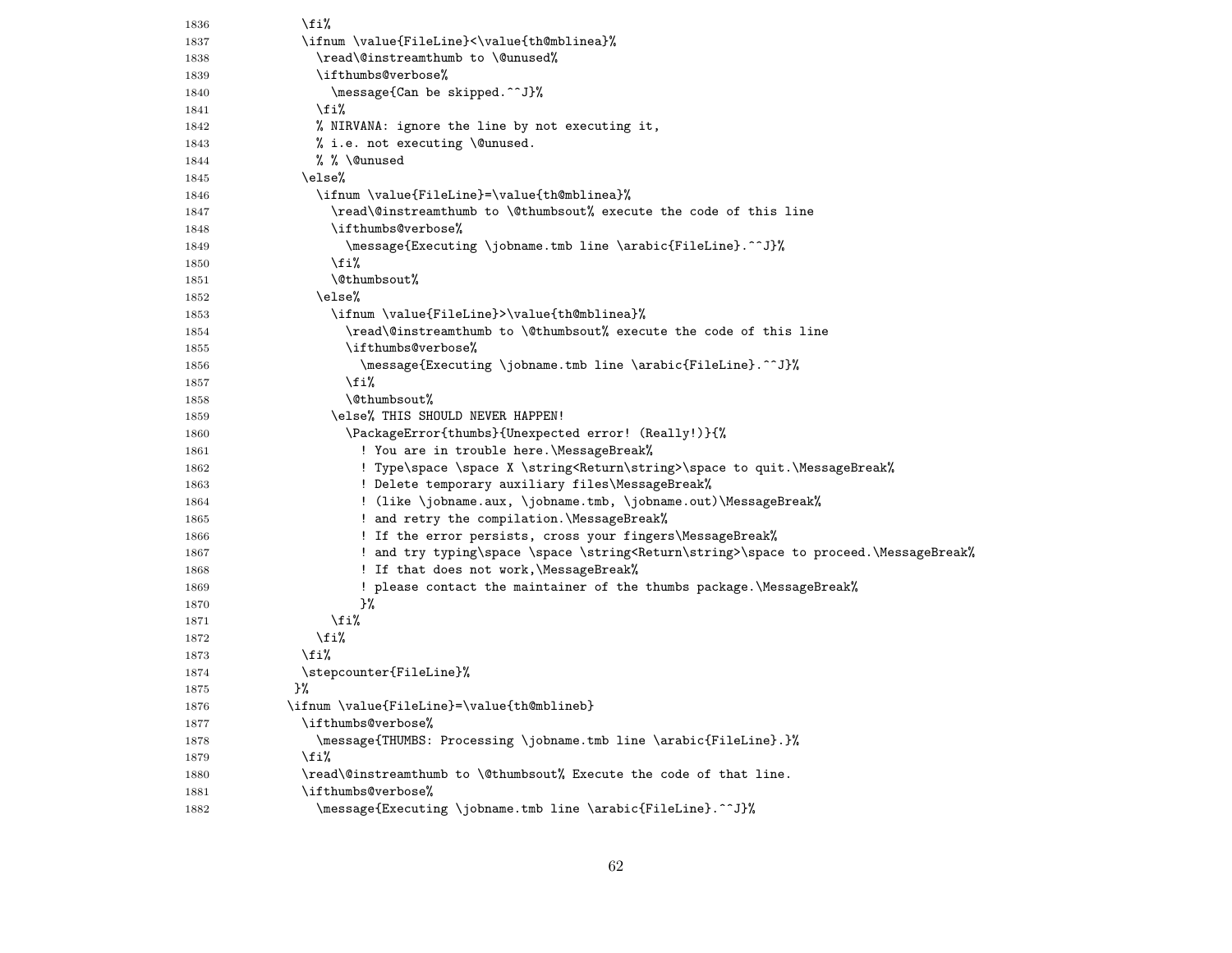```
1836            \fi%
1837            \ifnum \value{FileLine}<\value{th@mblinea}%
1838              \read\@instreamthumb to \@unused%
1839              \ifthumbs@verbose%
1840                \message{Can be skipped.^^J}%
1841              \fi%
1842              % NIRVANA: ignore the line by not executing it,
1843              % i.e. not executing \@unused.
1844              % % \@unused
1845            \else%
1846              \ifnum \value{FileLine}=\value{th@mblinea}%
1847                \read\@instreamthumb to \@thumbsout% execute the code of this line
1848                \ifthumbs@verbose%
1849                  \message{Executing \jobname.tmb line \arabic{FileLine}.^^J}%
1850                \fi%
1851                \@thumbsout%
1852              \else%
1853                \ifnum \value{FileLine}>\value{th@mblinea}%
1854                  \read\@instreamthumb to \@thumbsout% execute the code of this line
1855                  \ifthumbs@verbose%
1856                    \message{Executing \jobname.tmb line \arabic{FileLine}.^^J}%
1857                  \fi%
1858                  \@thumbsout%
1859                \else% THIS SHOULD NEVER HAPPEN!
1860                  \PackageError{thumbs}{Unexpected error! (Really!)}{%
1861                    ! You are in trouble here.\MessageBreak%
1862                    ! Type\space \space X \string<Return\string>\space to quit.\MessageBreak%
1863                    ! Delete temporary auxiliary files\MessageBreak%
1864                    ! (like \jobname.aux, \jobname.tmb, \jobname.out)\MessageBreak%
1865                    ! and retry the compilation.\MessageBreak%
1866                    ! If the error persists, cross your fingers\MessageBreak%
1867                    ! and try typing\space \space \string<Return\string>\space to proceed.\MessageBreak%
1868                    ! If that does not work,\MessageBreak%
1869                    ! please contact the maintainer of the thumbs package.\MessageBreak%
1870                    }%
1871                \fi%
1872              \fi%
1873            \fi%
1874            \stepcounter{FileLine}%
1875           }%
1876          \ifnum \value{FileLine}=\value{th@mblineb}
1877            \ifthumbs@verbose%
1878              \message{THUMBS: Processing \jobname.tmb line \arabic{FileLine}.}%
1879            \fi%
1880            \read\@instreamthumb to \@thumbsout% Execute the code of that line.
1881            \ifthumbs@verbose%
1882              \message{Executing \jobname.tmb line \arabic{FileLine}.^^J}%
```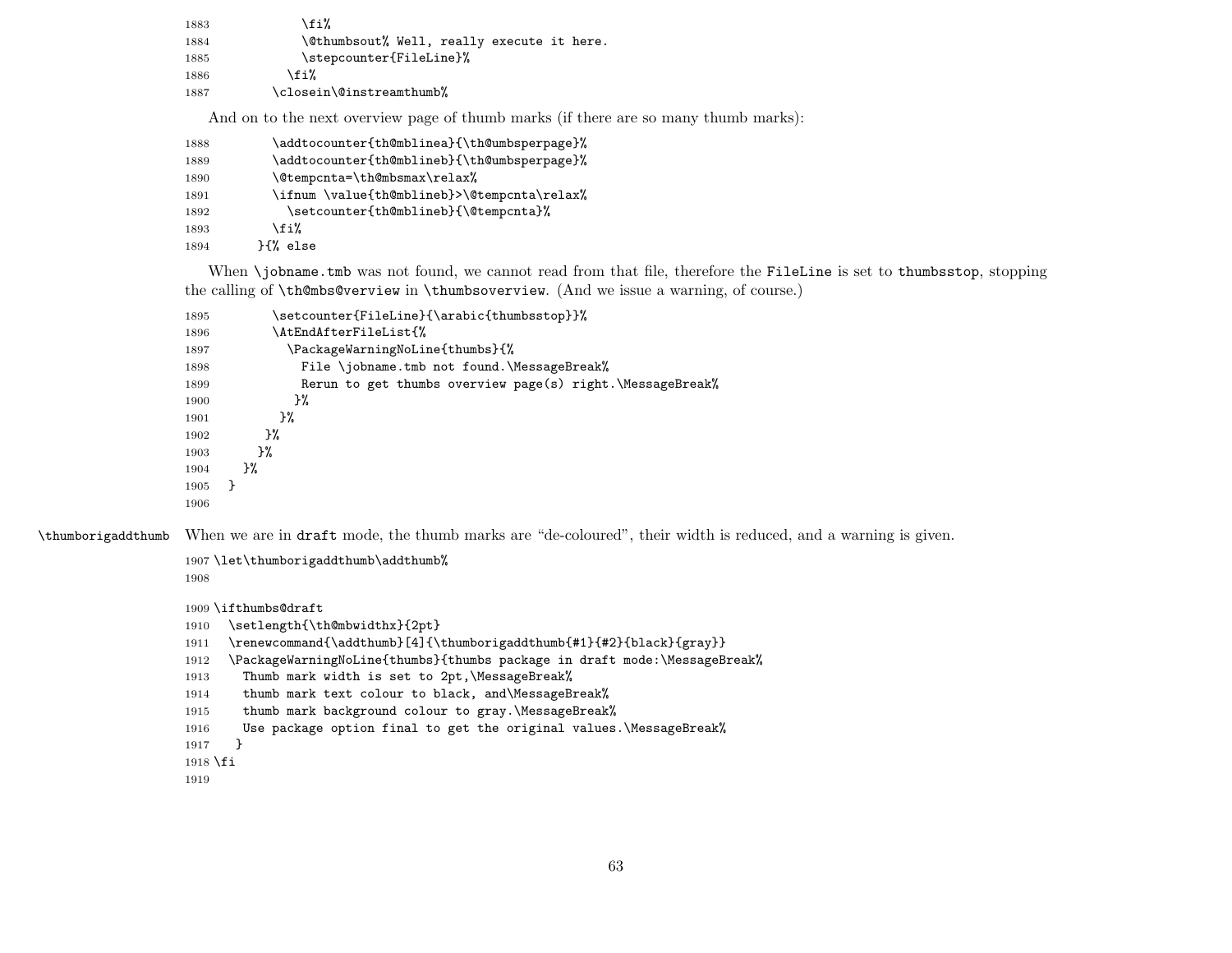```
1883            \fi%
1884            \@thumbsout% Well, really execute it here.
1885            \stepcounter{FileLine}%
1886          \fi%
1887        \closein\@instreamthumb%
```

And on to the next overview page of thumb marks (if there are so many thumb marks):

```
1888        \addtocounter{th@mblinea}{\th@umbsperpage}%
1889        \addtocounter{th@mblineb}{\th@umbsperpage}%
1890        \@tempcnta=\th@mbsmax\relax%
1891        \ifnum \value{th@mblineb}>\@tempcnta\relax%
1892          \setcounter{th@mblineb}{\@tempcnta}%
1893        \fi%
1894      }{% else
```

When `\jobname.tmb` was not found, we cannot read from that file, therefore the `FileLine` is set to `thumbsstop`, stopping the calling of `\th@mbs@verview` in `\thumbsoverview`. (And we issue a warning, of course.)

```
1895        \setcounter{FileLine}{\arabic{thumbsstop}}%
1896        \AtEndAfterFileList{%
1897          \PackageWarningNoLine{thumbs}{%
1898            File \jobname.tmb not found.\MessageBreak%
1899            Rerun to get thumbs overview page(s) right.\MessageBreak%
1900           }%
1901         }%
1902       }%
1903      }%
1904    }%
1905  }
1906
```

`\thumborigaddthumb` When we are in `draft` mode, the thumb marks are "de-coloured", their width is reduced, and a warning is given.

```
1907 \let\thumborigaddthumb\addthumb%
1908

1909 \ifthumbs@draft
1910   \setlength{\th@mbwidthx}{2pt}
1911   \renewcommand{\addthumb}[4]{\thumborigaddthumb{#1}{#2}{black}{gray}}
1912   \PackageWarningNoLine{thumbs}{thumbs package in draft mode:\MessageBreak%
1913     Thumb mark width is set to 2pt,\MessageBreak%
1914     thumb mark text colour to black, and\MessageBreak%
1915     thumb mark background colour to gray.\MessageBreak%
1916     Use package option final to get the original values.\MessageBreak%
1917    }
1918 \fi
1919
```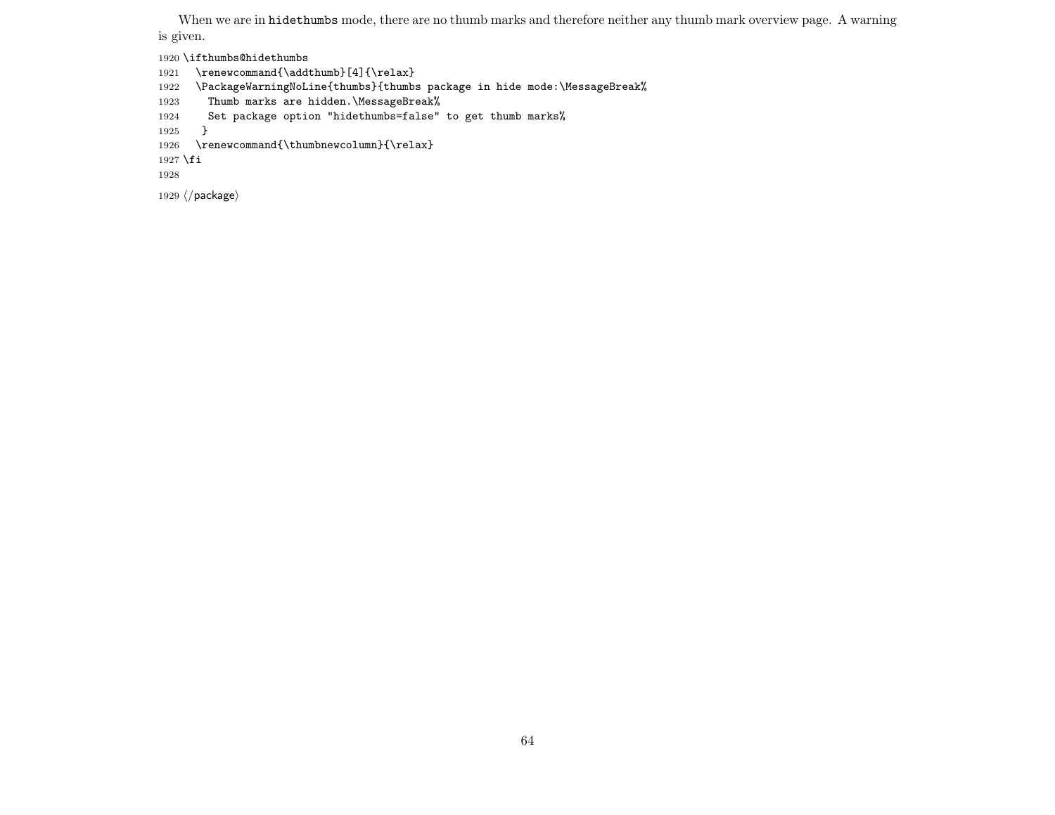When we are in `hidethumbs` mode, there are no thumb marks and therefore neither any thumb mark overview page. A warning is given.

```
1920 \ifthumbs@hidethumbs
1921   \renewcommand{\addthumb}[4]{\relax}
1922   \PackageWarningNoLine{thumbs}{thumbs package in hide mode:\MessageBreak%
1923     Thumb marks are hidden.\MessageBreak%
1924     Set package option "hidethumbs=false" to get thumb marks%
1925    }
1926   \renewcommand{\thumbnewcolumn}{\relax}
1927 \fi
1928
1929 ⟨/package⟩
```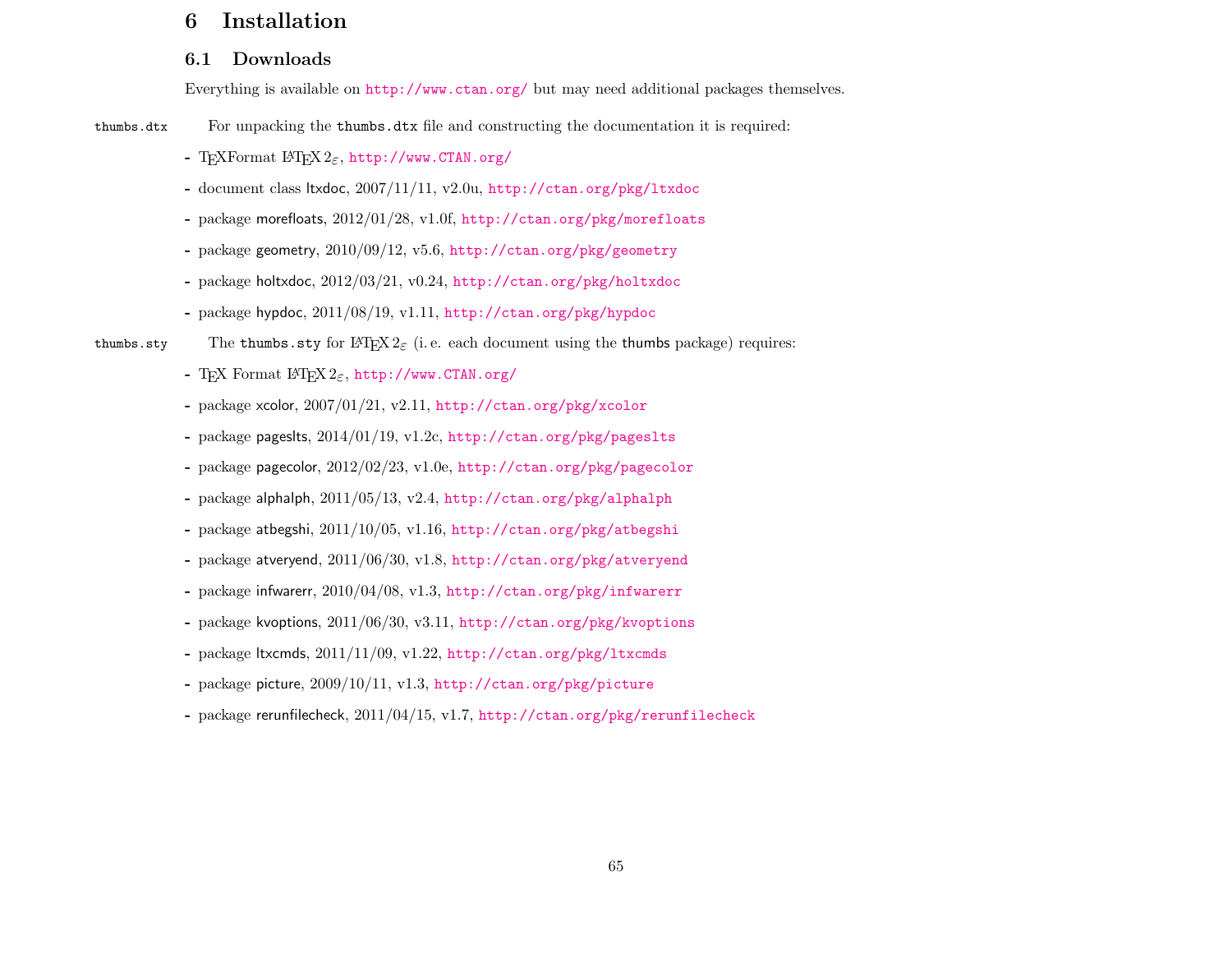# 6 Installation

## 6.1 Downloads

Everything is available on http://www.ctan.org/ but may need additional packages themselves.

thumbs.dtx For unpacking the thumbs.dtx file and constructing the documentation it is required:

- TeXFormat LaTeX 2ε, http://www.CTAN.org/
- document class ltxdoc, 2007/11/11, v2.0u, http://ctan.org/pkg/ltxdoc
- package morefloats, 2012/01/28, v1.0f, http://ctan.org/pkg/morefloats
- package geometry, 2010/09/12, v5.6, http://ctan.org/pkg/geometry
- package holtxdoc, 2012/03/21, v0.24, http://ctan.org/pkg/holtxdoc
- package hypdoc, 2011/08/19, v1.11, http://ctan.org/pkg/hypdoc

thumbs.sty The thumbs.sty for LaTeX 2ε (i. e. each document using the thumbs package) requires:

- TeX Format LaTeX 2ε, http://www.CTAN.org/
- package xcolor, 2007/01/21, v2.11, http://ctan.org/pkg/xcolor
- package pageslts, 2014/01/19, v1.2c, http://ctan.org/pkg/pageslts
- package pagecolor, 2012/02/23, v1.0e, http://ctan.org/pkg/pagecolor
- package alphalph, 2011/05/13, v2.4, http://ctan.org/pkg/alphalph
- package atbegshi, 2011/10/05, v1.16, http://ctan.org/pkg/atbegshi
- package atveryend, 2011/06/30, v1.8, http://ctan.org/pkg/atveryend
- package infwarerr, 2010/04/08, v1.3, http://ctan.org/pkg/infwarerr
- package kvoptions, 2011/06/30, v3.11, http://ctan.org/pkg/kvoptions
- package ltxcmds, 2011/11/09, v1.22, http://ctan.org/pkg/ltxcmds
- package picture, 2009/10/11, v1.3, http://ctan.org/pkg/picture
- package rerunfilecheck, 2011/04/15, v1.7, http://ctan.org/pkg/rerunfilecheck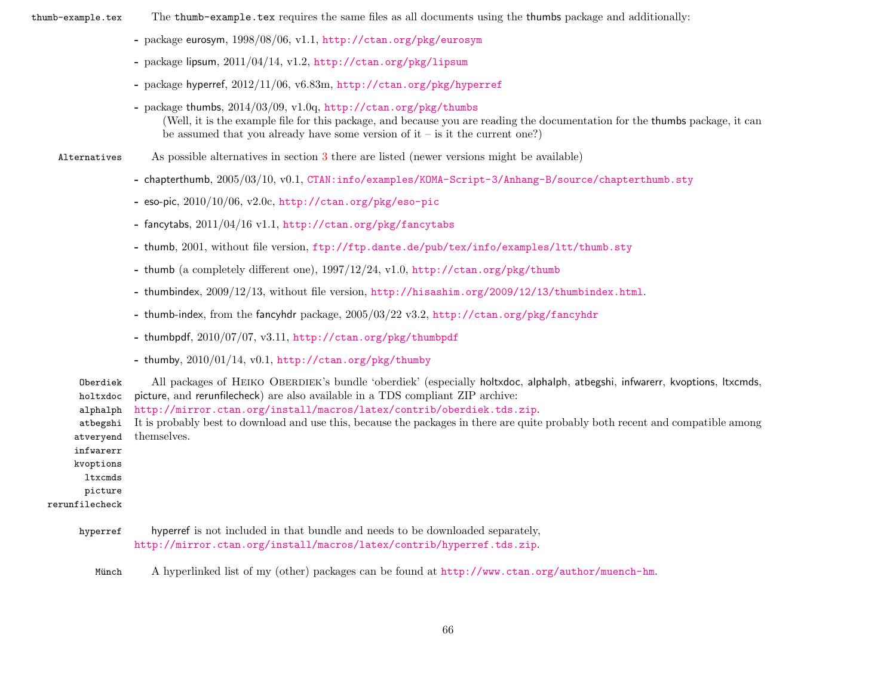thumb-example.tex — The `thumb-example.tex` requires the same files as all documents using the thumbs package and additionally:

- package eurosym, 1998/08/06, v1.1, http://ctan.org/pkg/eurosym
- package lipsum, 2011/04/14, v1.2, http://ctan.org/pkg/lipsum
- package hyperref, 2012/11/06, v6.83m, http://ctan.org/pkg/hyperref
- package thumbs, 2014/03/09, v1.0q, http://ctan.org/pkg/thumbs
  (Well, it is the example file for this package, and because you are reading the documentation for the thumbs package, it can be assumed that you already have some version of it – is it the current one?)

Alternatives — As possible alternatives in section 3 there are listed (newer versions might be available)

- chapterthumb, 2005/03/10, v0.1, CTAN:info/examples/KOMA-Script-3/Anhang-B/source/chapterthumb.sty
- eso-pic, 2010/10/06, v2.0c, http://ctan.org/pkg/eso-pic
- fancytabs, 2011/04/16 v1.1, http://ctan.org/pkg/fancytabs
- thumb, 2001, without file version, ftp://ftp.dante.de/pub/tex/info/examples/ltt/thumb.sty
- thumb (a completely different one), 1997/12/24, v1.0, http://ctan.org/pkg/thumb
- thumbindex, 2009/12/13, without file version, http://hisashim.org/2009/12/13/thumbindex.html.
- thumb-index, from the fancyhdr package, 2005/03/22 v3.2, http://ctan.org/pkg/fancyhdr
- thumbpdf, 2010/07/07, v3.11, http://ctan.org/pkg/thumbpdf
- thumby, 2010/01/14, v0.1, http://ctan.org/pkg/thumby

Oberdiek, holtxdoc, alphalph, atbegshi, atveryend, infwarerr, kvoptions, ltxcmds, picture, rerunfilecheck — All packages of Heiko Oberdiek's bundle 'oberdiek' (especially holtxdoc, alphalph, atbegshi, infwarerr, kvoptions, ltxcmds, picture, and rerunfilecheck) are also available in a TDS compliant ZIP archive:
http://mirror.ctan.org/install/macros/latex/contrib/oberdiek.tds.zip.
It is probably best to download and use this, because the packages in there are quite probably both recent and compatible among themselves.

hyperref — hyperref is not included in that bundle and needs to be downloaded separately,
http://mirror.ctan.org/install/macros/latex/contrib/hyperref.tds.zip.

Münch — A hyperlinked list of my (other) packages can be found at http://www.ctan.org/author/muench-hm.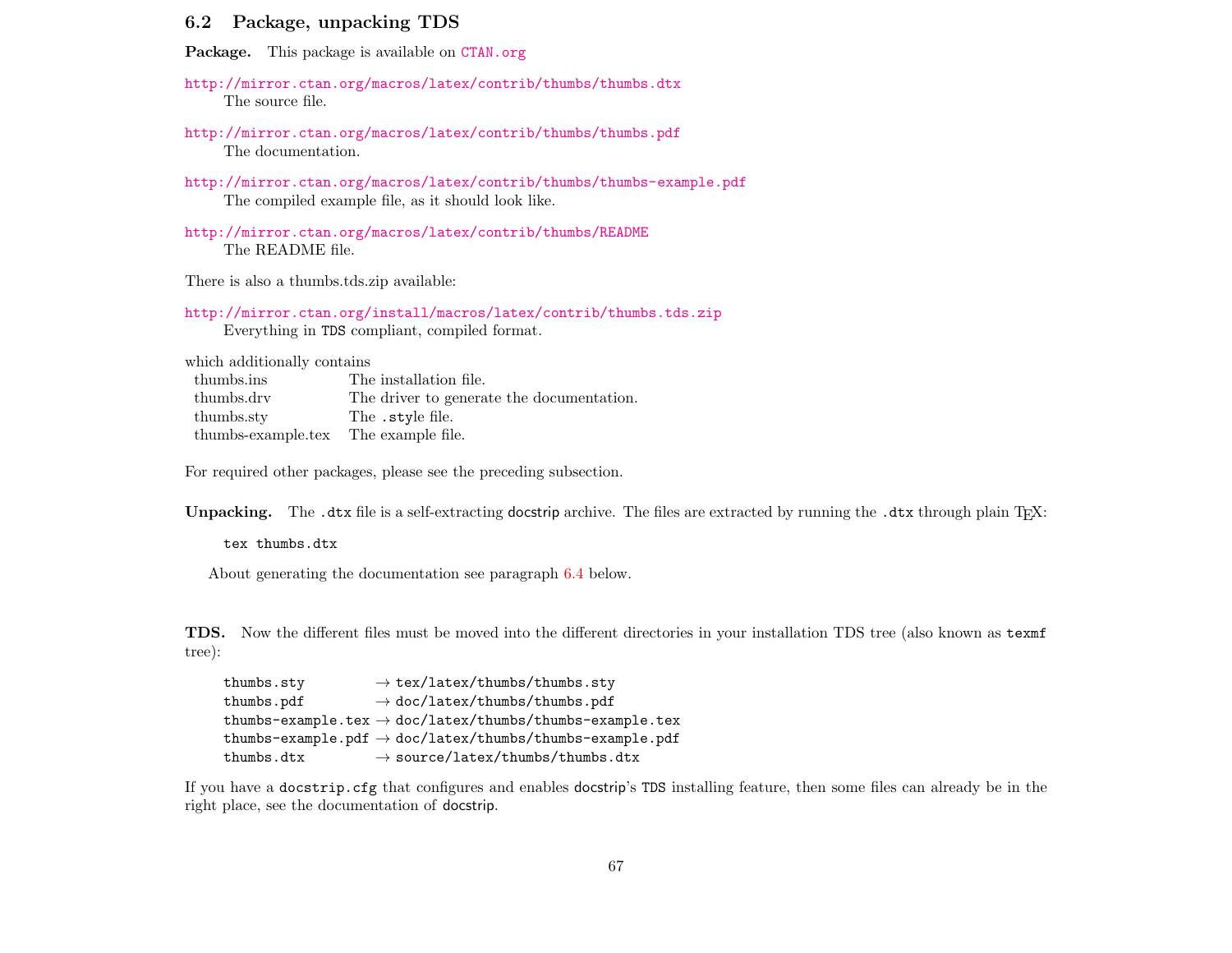## 6.2 Package, unpacking TDS

**Package.** This package is available on CTAN.org

http://mirror.ctan.org/macros/latex/contrib/thumbs/thumbs.dtx
The source file.

http://mirror.ctan.org/macros/latex/contrib/thumbs/thumbs.pdf
The documentation.

http://mirror.ctan.org/macros/latex/contrib/thumbs/thumbs-example.pdf
The compiled example file, as it should look like.

http://mirror.ctan.org/macros/latex/contrib/thumbs/README
The README file.

There is also a thumbs.tds.zip available:

http://mirror.ctan.org/install/macros/latex/contrib/thumbs.tds.zip
Everything in TDS compliant, compiled format.

which additionally contains

| | |
|---|---|
| thumbs.ins | The installation file. |
| thumbs.drv | The driver to generate the documentation. |
| thumbs.sty | The `.sty`le file. |
| thumbs-example.tex | The example file. |

For required other packages, please see the preceding subsection.

**Unpacking.** The `.dtx` file is a self-extracting `docstrip` archive. The files are extracted by running the `.dtx` through plain TEX:

```
tex thumbs.dtx
```

About generating the documentation see paragraph 6.4 below.

**TDS.** Now the different files must be moved into the different directories in your installation TDS tree (also known as `texmf` tree):

```
thumbs.sty         → tex/latex/thumbs/thumbs.sty
thumbs.pdf         → doc/latex/thumbs/thumbs.pdf
thumbs-example.tex → doc/latex/thumbs/thumbs-example.tex
thumbs-example.pdf → doc/latex/thumbs/thumbs-example.pdf
thumbs.dtx         → source/latex/thumbs/thumbs.dtx
```

If you have a `docstrip.cfg` that configures and enables `docstrip`'s TDS installing feature, then some files can already be in the right place, see the documentation of `docstrip`.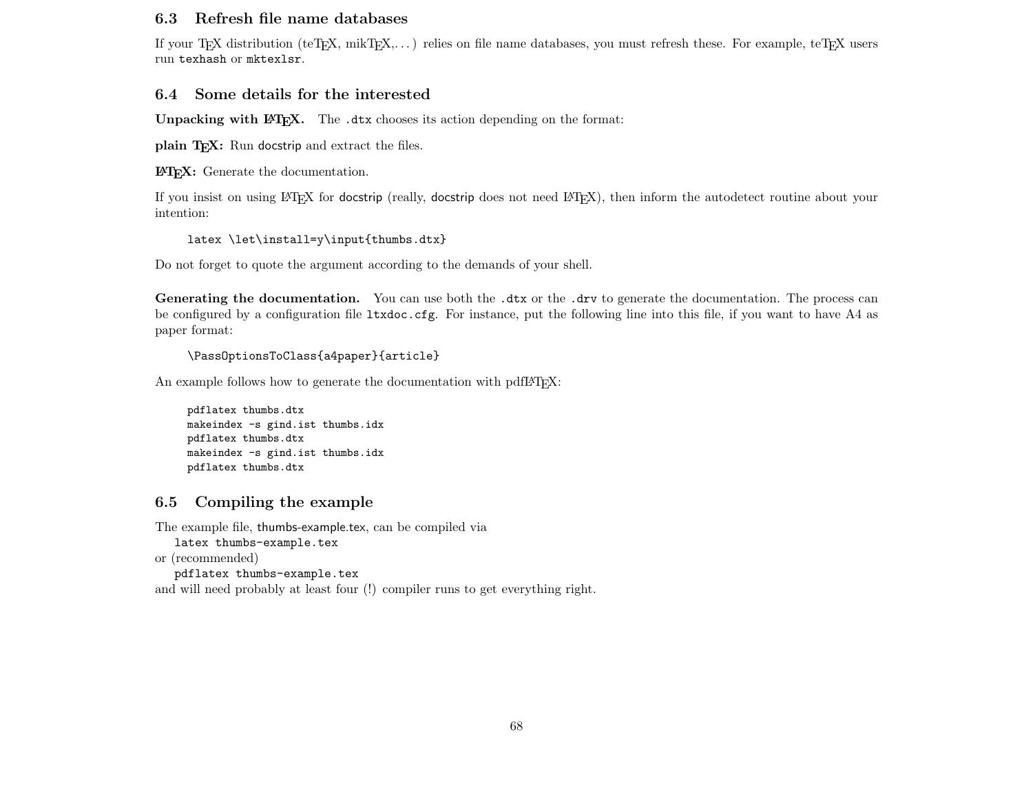### 6.3 Refresh file name databases

If your TeX distribution (teTeX, mikTeX,...) relies on file name databases, you must refresh these. For example, teTeX users run `texhash` or `mktexlsr`.

### 6.4 Some details for the interested

**Unpacking with LaTeX.** The `.dtx` chooses its action depending on the format:

**plain TeX:** Run docstrip and extract the files.

**LaTeX:** Generate the documentation.

If you insist on using LaTeX for docstrip (really, docstrip does not need LaTeX), then inform the autodetect routine about your intention:

```
latex \let\install=y\input{thumbs.dtx}
```

Do not forget to quote the argument according to the demands of your shell.

**Generating the documentation.** You can use both the `.dtx` or the `.drv` to generate the documentation. The process can be configured by a configuration file `ltxdoc.cfg`. For instance, put the following line into this file, if you want to have A4 as paper format:

```
\PassOptionsToClass{a4paper}{article}
```

An example follows how to generate the documentation with pdfLaTeX:

```
pdflatex thumbs.dtx
makeindex -s gind.ist thumbs.idx
pdflatex thumbs.dtx
makeindex -s gind.ist thumbs.idx
pdflatex thumbs.dtx
```

### 6.5 Compiling the example

The example file, thumbs-example.tex, can be compiled via
`latex thumbs-example.tex`
or (recommended)
`pdflatex thumbs-example.tex`
and will need probably at least four (!) compiler runs to get everything right.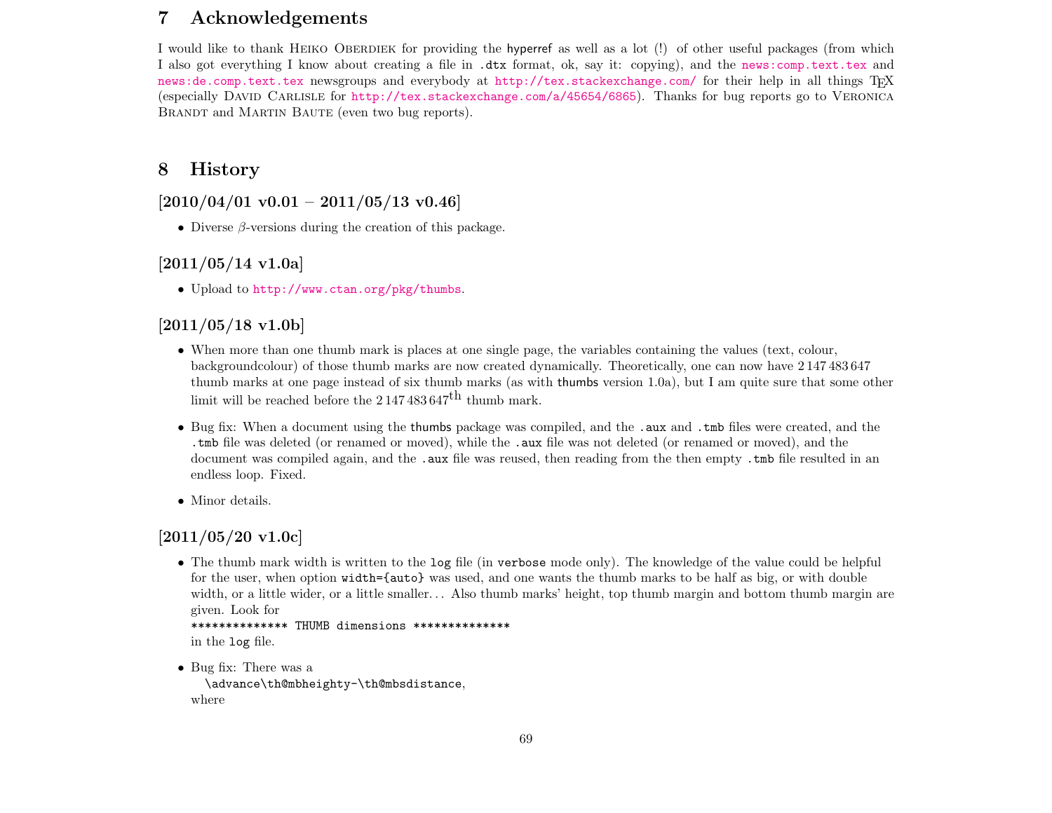# 7 Acknowledgements

I would like to thank Heiko Oberdiek for providing the hyperref as well as a lot (!) of other useful packages (from which I also got everything I know about creating a file in `.dtx` format, ok, say it: copying), and the news:comp.text.tex and news:de.comp.text.tex newsgroups and everybody at http://tex.stackexchange.com/ for their help in all things TEX (especially David Carlisle for http://tex.stackexchange.com/a/45654/6865). Thanks for bug reports go to Veronica Brandt and Martin Baute (even two bug reports).

# 8 History

## [2010/04/01 v0.01 – 2011/05/13 v0.46]

- Diverse $\beta$-versions during the creation of this package.

## [2011/05/14 v1.0a]

- Upload to http://www.ctan.org/pkg/thumbs.

## [2011/05/18 v1.0b]

- When more than one thumb mark is places at one single page, the variables containing the values (text, colour, backgroundcolour) of those thumb marks are now created dynamically. Theoretically, one can now have 2 147 483 647 thumb marks at one page instead of six thumb marks (as with thumbs version 1.0a), but I am quite sure that some other limit will be reached before the 2 147 483 647$^{\text{th}}$ thumb mark.
- Bug fix: When a document using the thumbs package was compiled, and the `.aux` and `.tmb` files were created, and the `.tmb` file was deleted (or renamed or moved), while the `.aux` file was not deleted (or renamed or moved), and the document was compiled again, and the `.aux` file was reused, then reading from the then empty `.tmb` file resulted in an endless loop. Fixed.
- Minor details.

## [2011/05/20 v1.0c]

- The thumb mark width is written to the `log` file (in `verbose` mode only). The knowledge of the value could be helpful for the user, when option `width={auto}` was used, and one wants the thumb marks to be half as big, or with double width, or a little wider, or a little smaller… Also thumb marks' height, top thumb margin and bottom thumb margin are given. Look for
  `************** THUMB dimensions **************`
  in the `log` file.
- Bug fix: There was a
  `\advance\th@mbheighty-\th@mbsdistance`,
  where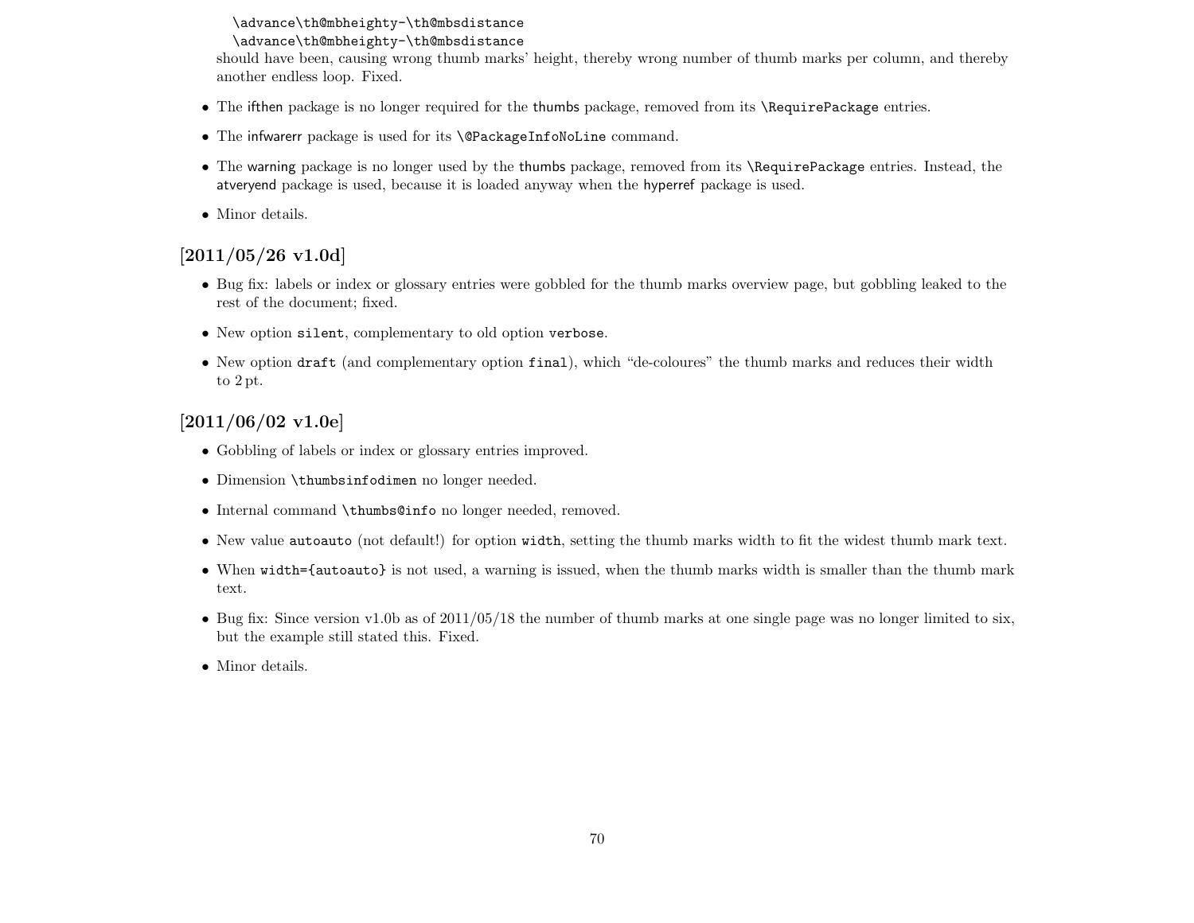```
\advance\th@mbheighty-\th@mbsdistance
\advance\th@mbheighty-\th@mbsdistance
```

should have been, causing wrong thumb marks' height, thereby wrong number of thumb marks per column, and thereby another endless loop. Fixed.

- The ifthen package is no longer required for the thumbs package, removed from its `\RequirePackage` entries.
- The infwarerr package is used for its `\@PackageInfoNoLine` command.
- The warning package is no longer used by the thumbs package, removed from its `\RequirePackage` entries. Instead, the atveryend package is used, because it is loaded anyway when the hyperref package is used.
- Minor details.

## [2011/05/26 v1.0d]

- Bug fix: labels or index or glossary entries were gobbled for the thumb marks overview page, but gobbling leaked to the rest of the document; fixed.
- New option `silent`, complementary to old option `verbose`.
- New option `draft` (and complementary option `final`), which "de-coloures" the thumb marks and reduces their width to 2 pt.

## [2011/06/02 v1.0e]

- Gobbling of labels or index or glossary entries improved.
- Dimension `\thumbsinfodimen` no longer needed.
- Internal command `\thumbs@info` no longer needed, removed.
- New value `autoauto` (not default!) for option `width`, setting the thumb marks width to fit the widest thumb mark text.
- When `width={autoauto}` is not used, a warning is issued, when the thumb marks width is smaller than the thumb mark text.
- Bug fix: Since version v1.0b as of 2011/05/18 the number of thumb marks at one single page was no longer limited to six, but the example still stated this. Fixed.
- Minor details.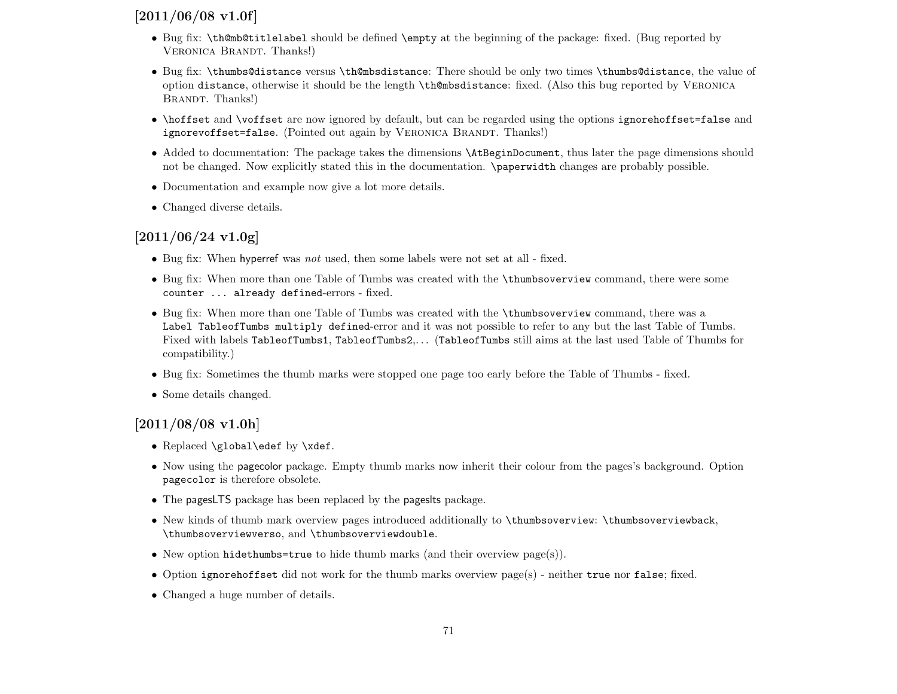### [2011/06/08 v1.0f]

- Bug fix: `\th@mb@titlelabel` should be defined `\empty` at the beginning of the package: fixed. (Bug reported by VERONICA BRANDT. Thanks!)
- Bug fix: `\thumbs@distance` versus `\th@mbsdistance`: There should be only two times `\thumbs@distance`, the value of option `distance`, otherwise it should be the length `\th@mbsdistance`: fixed. (Also this bug reported by VERONICA BRANDT. Thanks!)
- `\hoffset` and `\voffset` are now ignored by default, but can be regarded using the options `ignorehoffset=false` and `ignorevoffset=false`. (Pointed out again by VERONICA BRANDT. Thanks!)
- Added to documentation: The package takes the dimensions `\AtBeginDocument`, thus later the page dimensions should not be changed. Now explicitly stated this in the documentation. `\paperwidth` changes are probably possible.
- Documentation and example now give a lot more details.
- Changed diverse details.

### [2011/06/24 v1.0g]

- Bug fix: When hyperref was *not* used, then some labels were not set at all - fixed.
- Bug fix: When more than one Table of Tumbs was created with the `\thumbsoverview` command, there were some `counter ... already defined`-errors - fixed.
- Bug fix: When more than one Table of Tumbs was created with the `\thumbsoverview` command, there was a `Label TableofTumbs multiply defined`-error and it was not possible to refer to any but the last Table of Tumbs. Fixed with labels `TableofTumbs1`, `TableofTumbs2`,... (`TableofTumbs` still aims at the last used Table of Thumbs for compatibility.)
- Bug fix: Sometimes the thumb marks were stopped one page too early before the Table of Thumbs - fixed.
- Some details changed.

### [2011/08/08 v1.0h]

- Replaced `\global\edef` by `\xdef`.
- Now using the pagecolor package. Empty thumb marks now inherit their colour from the pages's background. Option `pagecolor` is therefore obsolete.
- The pagesLTS package has been replaced by the pageslts package.
- New kinds of thumb mark overview pages introduced additionally to `\thumbsoverview`: `\thumbsoverviewback`, `\thumbsoverviewverso`, and `\thumbsoverviewdouble`.
- New option `hidethumbs=true` to hide thumb marks (and their overview page(s)).
- Option `ignorehoffset` did not work for the thumb marks overview page(s) - neither `true` nor `false`; fixed.
- Changed a huge number of details.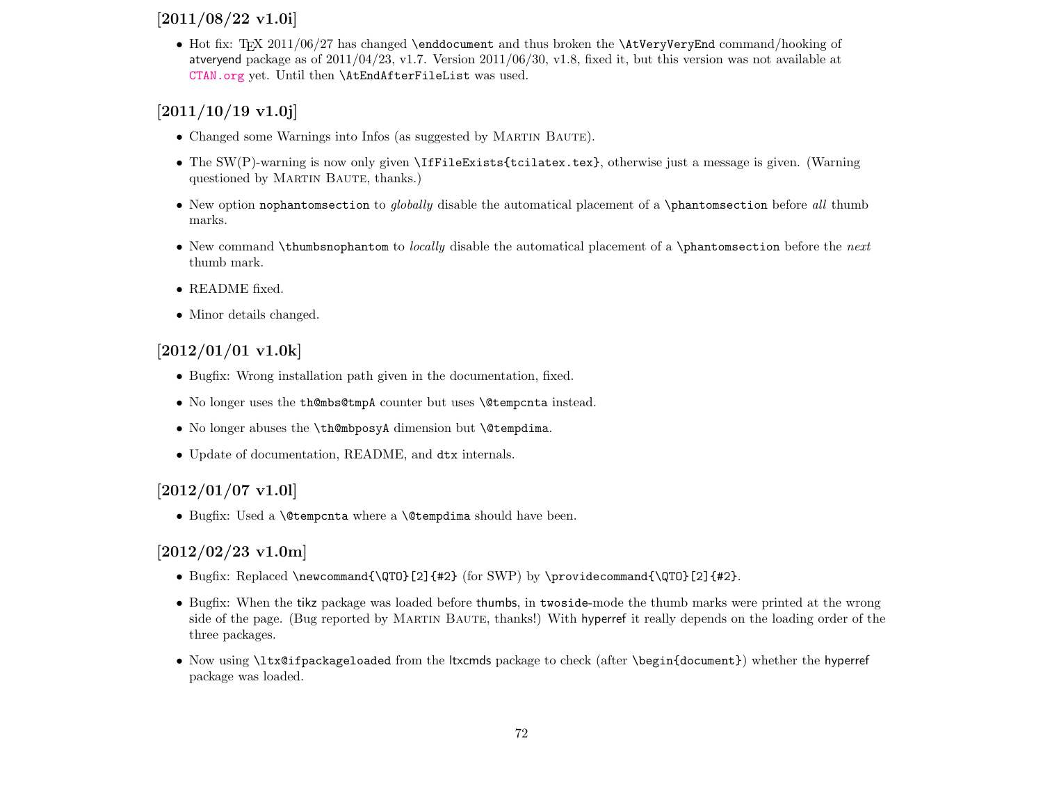### [2011/08/22 v1.0i]

- Hot fix: TEX 2011/06/27 has changed `\enddocument` and thus broken the `\AtVeryVeryEnd` command/hooking of atveryend package as of 2011/04/23, v1.7. Version 2011/06/30, v1.8, fixed it, but this version was not available at CTAN.org yet. Until then `\AtEndAfterFileList` was used.

### [2011/10/19 v1.0j]

- Changed some Warnings into Infos (as suggested by Martin Baute).
- The SW(P)-warning is now only given `\IfFileExists{tcilatex.tex}`, otherwise just a message is given. (Warning questioned by Martin Baute, thanks.)
- New option `nophantomsection` to *globally* disable the automatical placement of a `\phantomsection` before *all* thumb marks.
- New command `\thumbsnophantom` to *locally* disable the automatical placement of a `\phantomsection` before the *next* thumb mark.
- README fixed.
- Minor details changed.

### [2012/01/01 v1.0k]

- Bugfix: Wrong installation path given in the documentation, fixed.
- No longer uses the `th@mbs@tmpA` counter but uses `\@tempcnta` instead.
- No longer abuses the `\th@mbposyA` dimension but `\@tempdima`.
- Update of documentation, README, and `dtx` internals.

### [2012/01/07 v1.0l]

- Bugfix: Used a `\@tempcnta` where a `\@tempdima` should have been.

### [2012/02/23 v1.0m]

- Bugfix: Replaced `\newcommand{\QTO}[2]{#2}` (for SWP) by `\providecommand{\QTO}[2]{#2}`.
- Bugfix: When the tikz package was loaded before thumbs, in `twoside`-mode the thumb marks were printed at the wrong side of the page. (Bug reported by Martin Baute, thanks!) With hyperref it really depends on the loading order of the three packages.
- Now using `\ltx@ifpackageloaded` from the ltxcmds package to check (after `\begin{document}`) whether the hyperref package was loaded.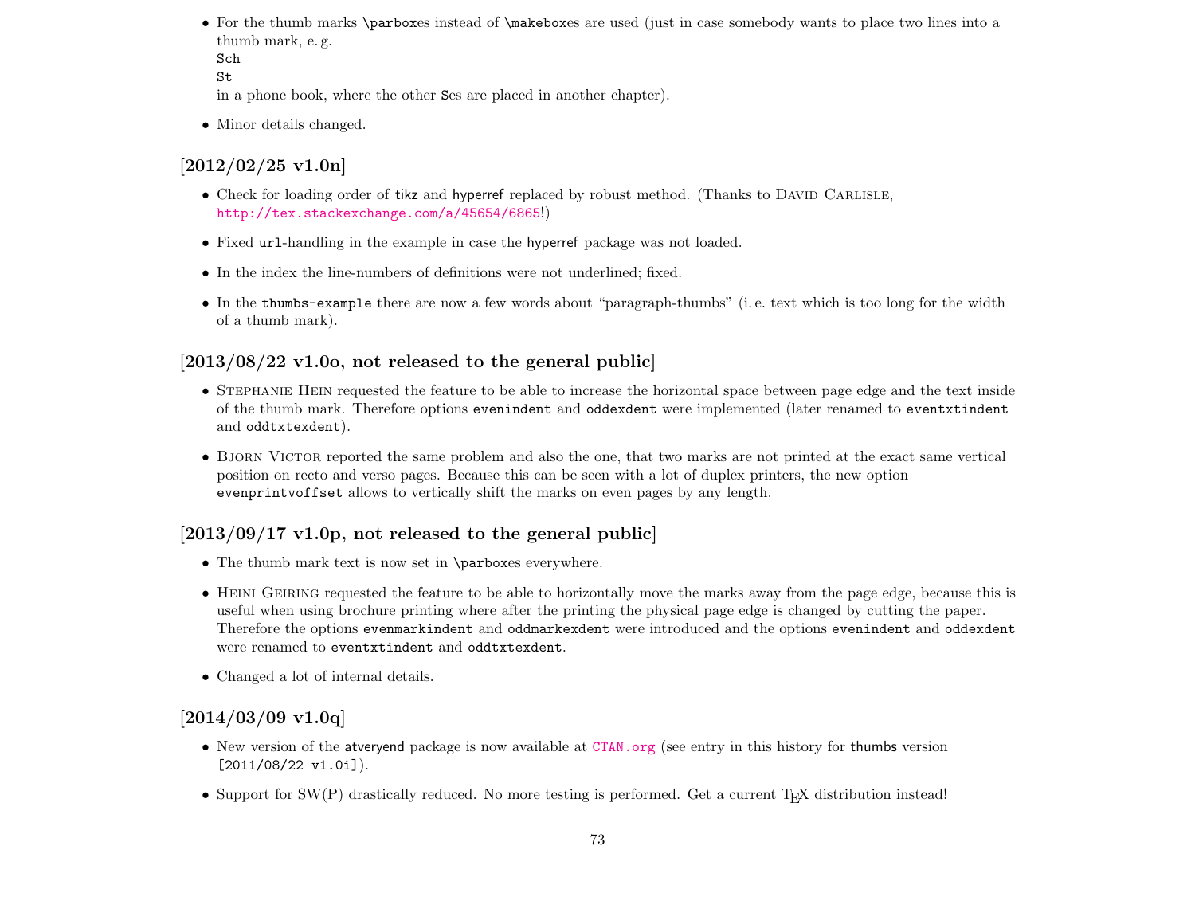- For the thumb marks `\parbox`es instead of `\makebox`es are used (just in case somebody wants to place two lines into a thumb mark, e. g.  
`Sch`  
`St`  
in a phone book, where the other `S`es are placed in another chapter).

- Minor details changed.

### [2012/02/25 v1.0n]

- Check for loading order of tikz and hyperref replaced by robust method. (Thanks to David Carlisle, http://tex.stackexchange.com/a/45654/6865!)

- Fixed `url`-handling in the example in case the hyperref package was not loaded.

- In the index the line-numbers of definitions were not underlined; fixed.

- In the `thumbs-example` there are now a few words about "paragraph-thumbs" (i. e. text which is too long for the width of a thumb mark).

### [2013/08/22 v1.0o, not released to the general public]

- Stephanie Hein requested the feature to be able to increase the horizontal space between page edge and the text inside of the thumb mark. Therefore options `evenindent` and `oddexdent` were implemented (later renamed to `eventxtindent` and `oddtxtexdent`).

- Bjorn Victor reported the same problem and also the one, that two marks are not printed at the exact same vertical position on recto and verso pages. Because this can be seen with a lot of duplex printers, the new option `evenprintvoffset` allows to vertically shift the marks on even pages by any length.

### [2013/09/17 v1.0p, not released to the general public]

- The thumb mark text is now set in `\parbox`es everywhere.

- Heini Geiring requested the feature to be able to horizontally move the marks away from the page edge, because this is useful when using brochure printing where after the printing the physical page edge is changed by cutting the paper. Therefore the options `evenmarkindent` and `oddmarkexdent` were introduced and the options `evenindent` and `oddexdent` were renamed to `eventxtindent` and `oddtxtexdent`.

- Changed a lot of internal details.

### [2014/03/09 v1.0q]

- New version of the atveryend package is now available at `CTAN.org` (see entry in this history for thumbs version `[2011/08/22 v1.0i]`).

- Support for SW(P) drastically reduced. No more testing is performed. Get a current TeX distribution instead!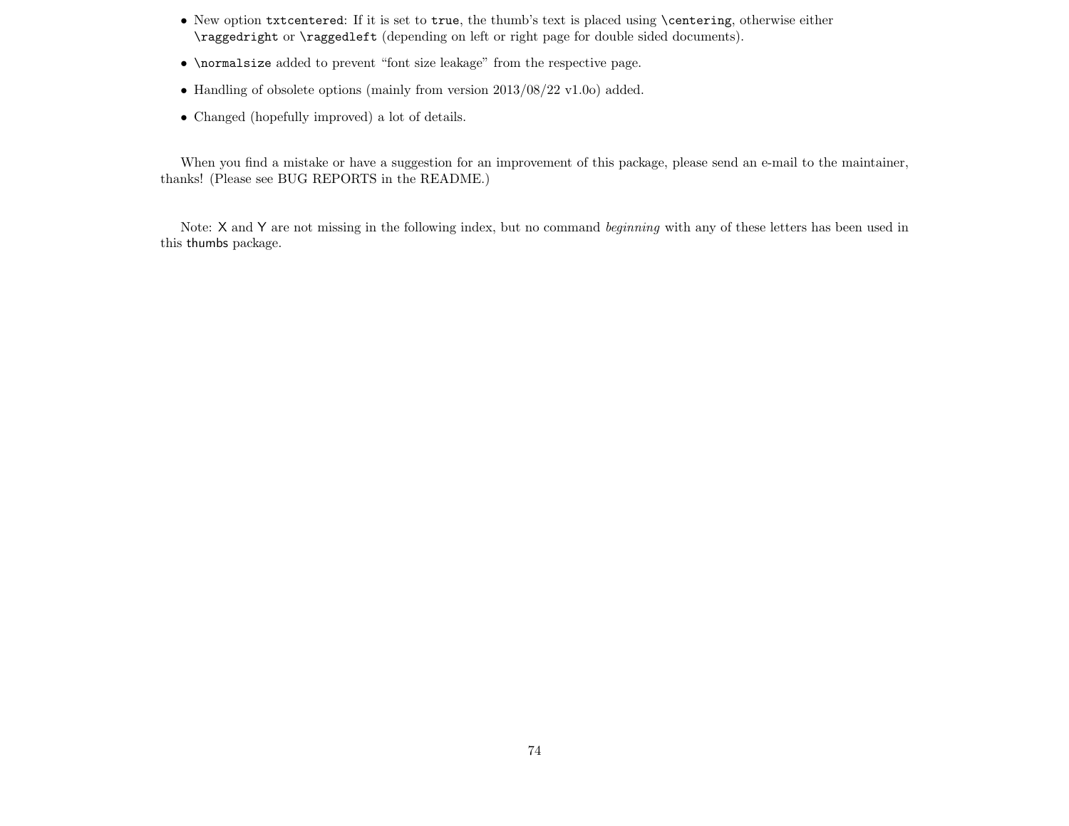- New option `txtcentered`: If it is set to `true`, the thumb's text is placed using `\centering`, otherwise either `\raggedright` or `\raggedleft` (depending on left or right page for double sided documents).
- `\normalsize` added to prevent "font size leakage" from the respective page.
- Handling of obsolete options (mainly from version 2013/08/22 v1.0o) added.
- Changed (hopefully improved) a lot of details.

When you find a mistake or have a suggestion for an improvement of this package, please send an e-mail to the maintainer, thanks! (Please see BUG REPORTS in the README.)

Note: X and Y are not missing in the following index, but no command *beginning* with any of these letters has been used in this thumbs package.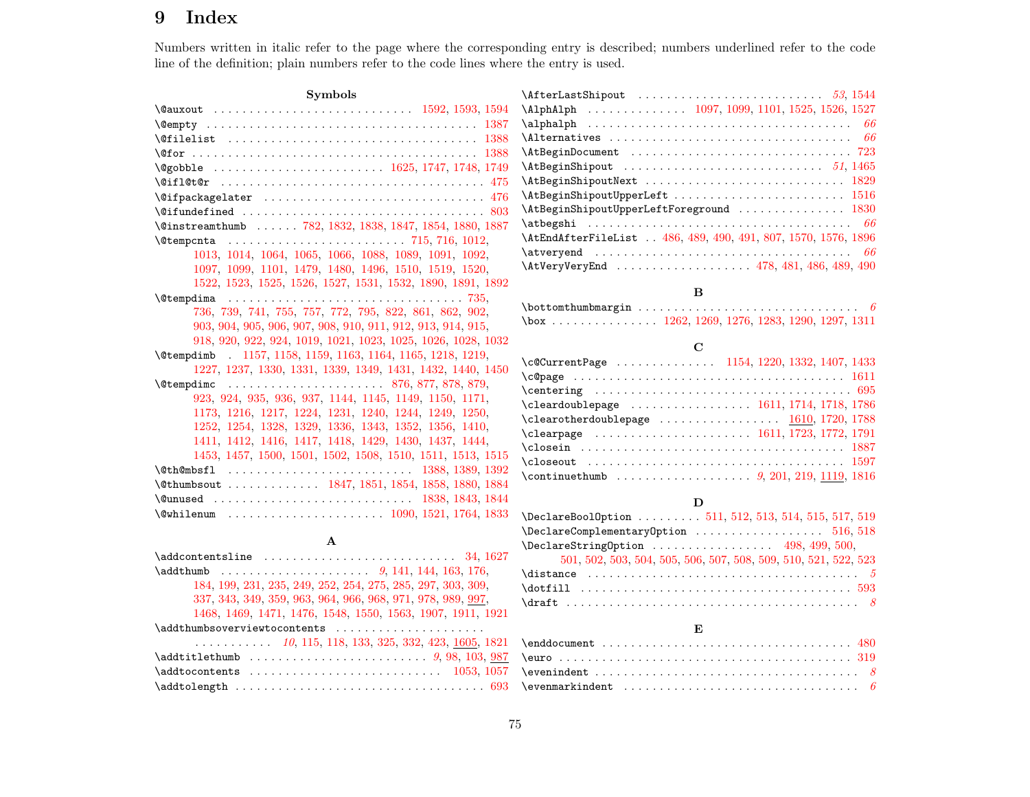# 9 Index

Numbers written in italic refer to the page where the corresponding entry is described; numbers underlined refer to the code line of the definition; plain numbers refer to the code lines where the entry is used.

**Symbols**

\@auxout . . . 1592, 1593, 1594
\@empty . . . 1387
\@filelist . . . 1388
\@for . . . 1388
\@gobble . . . 1625, 1747, 1748, 1749
\@ifl@t@r . . . 475
\@ifpackagelater . . . 476
\@ifundefined . . . 803
\@instreamthumb . . . 782, 1832, 1838, 1847, 1854, 1880, 1887
\@tempcnta . . . 715, 716, 1012, 1013, 1014, 1064, 1065, 1066, 1088, 1089, 1091, 1092, 1097, 1099, 1101, 1479, 1480, 1496, 1510, 1519, 1520, 1522, 1523, 1525, 1526, 1527, 1531, 1532, 1890, 1891, 1892
\@tempdima . . . 735, 736, 739, 741, 755, 757, 772, 795, 822, 861, 862, 902, 903, 904, 905, 906, 907, 908, 910, 911, 912, 913, 914, 915, 918, 920, 922, 924, 1019, 1021, 1023, 1025, 1026, 1028, 1032
\@tempdimb . . . 1157, 1158, 1159, 1163, 1164, 1165, 1218, 1219, 1227, 1237, 1330, 1331, 1339, 1349, 1431, 1432, 1440, 1450
\@tempdimc . . . 876, 877, 878, 879, 923, 924, 935, 936, 937, 1144, 1145, 1149, 1150, 1171, 1173, 1216, 1217, 1224, 1231, 1240, 1244, 1249, 1250, 1252, 1254, 1328, 1329, 1336, 1343, 1352, 1356, 1410, 1411, 1412, 1416, 1417, 1418, 1429, 1430, 1437, 1444, 1453, 1457, 1500, 1501, 1502, 1508, 1510, 1511, 1513, 1515
\@th@mbsfl . . . 1388, 1389, 1392
\@thumbsout . . . 1847, 1851, 1854, 1858, 1880, 1884
\@unused . . . 1838, 1843, 1844
\@whilenum . . . 1090, 1521, 1764, 1833

**A**

\addcontentsline . . . 34, 1627
\addthumb . . . *9*, 141, 144, 163, 176, 184, 199, 231, 235, 249, 252, 254, 275, 285, 297, 303, 309, 337, 343, 349, 359, 963, 964, 966, 968, 971, 978, 989, 997, 1468, 1469, 1471, 1476, 1548, 1550, 1563, 1907, 1911, 1921
\addthumbsoverviewtocontents . . . *10*, 115, 118, 133, 325, 332, 423, 1605, 1821
\addtitlethumb . . . *9*, 98, 103, 987
\addtocontents . . . 1053, 1057
\addtolength . . . 693
\AfterLastShipout . . . *53*, 1544
\AlphAlph . . . 1097, 1099, 1101, 1525, 1526, 1527
\alphalph . . . *66*
\Alternatives . . . *66*
\AtBeginDocument . . . 723
\AtBeginShipout . . . *51*, 1465
\AtBeginShipoutNext . . . 1829
\AtBeginShipoutUpperLeft . . . 1516
\AtBeginShipoutUpperLeftForeground . . . 1830
\atbegshi . . . *66*
\AtEndAfterFileList . . . 486, 489, 490, 491, 807, 1570, 1576, 1896
\atveryend . . . *66*
\AtVeryVeryEnd . . . 478, 481, 486, 489, 490

**B**

\bottomthumbmargin . . . *6*
\box . . . 1262, 1269, 1276, 1283, 1290, 1297, 1311

**C**

\c@CurrentPage . . . 1154, 1220, 1332, 1407, 1433
\c@page . . . 1611
\centering . . . 695
\cleardoublepage . . . 1611, 1714, 1718, 1786
\clearotherdoublepage . . . 1610, 1720, 1788
\clearpage . . . 1611, 1723, 1772, 1791
\closein . . . 1887
\closeout . . . 1597
\continuethumb . . . *9*, 201, 219, 1119, 1816

**D**

\DeclareBoolOption . . . 511, 512, 513, 514, 515, 517, 519
\DeclareComplementaryOption . . . 516, 518
\DeclareStringOption . . . 498, 499, 500, 501, 502, 503, 504, 505, 506, 507, 508, 509, 510, 521, 522, 523
\distance . . . *5*
\dotfill . . . 593
\draft . . . *8*

**E**

\enddocument . . . 480
\euro . . . 319
\evenindent . . . *8*
\evenmarkindent . . . *6*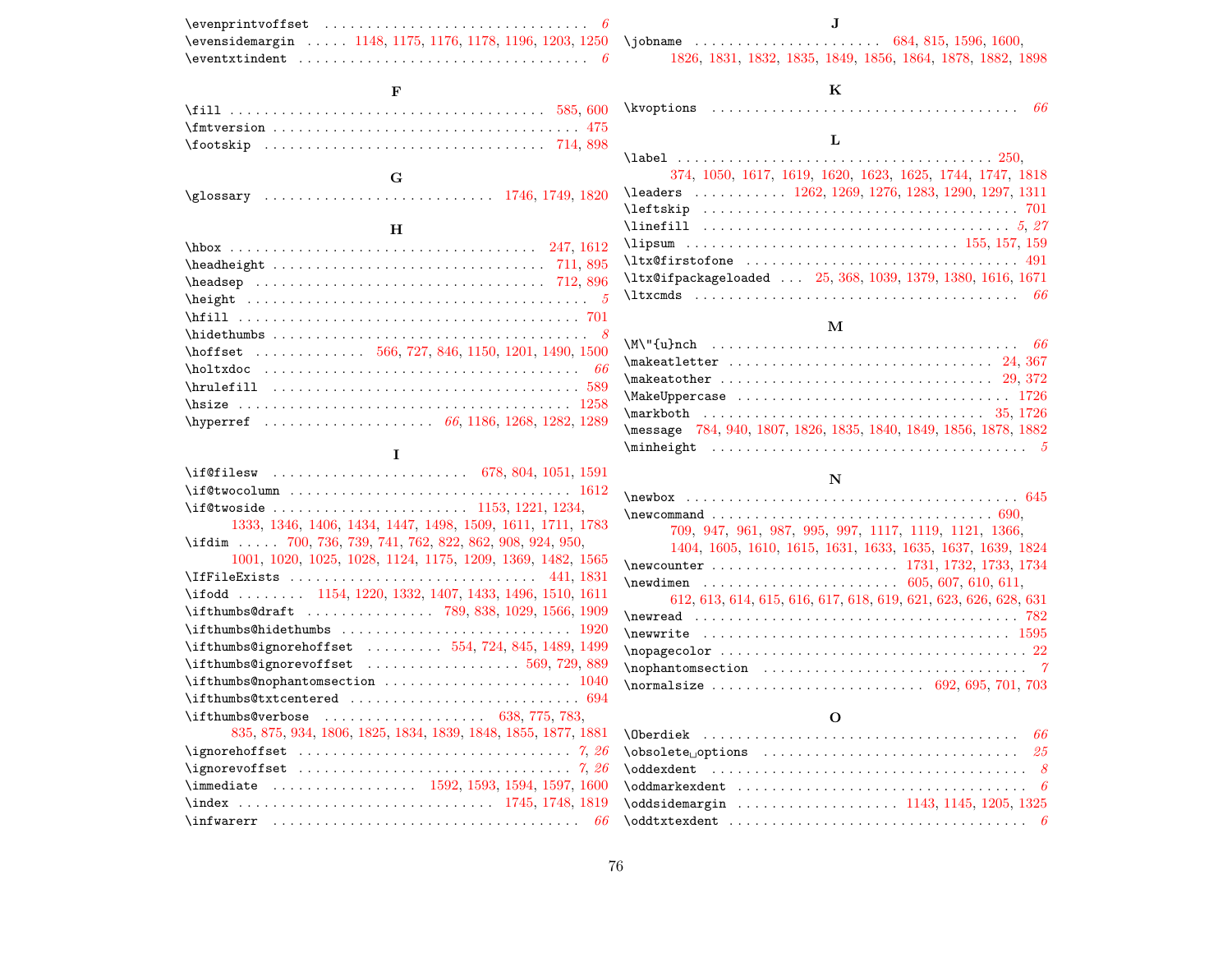\evenprintvoffset . . . . . . . . . . . . . . . . . . . . . . . . . . . . . . . *6*
\evensidemargin . . . . . 1148, 1175, 1176, 1178, 1196, 1203, 1250
\eventxtindent . . . . . . . . . . . . . . . . . . . . . . . . . . . . . . . . . *6*

### F

\fill . . . . . . . . . . . . . . . . . . . . . . . . . . . . . . . . . . . . 585, 600
\fmtversion . . . . . . . . . . . . . . . . . . . . . . . . . . . . . . . . . . 475
\footskip . . . . . . . . . . . . . . . . . . . . . . . . . . . . . . . . 714, 898

### G

\glossary . . . . . . . . . . . . . . . . . . . . . . . . . . . 1746, 1749, 1820

### H

\hbox . . . . . . . . . . . . . . . . . . . . . . . . . . . . . . . . . . . 247, 1612
\headheight . . . . . . . . . . . . . . . . . . . . . . . . . . . . . . . . 711, 895
\headsep . . . . . . . . . . . . . . . . . . . . . . . . . . . . . . . . . 712, 896
\height . . . . . . . . . . . . . . . . . . . . . . . . . . . . . . . . . . . . . *5*
\hfill . . . . . . . . . . . . . . . . . . . . . . . . . . . . . . . . . . . . . . 701
\hidethumbs . . . . . . . . . . . . . . . . . . . . . . . . . . . . . . . . . . . *8*
\hoffset . . . . . . . . . . . . . 566, 727, 846, 1150, 1201, 1490, 1500
\holtxdoc . . . . . . . . . . . . . . . . . . . . . . . . . . . . . . . . . . . *66*
\hrulefill . . . . . . . . . . . . . . . . . . . . . . . . . . . . . . . . . . . 589
\hsize . . . . . . . . . . . . . . . . . . . . . . . . . . . . . . . . . . . . . 1258
\hyperref . . . . . . . . . . . . . . . . . . . . *66*, 1186, 1268, 1282, 1289

### I

\if@filesw . . . . . . . . . . . . . . . . . . . . . . 678, 804, 1051, 1591
\if@twocolumn . . . . . . . . . . . . . . . . . . . . . . . . . . . . . . . 1612
\if@twoside . . . . . . . . . . . . . . . . . . . . . . 1153, 1221, 1234, 1333, 1346, 1406, 1434, 1447, 1498, 1509, 1611, 1711, 1783
\ifdim . . . . . 700, 736, 739, 741, 762, 822, 862, 908, 924, 950, 1001, 1020, 1025, 1028, 1124, 1175, 1209, 1369, 1482, 1565
\IfFileExists . . . . . . . . . . . . . . . . . . . . . . . . . . . . . . 441, 1831
\ifodd . . . . . . . . 1154, 1220, 1332, 1407, 1433, 1496, 1510, 1611
\ifthumbs@draft . . . . . . . . . . . . . . . 789, 838, 1029, 1566, 1909
\ifthumbs@hidethumbs . . . . . . . . . . . . . . . . . . . . . . . . . . 1920
\ifthumbs@ignorehoffset . . . . . . . . . 554, 724, 845, 1489, 1499
\ifthumbs@ignorevoffset . . . . . . . . . . . . . . . . . . 569, 729, 889
\ifthumbs@nophantomsection . . . . . . . . . . . . . . . . . . . . . . 1040
\ifthumbs@txtcentered . . . . . . . . . . . . . . . . . . . . . . . . . . . 694
\ifthumbs@verbose . . . . . . . . . . . . . . . . . . . 638, 775, 783, 835, 875, 934, 1806, 1825, 1834, 1839, 1848, 1855, 1877, 1881
\ignorehoffset . . . . . . . . . . . . . . . . . . . . . . . . . . . . . . . *7*, *26*
\ignorevoffset . . . . . . . . . . . . . . . . . . . . . . . . . . . . . . . *7*, *26*
\immediate . . . . . . . . . . . . . . . . . . 1592, 1593, 1594, 1597, 1600
\index . . . . . . . . . . . . . . . . . . . . . . . . . . . . . . 1745, 1748, 1819
\infwarerr . . . . . . . . . . . . . . . . . . . . . . . . . . . . . . . . . . . *66*

### J

\jobname . . . . . . . . . . . . . . . . . . . . . . . 684, 815, 1596, 1600, 1826, 1831, 1832, 1835, 1849, 1856, 1864, 1878, 1882, 1898

### K

\kvoptions . . . . . . . . . . . . . . . . . . . . . . . . . . . . . . . . . . . *66*

### L

\label . . . . . . . . . . . . . . . . . . . . . . . . . . . . . . . . . . . . . 250, 374, 1050, 1617, 1619, 1620, 1623, 1625, 1744, 1747, 1818
\leaders . . . . . . . . . . . 1262, 1269, 1276, 1283, 1290, 1297, 1311
\leftskip . . . . . . . . . . . . . . . . . . . . . . . . . . . . . . . . . . . . 701
\linefill . . . . . . . . . . . . . . . . . . . . . . . . . . . . . . . . . . . *5*, *27*
\lipsum . . . . . . . . . . . . . . . . . . . . . . . . . . . . . . . . 155, 157, 159
\ltx@firstofone . . . . . . . . . . . . . . . . . . . . . . . . . . . . . . . . 491
\ltx@ifpackageloaded . . . 25, 368, 1039, 1379, 1380, 1616, 1671
\ltxcmds . . . . . . . . . . . . . . . . . . . . . . . . . . . . . . . . . . . . . *66*

### M

\M\"{u}nch . . . . . . . . . . . . . . . . . . . . . . . . . . . . . . . . . . . *66*
\makeatletter . . . . . . . . . . . . . . . . . . . . . . . . . . . . . . . 24, 367
\makeatother . . . . . . . . . . . . . . . . . . . . . . . . . . . . . . . . 29, 372
\MakeUppercase . . . . . . . . . . . . . . . . . . . . . . . . . . . . . . . . 1726
\markboth . . . . . . . . . . . . . . . . . . . . . . . . . . . . . . . . . 35, 1726
\message 784, 940, 1807, 1826, 1835, 1840, 1849, 1856, 1878, 1882
\minheight . . . . . . . . . . . . . . . . . . . . . . . . . . . . . . . . . . . . *5*

### N

\newbox . . . . . . . . . . . . . . . . . . . . . . . . . . . . . . . . . . . . . 645
\newcommand . . . . . . . . . . . . . . . . . . . . . . . . . . . . . . . . . . 690, 709, 947, 961, 987, 995, 997, 1117, 1119, 1121, 1366, 1404, 1605, 1610, 1615, 1631, 1633, 1635, 1637, 1639, 1824
\newcounter . . . . . . . . . . . . . . . . . . . . . . . 1731, 1732, 1733, 1734
\newdimen . . . . . . . . . . . . . . . . . . . . . . . . . . . 605, 607, 610, 611, 612, 613, 614, 615, 616, 617, 618, 619, 621, 623, 626, 628, 631
\newread . . . . . . . . . . . . . . . . . . . . . . . . . . . . . . . . . . . . . 782
\newwrite . . . . . . . . . . . . . . . . . . . . . . . . . . . . . . . . . . . . 1595
\nopagecolor . . . . . . . . . . . . . . . . . . . . . . . . . . . . . . . . . . . 22
\nophantomsection . . . . . . . . . . . . . . . . . . . . . . . . . . . . . . . *7*
\normalsize . . . . . . . . . . . . . . . . . . . . . . . . . . 692, 695, 701, 703

### O

\Oberdiek . . . . . . . . . . . . . . . . . . . . . . . . . . . . . . . . . . . . *66*
\obsolete␣options . . . . . . . . . . . . . . . . . . . . . . . . . . . . . . . *25*
\oddexdent . . . . . . . . . . . . . . . . . . . . . . . . . . . . . . . . . . . . *8*
\oddmarkexdent . . . . . . . . . . . . . . . . . . . . . . . . . . . . . . . . . . *6*
\oddsidemargin . . . . . . . . . . . . . . . . . . . . 1143, 1145, 1205, 1325
\oddtxtexdent . . . . . . . . . . . . . . . . . . . . . . . . . . . . . . . . . . *6*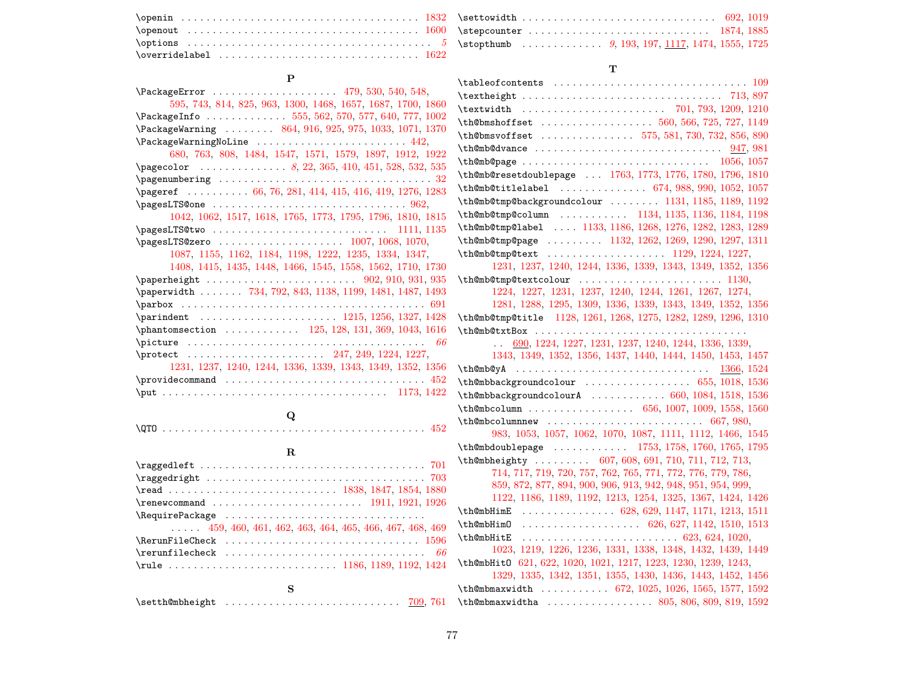\openin .......... 1832
\openout .......... 1600
\options .......... *5*
\overridelabel .......... 1622

### P

\PackageError .......... 479, 530, 540, 548, 595, 743, 814, 825, 963, 1300, 1468, 1657, 1687, 1700, 1860
\PackageInfo .......... 555, 562, 570, 577, 640, 777, 1002
\PackageWarning .......... 864, 916, 925, 975, 1033, 1071, 1370
\PackageWarningNoLine .......... 442, 680, 763, 808, 1484, 1547, 1571, 1579, 1897, 1912, 1922
\pagecolor .......... *8*, 22, 365, 410, 451, 528, 532, 535
\pagenumbering .......... 32
\pageref .......... 66, 76, 281, 414, 415, 416, 419, 1276, 1283
\pagesLTS@one .......... 962, 1042, 1062, 1517, 1618, 1765, 1773, 1795, 1796, 1810, 1815
\pagesLTS@two .......... 1111, 1135
\pagesLTS@zero .......... 1007, 1068, 1070, 1087, 1155, 1162, 1184, 1198, 1222, 1235, 1334, 1347, 1408, 1415, 1435, 1448, 1466, 1545, 1558, 1562, 1710, 1730
\paperheight .......... 902, 910, 931, 935
\paperwidth .......... 734, 792, 843, 1138, 1199, 1481, 1487, 1493
\parbox .......... 691
\parindent .......... 1215, 1256, 1327, 1428
\phantomsection .......... 125, 128, 131, 369, 1043, 1616
\picture .......... *66*
\protect .......... 247, 249, 1224, 1227, 1231, 1237, 1240, 1244, 1336, 1339, 1343, 1349, 1352, 1356
\providecommand .......... 452
\put .......... 1173, 1422

### Q

\QTO .......... 452

### R

\raggedleft .......... 701
\raggedright .......... 703
\read .......... 1838, 1847, 1854, 1880
\renewcommand .......... 1911, 1921, 1926
\RequirePackage .......... 459, 460, 461, 462, 463, 464, 465, 466, 467, 468, 469
\RerunFileCheck .......... 1596
\rerunfilecheck .......... *66*
\rule .......... 1186, 1189, 1192, 1424

### S

\setth@mbheight .......... <u>709</u>, 761
\settowidth .......... 692, 1019
\stepcounter .......... 1874, 1885
\stopthumb .......... *9*, 193, 197, <u>1117</u>, 1474, 1555, 1725

### T

\tableofcontents .......... 109
\textheight .......... 713, 897
\textwidth .......... 701, 793, 1209, 1210
\th@bmshoffset .......... 560, 566, 725, 727, 1149
\th@bmsvoffset .......... 575, 581, 730, 732, 856, 890
\th@mb@dvance .......... <u>947</u>, 981
\th@mb@page .......... 1056, 1057
\th@mb@resetdoublepage .......... 1763, 1773, 1776, 1780, 1796, 1810
\th@mb@titlelabel .......... 674, 988, 990, 1052, 1057
\th@mb@tmp@backgroundcolour .......... 1131, 1185, 1189, 1192
\th@mb@tmp@column .......... 1134, 1135, 1136, 1184, 1198
\th@mb@tmp@label .......... 1133, 1186, 1268, 1276, 1282, 1283, 1289
\th@mb@tmp@page .......... 1132, 1262, 1269, 1290, 1297, 1311
\th@mb@tmp@text .......... 1129, 1224, 1227, 1231, 1237, 1240, 1244, 1336, 1339, 1343, 1349, 1352, 1356
\th@mb@tmp@textcolour .......... 1130, 1224, 1227, 1231, 1237, 1240, 1244, 1261, 1267, 1274, 1281, 1288, 1295, 1309, 1336, 1339, 1343, 1349, 1352, 1356
\th@mb@tmp@title .......... 1128, 1261, 1268, 1275, 1282, 1289, 1296, 1310
\th@mb@txtBox .......... <u>690</u>, 1224, 1227, 1231, 1237, 1240, 1244, 1336, 1339, 1343, 1349, 1352, 1356, 1437, 1440, 1444, 1450, 1453, 1457
\th@mb@yA .......... <u>1366</u>, 1524
\th@mbbackgroundcolour .......... 655, 1018, 1536
\th@mbbackgroundcolourA .......... 660, 1084, 1518, 1536
\th@mbcolumn .......... 656, 1007, 1009, 1558, 1560
\th@mbcolumnnew .......... 667, 980, 983, 1053, 1057, 1062, 1070, 1087, 1111, 1112, 1466, 1545
\th@mbdoublepage .......... 1753, 1758, 1760, 1765, 1795
\th@mbheighty .......... 607, 608, 691, 710, 711, 712, 713, 714, 717, 719, 720, 757, 762, 765, 771, 772, 776, 779, 786, 859, 872, 877, 894, 900, 906, 913, 942, 948, 951, 954, 999, 1122, 1186, 1189, 1192, 1213, 1254, 1325, 1367, 1424, 1426
\th@mbHimE .......... 628, 629, 1147, 1171, 1213, 1511
\th@mbHimO .......... 626, 627, 1142, 1510, 1513
\th@mbHitE .......... 623, 624, 1020, 1023, 1219, 1226, 1236, 1331, 1338, 1348, 1432, 1439, 1449
\th@mbHitO .......... 621, 622, 1020, 1021, 1217, 1223, 1230, 1239, 1243, 1329, 1335, 1342, 1351, 1355, 1430, 1436, 1443, 1452, 1456
\th@mbmaxwidth .......... 672, 1025, 1026, 1565, 1577, 1592
\th@mbmaxwidtha .......... 805, 806, 809, 819, 1592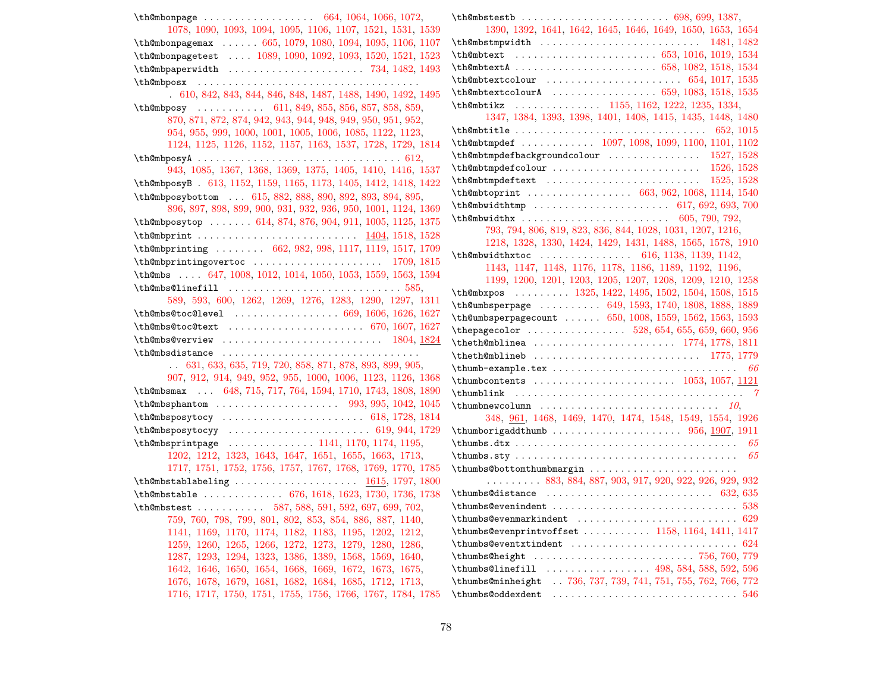\th@mbonpage .................. 664, 1064, 1066, 1072, 1078, 1090, 1093, 1094, 1095, 1106, 1107, 1521, 1531, 1539
\th@mbonpagemax ...... 665, 1079, 1080, 1094, 1095, 1106, 1107
\th@mbonpagetest .... 1089, 1090, 1092, 1093, 1520, 1521, 1523
\th@mbpaperwidth ...................... 734, 1482, 1493
\th@mbposx ...................................... 610, 842, 843, 844, 846, 848, 1487, 1488, 1490, 1492, 1495
\th@mbposy ........... 611, 849, 855, 856, 857, 858, 859, 870, 871, 872, 874, 942, 943, 944, 948, 949, 950, 951, 952, 954, 955, 999, 1000, 1001, 1005, 1006, 1085, 1122, 1123, 1124, 1125, 1126, 1152, 1157, 1163, 1537, 1728, 1729, 1814
\th@mbposyA ................................. 612, 943, 1085, 1367, 1368, 1369, 1375, 1405, 1410, 1416, 1537
\th@mbposyB . 613, 1152, 1159, 1165, 1173, 1405, 1412, 1418, 1422
\th@mbposybottom ... 615, 882, 888, 890, 892, 893, 894, 895, 896, 897, 898, 899, 900, 931, 932, 936, 950, 1001, 1124, 1369
\th@mbposytop ....... 614, 874, 876, 904, 911, 1005, 1125, 1375
\th@mbprint .......................... 1404, 1518, 1528
\th@mbprinting ........ 662, 982, 998, 1117, 1119, 1517, 1709
\th@mbprintingovertoc ..................... 1709, 1815
\th@mbs .... 647, 1008, 1012, 1014, 1050, 1053, 1559, 1563, 1594
\th@mbs@linefill ............................ 585, 589, 593, 600, 1262, 1269, 1276, 1283, 1290, 1297, 1311
\th@mbs@toc@level ................. 669, 1606, 1626, 1627
\th@mbs@toc@text ...................... 670, 1607, 1627
\th@mbs@verview .......................... 1804, 1824
\th@mbsdistance .................................. 631, 633, 635, 719, 720, 858, 871, 878, 893, 899, 905, 907, 912, 914, 949, 952, 955, 1000, 1006, 1123, 1126, 1368
\th@mbsmax ... 648, 715, 717, 764, 1594, 1710, 1743, 1808, 1890
\th@mbsphantom ................... 993, 995, 1042, 1045
\th@mbsposytocy ....................... 618, 1728, 1814
\th@mbsposytocyy ...................... 619, 944, 1729
\th@mbsprintpage .............. 1141, 1170, 1174, 1195, 1202, 1212, 1323, 1643, 1647, 1651, 1655, 1663, 1713, 1717, 1751, 1752, 1756, 1757, 1767, 1768, 1769, 1770, 1785
\th@mbstablabeling .................... 1615, 1797, 1800
\th@mbstable ............. 676, 1618, 1623, 1730, 1736, 1738
\th@mbstest ........... 587, 588, 591, 592, 697, 699, 702, 759, 760, 798, 799, 801, 802, 853, 854, 886, 887, 1140, 1141, 1169, 1170, 1174, 1182, 1183, 1195, 1202, 1212, 1259, 1260, 1265, 1266, 1272, 1273, 1279, 1280, 1286, 1287, 1293, 1294, 1323, 1386, 1389, 1568, 1569, 1640, 1642, 1646, 1650, 1654, 1668, 1669, 1672, 1673, 1675, 1676, 1678, 1679, 1681, 1682, 1684, 1685, 1712, 1713, 1716, 1717, 1750, 1751, 1755, 1756, 1766, 1767, 1784, 1785
\th@mbstestb ........................ 698, 699, 1387, 1390, 1392, 1641, 1642, 1645, 1646, 1649, 1650, 1653, 1654
\th@mbstmpwidth .......................... 1481, 1482
\th@mbtext ....................... 653, 1016, 1019, 1534
\th@mbtextA ....................... 658, 1082, 1518, 1534
\th@mbtextcolour ...................... 654, 1017, 1535
\th@mbtextcolourA ................. 659, 1083, 1518, 1535
\th@mbtikz ............. 1155, 1162, 1222, 1235, 1334, 1347, 1384, 1393, 1398, 1401, 1408, 1415, 1435, 1448, 1480
\th@mbtitle .............................. 652, 1015
\th@mbtmpdef ............ 1097, 1098, 1099, 1100, 1101, 1102
\th@mbtmpdefbackgroundcolour ............... 1527, 1528
\th@mbtmpdefcolour ........................ 1526, 1528
\th@mbtmpdeftext ......................... 1525, 1528
\th@mbtoprint ................. 663, 962, 1068, 1114, 1540
\th@mbwidthtmp ...................... 617, 692, 693, 700
\th@mbwidthx ........................ 605, 790, 792, 793, 794, 806, 819, 823, 836, 844, 1028, 1031, 1207, 1216, 1218, 1328, 1330, 1424, 1429, 1431, 1488, 1565, 1578, 1910
\th@mbwidthxtoc ............... 616, 1138, 1139, 1142, 1143, 1147, 1148, 1176, 1178, 1186, 1189, 1192, 1196, 1199, 1200, 1201, 1203, 1205, 1207, 1208, 1209, 1210, 1258
\th@mbxpos ......... 1325, 1422, 1495, 1502, 1504, 1508, 1515
\th@umbsperpage .......... 649, 1593, 1740, 1808, 1888, 1889
\th@umbsperpagecount ...... 650, 1008, 1559, 1562, 1563, 1593
\thepagecolor ................ 528, 654, 655, 659, 660, 956
\theth@mblinea ....................... 1774, 1778, 1811
\theth@mblineb ........................... 1775, 1779
\thumb-example.tex .............................. *66*
\thumbcontents ...................... 1053, 1057, 1121
\thumblink .................................... *7*
\thumbnewcolumn ............................ *10*, 348, 961, 1468, 1469, 1470, 1474, 1548, 1549, 1554, 1926
\thumborigaddthumb ..................... 956, 1907, 1911
\thumbs.dtx .................................... *65*
\thumbs.sty .................................... *65*
\thumbs@bottomthumbmargin ......................... 883, 884, 887, 903, 917, 920, 922, 926, 929, 932
\thumbs@distance ........................... 632, 635
\thumbs@evenindent .............................. 538
\thumbs@evenmarkindent .......................... 629
\thumbs@evenprintvoffset ........... 1158, 1164, 1411, 1417
\thumbs@eventxtindent ........................... 624
\thumbs@height ......................... 756, 760, 779
\thumbs@linefill ................. 498, 584, 588, 592, 596
\thumbs@minheight .. 736, 737, 739, 741, 751, 755, 762, 766, 772
\thumbs@oddexdent ............................. 546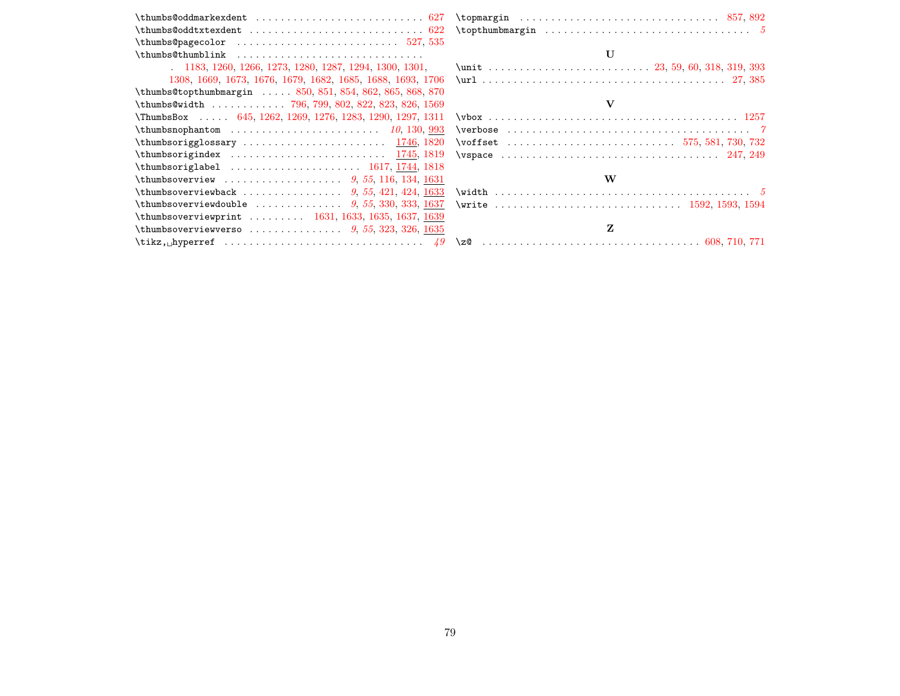\thumbs@oddmarkexdent . . . . . . . . . . . . . . . . . . . . . . . . . . . 627
\thumbs@oddtxtexdent . . . . . . . . . . . . . . . . . . . . . . . . . . . . 622
\thumbs@pagecolor . . . . . . . . . . . . . . . . . . . . . . . . . . 527, 535
\thumbs@thumblink . . . . . . . . . . . . . . . . . . . . . . . . . . . . . . 1183, 1260, 1266, 1273, 1280, 1287, 1294, 1300, 1301, 1308, 1669, 1673, 1676, 1679, 1682, 1685, 1688, 1693, 1706
\thumbs@topthumbmargin . . . . . 850, 851, 854, 862, 865, 868, 870
\thumbs@width . . . . . . . . . . . . 796, 799, 802, 822, 823, 826, 1569
\ThumbsBox . . . . . 645, 1262, 1269, 1276, 1283, 1290, 1297, 1311
\thumbsnophantom . . . . . . . . . . . . . . . . . . . . . . . . *10*, 130, 993
\thumbsorigglossary . . . . . . . . . . . . . . . . . . . . . . . 1746, 1820
\thumbsorigindex . . . . . . . . . . . . . . . . . . . . . . . . . 1745, 1819
\thumbsoriglabel . . . . . . . . . . . . . . . . . . . . . 1617, 1744, 1818
\thumbsoverview . . . . . . . . . . . . . . . . . . . *9*, *55*, 116, 134, 1631
\thumbsoverviewback . . . . . . . . . . . . . . . . *9*, *55*, 421, 424, 1633
\thumbsoverviewdouble . . . . . . . . . . . . . . *9*, *55*, 330, 333, 1637
\thumbsoverviewprint . . . . . . . . . 1631, 1633, 1635, 1637, 1639
\thumbsoverviewverso . . . . . . . . . . . . . . . *9*, *55*, 323, 326, 1635
\tikz,␣hyperref . . . . . . . . . . . . . . . . . . . . . . . . . . . . . . . . *49*
\topmargin . . . . . . . . . . . . . . . . . . . . . . . . . . . . . . . . 857, 892
\topthumbmargin . . . . . . . . . . . . . . . . . . . . . . . . . . . . . . . . . *5*

**U**

\unit . . . . . . . . . . . . . . . . . . . . . . . . . . 23, 59, 60, 318, 319, 393
\url . . . . . . . . . . . . . . . . . . . . . . . . . . . . . . . . . . . . . . . 27, 385

**V**

\vbox . . . . . . . . . . . . . . . . . . . . . . . . . . . . . . . . . . . . . . . 1257
\verbose . . . . . . . . . . . . . . . . . . . . . . . . . . . . . . . . . . . . . . . *7*
\voffset . . . . . . . . . . . . . . . . . . . . . . . . . . . 575, 581, 730, 732
\vspace . . . . . . . . . . . . . . . . . . . . . . . . . . . . . . . . . . . 247, 249

**W**

\width . . . . . . . . . . . . . . . . . . . . . . . . . . . . . . . . . . . . . . . . . *5*
\write . . . . . . . . . . . . . . . . . . . . . . . . . . . . . . 1592, 1593, 1594

**Z**

\z@ . . . . . . . . . . . . . . . . . . . . . . . . . . . . . . . . . . . 608, 710, 771